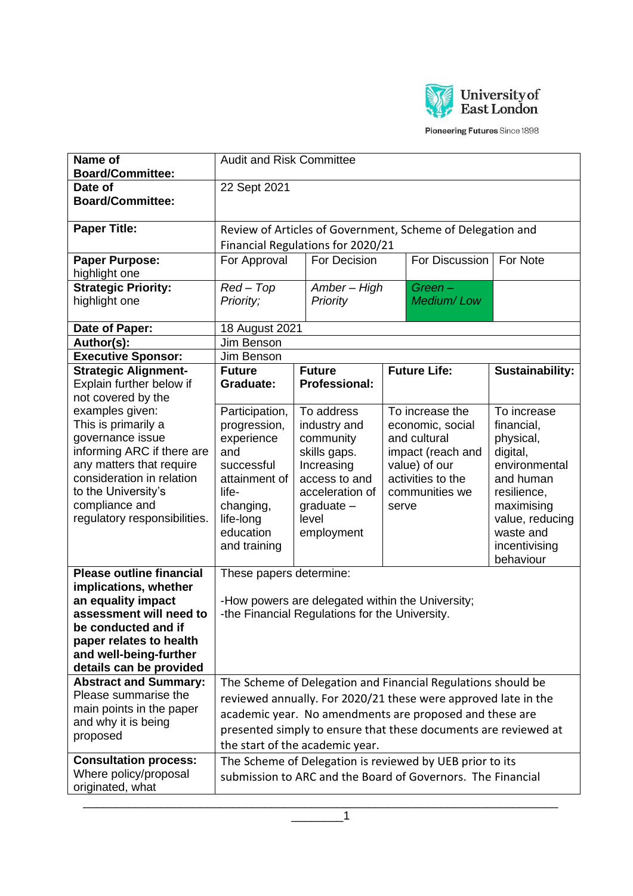University of East London

Pioneering Futures Since 1898

| Name of Board/Committee: | Audit and Risk Committee | | | |
|---|---|---|---|---|
| Date of Board/Committee: | 22 Sept 2021 | | | |
| Paper Title: | Review of Articles of Government, Scheme of Delegation and Financial Regulations for 2020/21 | | | |
| Paper Purpose: highlight one | For Approval | For Decision | For Discussion | For Note |
| Strategic Priority: highlight one | *Red – Top Priority;* | *Amber – High Priority* | *Green – Medium/ Low* | |
| Date of Paper: | 18 August 2021 | | | |
| Author(s): | Jim Benson | | | |
| Executive Sponsor: | Jim Benson | | | |
| Strategic Alignment- Explain further below if not covered by the examples given: | **Future Graduate:** | **Future Professional:** | **Future Life:** | **Sustainability:** |
| This is primarily a governance issue informing ARC if there are any matters that require consideration in relation to the University's compliance and regulatory responsibilities. | Participation, progression, experience and successful attainment of life-changing, life-long education and training | To address industry and community skills gaps. Increasing access to and acceleration of graduate – level employment | To increase the economic, social and cultural impact (reach and value) of our activities to the communities we serve | To increase financial, physical, digital, environmental and human resilience, maximising value, reducing waste and incentivising behaviour |
| **Please outline financial implications, whether an equality impact assessment will need to be conducted and if paper relates to health and well-being-further details can be provided** | These papers determine:<br><br>-How powers are delegated within the University;<br>-the Financial Regulations for the University. | | | |
| **Abstract and Summary:** Please summarise the main points in the paper and why it is being proposed | The Scheme of Delegation and Financial Regulations should be reviewed annually. For 2020/21 these were approved late in the academic year. No amendments are proposed and these are presented simply to ensure that these documents are reviewed at the start of the academic year. | | | |
| **Consultation process:** Where policy/proposal originated, what | The Scheme of Delegation is reviewed by UEB prior to its submission to ARC and the Board of Governors. The Financial | | | |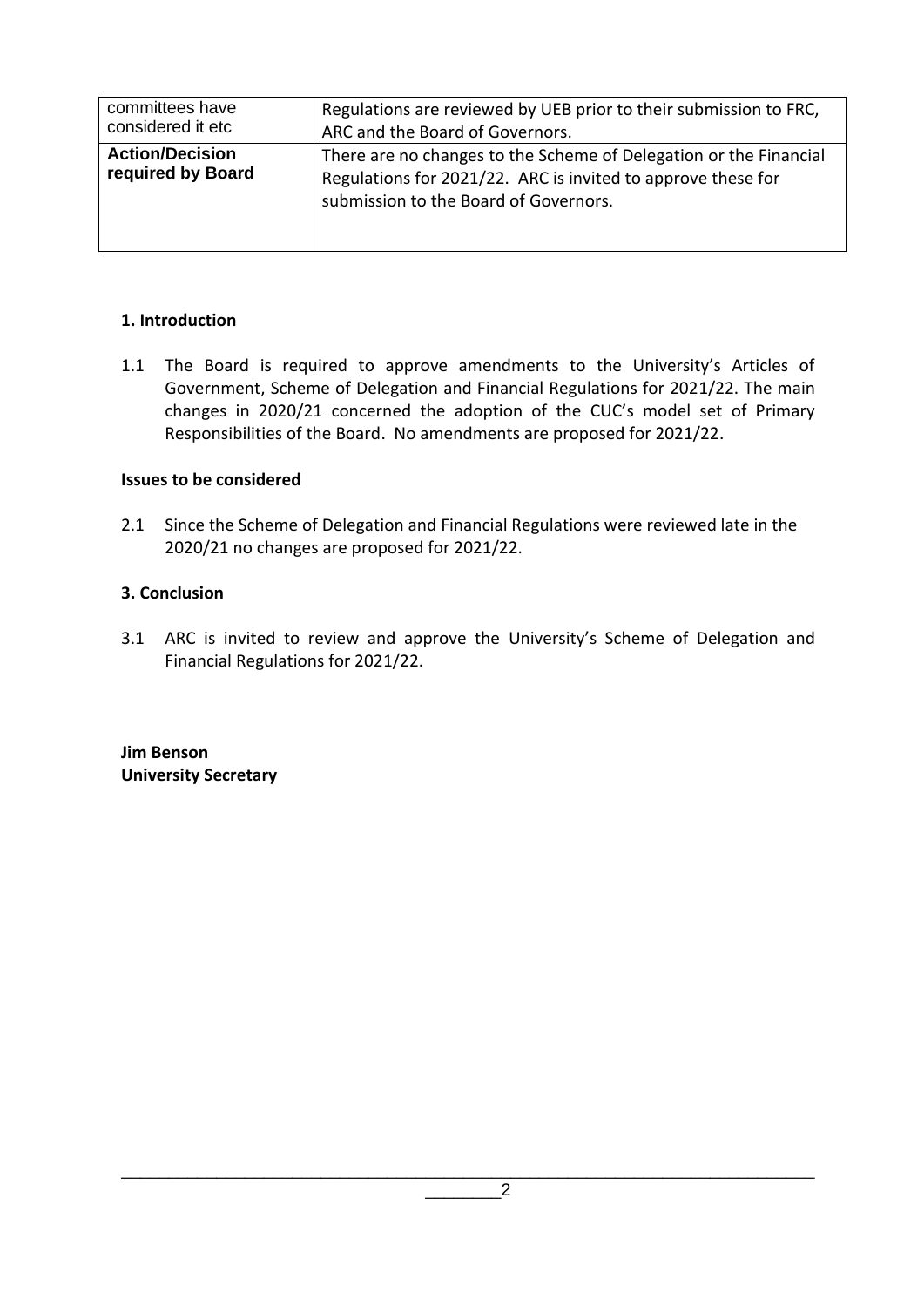| committees have considered it etc | Regulations are reviewed by UEB prior to their submission to FRC, ARC and the Board of Governors. |
|---|---|
| **Action/Decision required by Board** | There are no changes to the Scheme of Delegation or the Financial Regulations for 2021/22. ARC is invited to approve these for submission to the Board of Governors. |

**1. Introduction**

1.1 The Board is required to approve amendments to the University's Articles of Government, Scheme of Delegation and Financial Regulations for 2021/22. The main changes in 2020/21 concerned the adoption of the CUC's model set of Primary Responsibilities of the Board. No amendments are proposed for 2021/22.

**Issues to be considered**

2.1 Since the Scheme of Delegation and Financial Regulations were reviewed late in the 2020/21 no changes are proposed for 2021/22.

**3. Conclusion**

3.1 ARC is invited to review and approve the University's Scheme of Delegation and Financial Regulations for 2021/22.

**Jim Benson**
**University Secretary**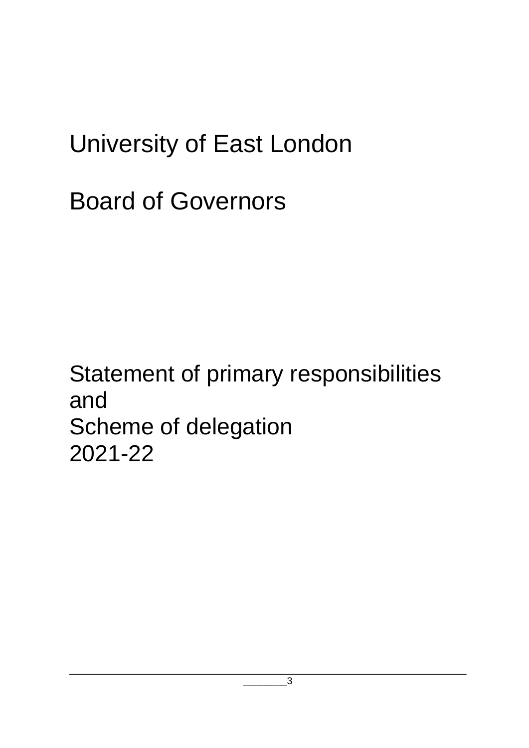# University of East London

# Board of Governors

## Statement of primary responsibilities and Scheme of delegation 2021-22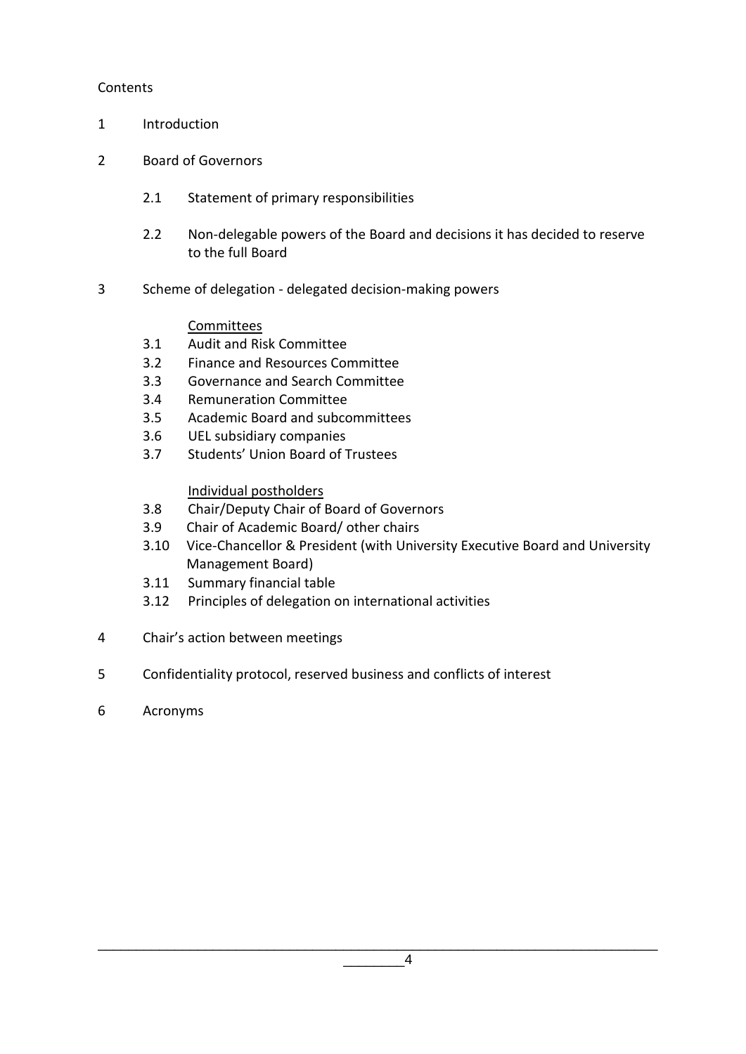Contents

1 Introduction

2 Board of Governors

- 2.1 Statement of primary responsibilities
- 2.2 Non-delegable powers of the Board and decisions it has decided to reserve to the full Board

3 Scheme of delegation - delegated decision-making powers

Committees

- 3.1 Audit and Risk Committee
- 3.2 Finance and Resources Committee
- 3.3 Governance and Search Committee
- 3.4 Remuneration Committee
- 3.5 Academic Board and subcommittees
- 3.6 UEL subsidiary companies
- 3.7 Students' Union Board of Trustees

Individual postholders

- 3.8 Chair/Deputy Chair of Board of Governors
- 3.9 Chair of Academic Board/ other chairs
- 3.10 Vice-Chancellor & President (with University Executive Board and University Management Board)
- 3.11 Summary financial table
- 3.12 Principles of delegation on international activities

4 Chair's action between meetings

5 Confidentiality protocol, reserved business and conflicts of interest

6 Acronyms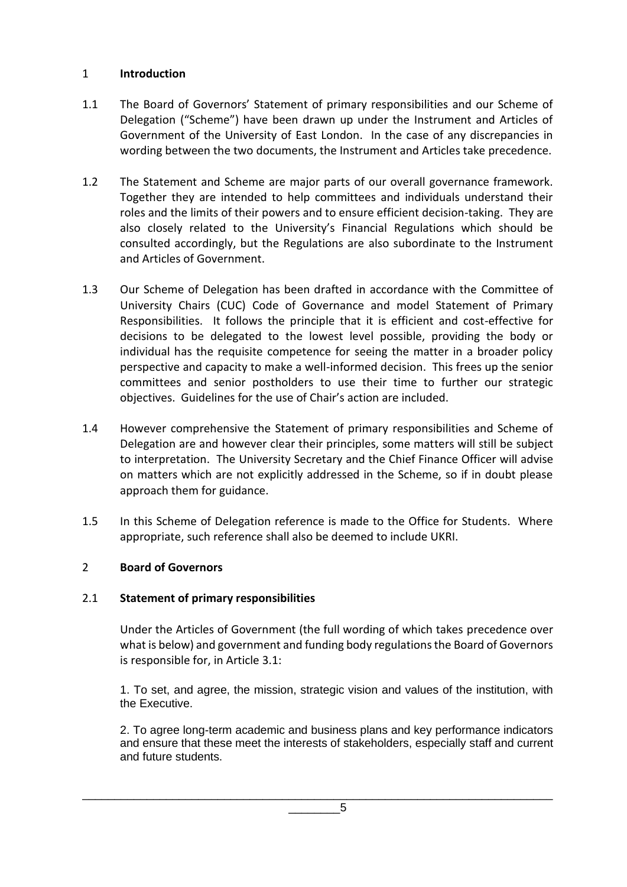## 1 Introduction

1.1 The Board of Governors' Statement of primary responsibilities and our Scheme of Delegation ("Scheme") have been drawn up under the Instrument and Articles of Government of the University of East London. In the case of any discrepancies in wording between the two documents, the Instrument and Articles take precedence.

1.2 The Statement and Scheme are major parts of our overall governance framework. Together they are intended to help committees and individuals understand their roles and the limits of their powers and to ensure efficient decision-taking. They are also closely related to the University's Financial Regulations which should be consulted accordingly, but the Regulations are also subordinate to the Instrument and Articles of Government.

1.3 Our Scheme of Delegation has been drafted in accordance with the Committee of University Chairs (CUC) Code of Governance and model Statement of Primary Responsibilities. It follows the principle that it is efficient and cost-effective for decisions to be delegated to the lowest level possible, providing the body or individual has the requisite competence for seeing the matter in a broader policy perspective and capacity to make a well-informed decision. This frees up the senior committees and senior postholders to use their time to further our strategic objectives. Guidelines for the use of Chair's action are included.

1.4 However comprehensive the Statement of primary responsibilities and Scheme of Delegation are and however clear their principles, some matters will still be subject to interpretation. The University Secretary and the Chief Finance Officer will advise on matters which are not explicitly addressed in the Scheme, so if in doubt please approach them for guidance.

1.5 In this Scheme of Delegation reference is made to the Office for Students. Where appropriate, such reference shall also be deemed to include UKRI.

## 2 Board of Governors

### 2.1 Statement of primary responsibilities

Under the Articles of Government (the full wording of which takes precedence over what is below) and government and funding body regulations the Board of Governors is responsible for, in Article 3.1:

1. To set, and agree, the mission, strategic vision and values of the institution, with the Executive.

2. To agree long-term academic and business plans and key performance indicators and ensure that these meet the interests of stakeholders, especially staff and current and future students.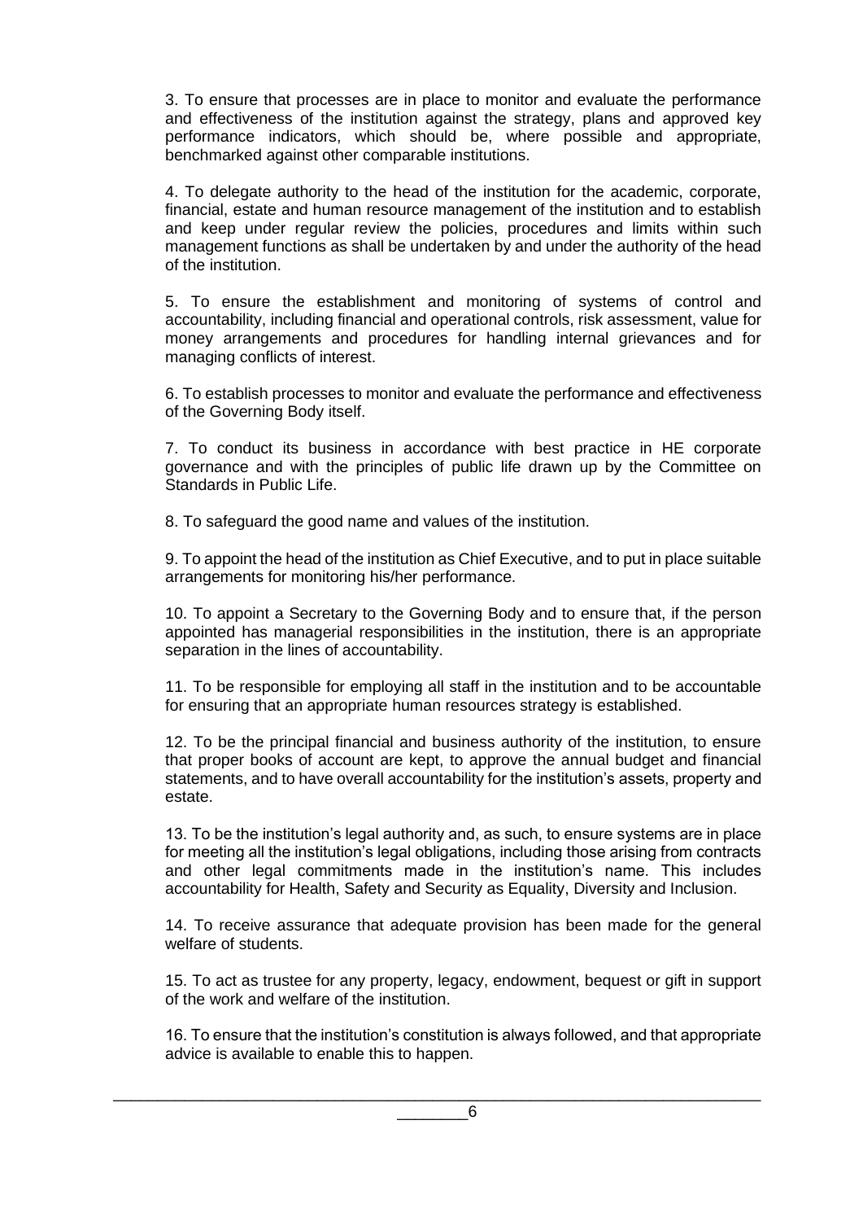3. To ensure that processes are in place to monitor and evaluate the performance and effectiveness of the institution against the strategy, plans and approved key performance indicators, which should be, where possible and appropriate, benchmarked against other comparable institutions.

4. To delegate authority to the head of the institution for the academic, corporate, financial, estate and human resource management of the institution and to establish and keep under regular review the policies, procedures and limits within such management functions as shall be undertaken by and under the authority of the head of the institution.

5. To ensure the establishment and monitoring of systems of control and accountability, including financial and operational controls, risk assessment, value for money arrangements and procedures for handling internal grievances and for managing conflicts of interest.

6. To establish processes to monitor and evaluate the performance and effectiveness of the Governing Body itself.

7. To conduct its business in accordance with best practice in HE corporate governance and with the principles of public life drawn up by the Committee on Standards in Public Life.

8. To safeguard the good name and values of the institution.

9. To appoint the head of the institution as Chief Executive, and to put in place suitable arrangements for monitoring his/her performance.

10. To appoint a Secretary to the Governing Body and to ensure that, if the person appointed has managerial responsibilities in the institution, there is an appropriate separation in the lines of accountability.

11. To be responsible for employing all staff in the institution and to be accountable for ensuring that an appropriate human resources strategy is established.

12. To be the principal financial and business authority of the institution, to ensure that proper books of account are kept, to approve the annual budget and financial statements, and to have overall accountability for the institution's assets, property and estate.

13. To be the institution's legal authority and, as such, to ensure systems are in place for meeting all the institution's legal obligations, including those arising from contracts and other legal commitments made in the institution's name. This includes accountability for Health, Safety and Security as Equality, Diversity and Inclusion.

14. To receive assurance that adequate provision has been made for the general welfare of students.

15. To act as trustee for any property, legacy, endowment, bequest or gift in support of the work and welfare of the institution.

16. To ensure that the institution's constitution is always followed, and that appropriate advice is available to enable this to happen.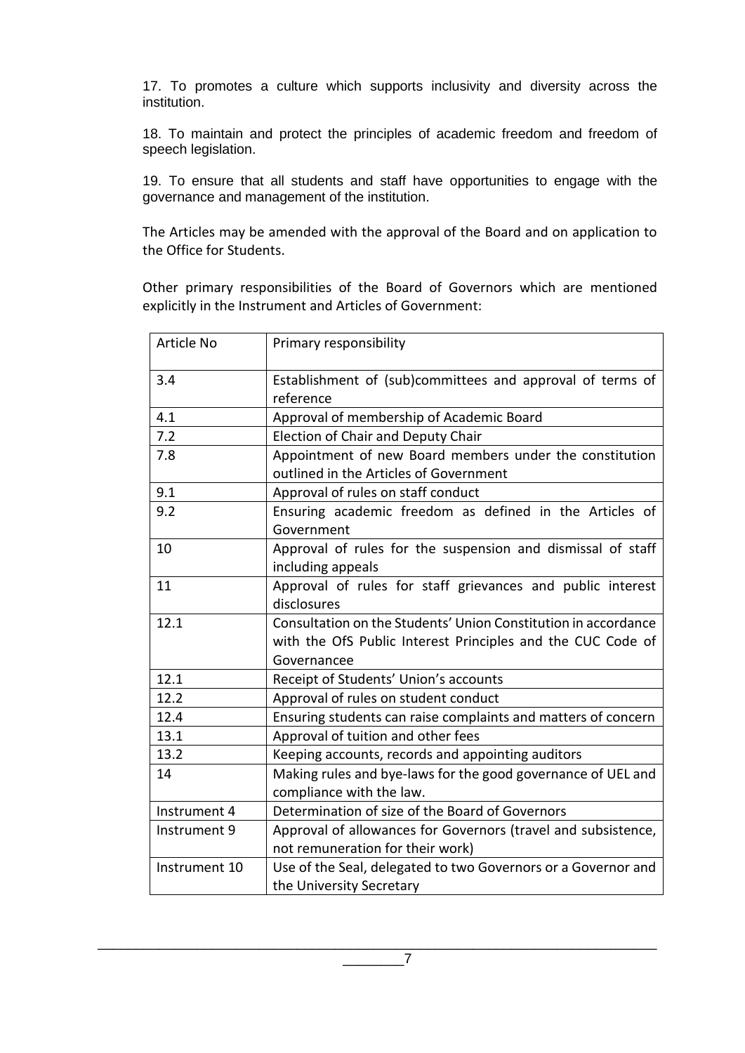17. To promotes a culture which supports inclusivity and diversity across the institution.

18. To maintain and protect the principles of academic freedom and freedom of speech legislation.

19. To ensure that all students and staff have opportunities to engage with the governance and management of the institution.

The Articles may be amended with the approval of the Board and on application to the Office for Students.

Other primary responsibilities of the Board of Governors which are mentioned explicitly in the Instrument and Articles of Government:

| Article No | Primary responsibility |
|---|---|
| 3.4 | Establishment of (sub)committees and approval of terms of reference |
| 4.1 | Approval of membership of Academic Board |
| 7.2 | Election of Chair and Deputy Chair |
| 7.8 | Appointment of new Board members under the constitution outlined in the Articles of Government |
| 9.1 | Approval of rules on staff conduct |
| 9.2 | Ensuring academic freedom as defined in the Articles of Government |
| 10 | Approval of rules for the suspension and dismissal of staff including appeals |
| 11 | Approval of rules for staff grievances and public interest disclosures |
| 12.1 | Consultation on the Students' Union Constitution in accordance with the OfS Public Interest Principles and the CUC Code of Governancee |
| 12.1 | Receipt of Students' Union's accounts |
| 12.2 | Approval of rules on student conduct |
| 12.4 | Ensuring students can raise complaints and matters of concern |
| 13.1 | Approval of tuition and other fees |
| 13.2 | Keeping accounts, records and appointing auditors |
| 14 | Making rules and bye-laws for the good governance of UEL and compliance with the law. |
| Instrument 4 | Determination of size of the Board of Governors |
| Instrument 9 | Approval of allowances for Governors (travel and subsistence, not remuneration for their work) |
| Instrument 10 | Use of the Seal, delegated to two Governors or a Governor and the University Secretary |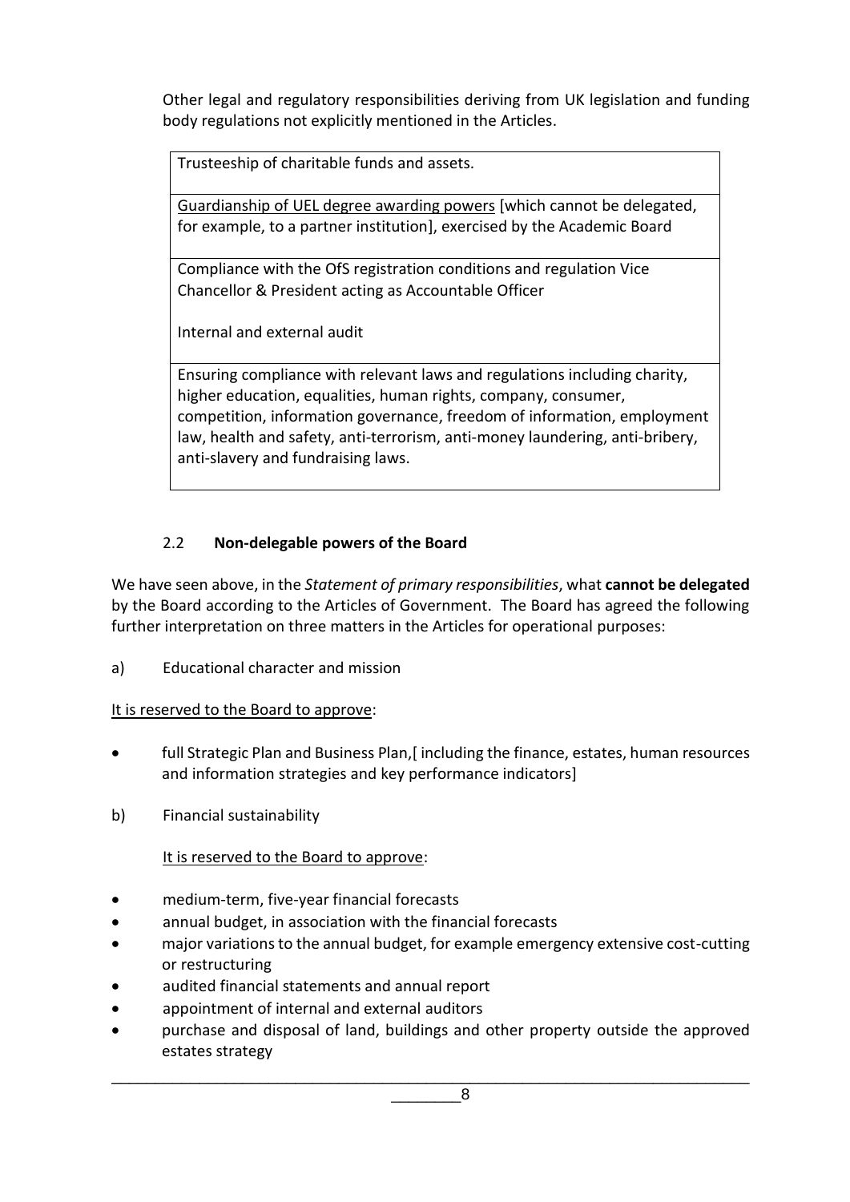Other legal and regulatory responsibilities deriving from UK legislation and funding body regulations not explicitly mentioned in the Articles.

| Trusteeship of charitable funds and assets. |
| --- |
| <u>Guardianship of UEL degree awarding powers</u> [which cannot be delegated, for example, to a partner institution], exercised by the Academic Board |
| Compliance with the OfS registration conditions and regulation Vice Chancellor & President acting as Accountable Officer<br><br>Internal and external audit |
| Ensuring compliance with relevant laws and regulations including charity, higher education, equalities, human rights, company, consumer, competition, information governance, freedom of information, employment law, health and safety, anti-terrorism, anti-money laundering, anti-bribery, anti-slavery and fundraising laws. |

### 2.2 Non-delegable powers of the Board

We have seen above, in the *Statement of primary responsibilities*, what **cannot be delegated** by the Board according to the Articles of Government. The Board has agreed the following further interpretation on three matters in the Articles for operational purposes:

a) Educational character and mission

<u>It is reserved to the Board to approve</u>:

- full Strategic Plan and Business Plan,[ including the finance, estates, human resources and information strategies and key performance indicators]

b) Financial sustainability

<u>It is reserved to the Board to approve</u>:

- medium-term, five-year financial forecasts
- annual budget, in association with the financial forecasts
- major variations to the annual budget, for example emergency extensive cost-cutting or restructuring
- audited financial statements and annual report
- appointment of internal and external auditors
- purchase and disposal of land, buildings and other property outside the approved estates strategy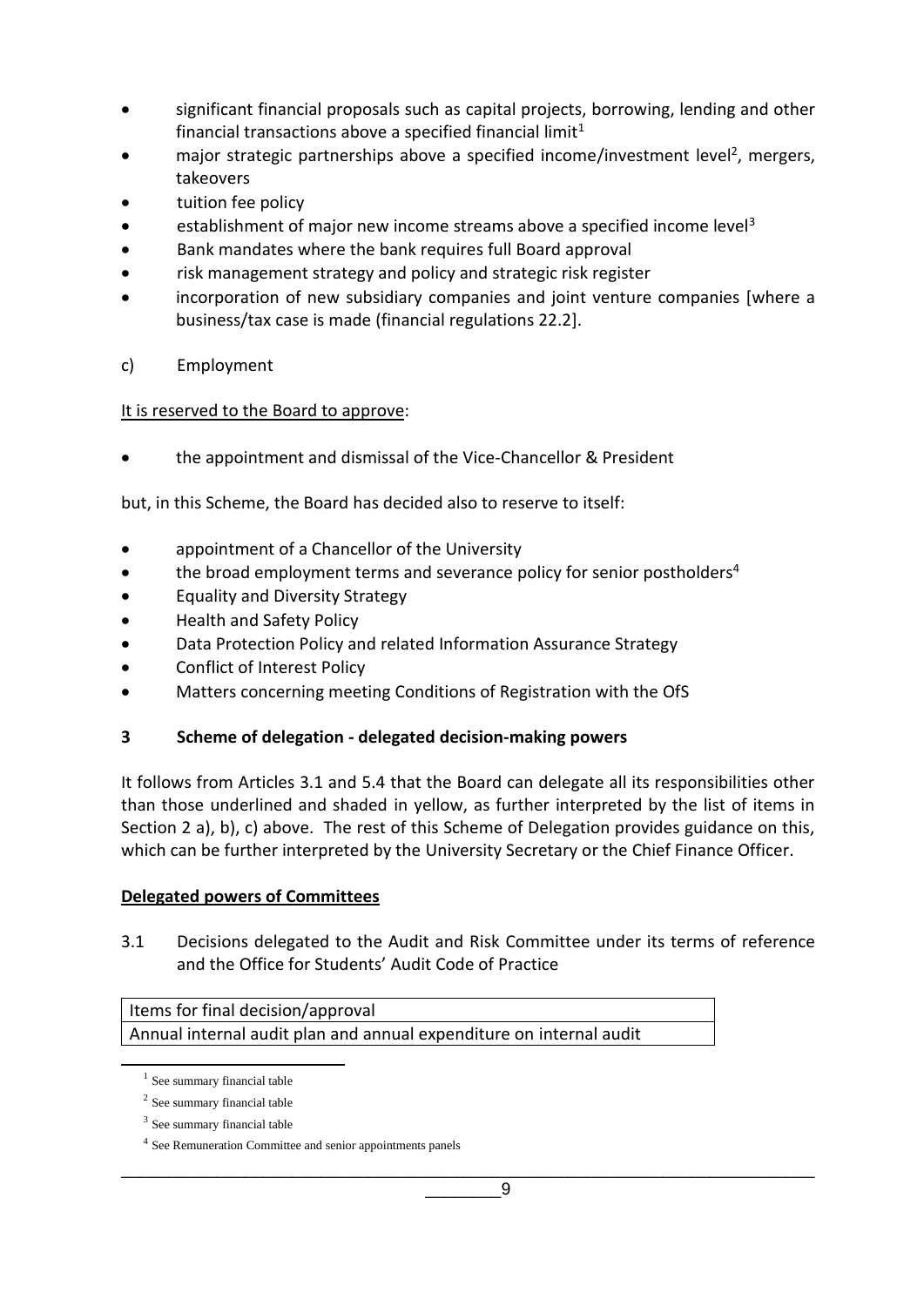- significant financial proposals such as capital projects, borrowing, lending and other financial transactions above a specified financial limit[1]
- major strategic partnerships above a specified income/investment level[2], mergers, takeovers
- tuition fee policy
- establishment of major new income streams above a specified income level[3]
- Bank mandates where the bank requires full Board approval
- risk management strategy and policy and strategic risk register
- incorporation of new subsidiary companies and joint venture companies [where a business/tax case is made (financial regulations 22.2].

c) Employment

It is reserved to the Board to approve:

- the appointment and dismissal of the Vice-Chancellor & President

but, in this Scheme, the Board has decided also to reserve to itself:

- appointment of a Chancellor of the University
- the broad employment terms and severance policy for senior postholders[4]
- Equality and Diversity Strategy
- Health and Safety Policy
- Data Protection Policy and related Information Assurance Strategy
- Conflict of Interest Policy
- Matters concerning meeting Conditions of Registration with the OfS

## 3 Scheme of delegation - delegated decision-making powers

It follows from Articles 3.1 and 5.4 that the Board can delegate all its responsibilities other than those underlined and shaded in yellow, as further interpreted by the list of items in Section 2 a), b), c) above. The rest of this Scheme of Delegation provides guidance on this, which can be further interpreted by the University Secretary or the Chief Finance Officer.

**Delegated powers of Committees**

3.1 Decisions delegated to the Audit and Risk Committee under its terms of reference and the Office for Students' Audit Code of Practice

| Items for final decision/approval |
|---|
| Annual internal audit plan and annual expenditure on internal audit |

[1] See summary financial table

[2] See summary financial table

[3] See summary financial table

[4] See Remuneration Committee and senior appointments panels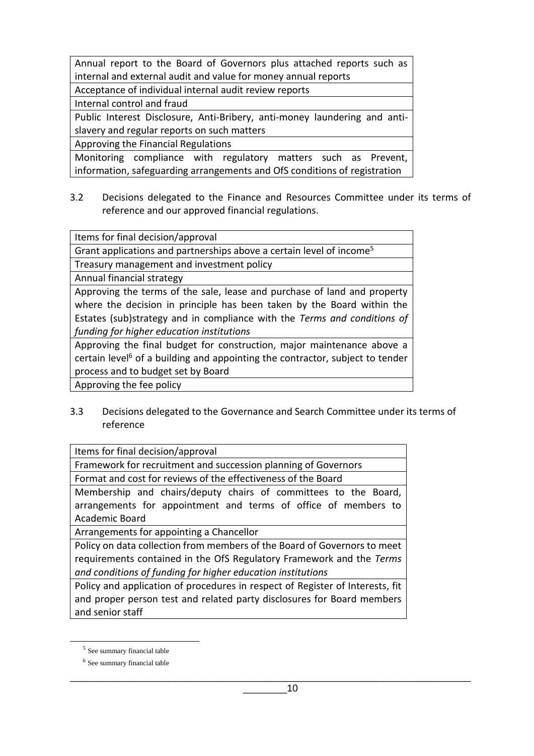| Annual report to the Board of Governors plus attached reports such as internal and external audit and value for money annual reports |
|---|
| Acceptance of individual internal audit review reports |
| Internal control and fraud |
| Public Interest Disclosure, Anti-Bribery, anti-money laundering and anti-slavery and regular reports on such matters |
| Approving the Financial Regulations |
| Monitoring compliance with regulatory matters such as Prevent, information, safeguarding arrangements and OfS conditions of registration |

3.2 Decisions delegated to the Finance and Resources Committee under its terms of reference and our approved financial regulations.

| Items for final decision/approval |
|---|
| Grant applications and partnerships above a certain level of income[5] |
| Treasury management and investment policy |
| Annual financial strategy |
| Approving the terms of the sale, lease and purchase of land and property where the decision in principle has been taken by the Board within the Estates (sub)strategy and in compliance with the *Terms and conditions of funding for higher education institutions* |
| Approving the final budget for construction, major maintenance above a certain level[6] of a building and appointing the contractor, subject to tender process and to budget set by Board |
| Approving the fee policy |

3.3 Decisions delegated to the Governance and Search Committee under its terms of reference

| Items for final decision/approval |
|---|
| Framework for recruitment and succession planning of Governors |
| Format and cost for reviews of the effectiveness of the Board |
| Membership and chairs/deputy chairs of committees to the Board, arrangements for appointment and terms of office of members to Academic Board |
| Arrangements for appointing a Chancellor |
| Policy on data collection from members of the Board of Governors to meet requirements contained in the OfS Regulatory Framework and the *Terms and conditions of funding for higher education institutions* |
| Policy and application of procedures in respect of Register of Interests, fit and proper person test and related party disclosures for Board members and senior staff |

[5] See summary financial table

[6] See summary financial table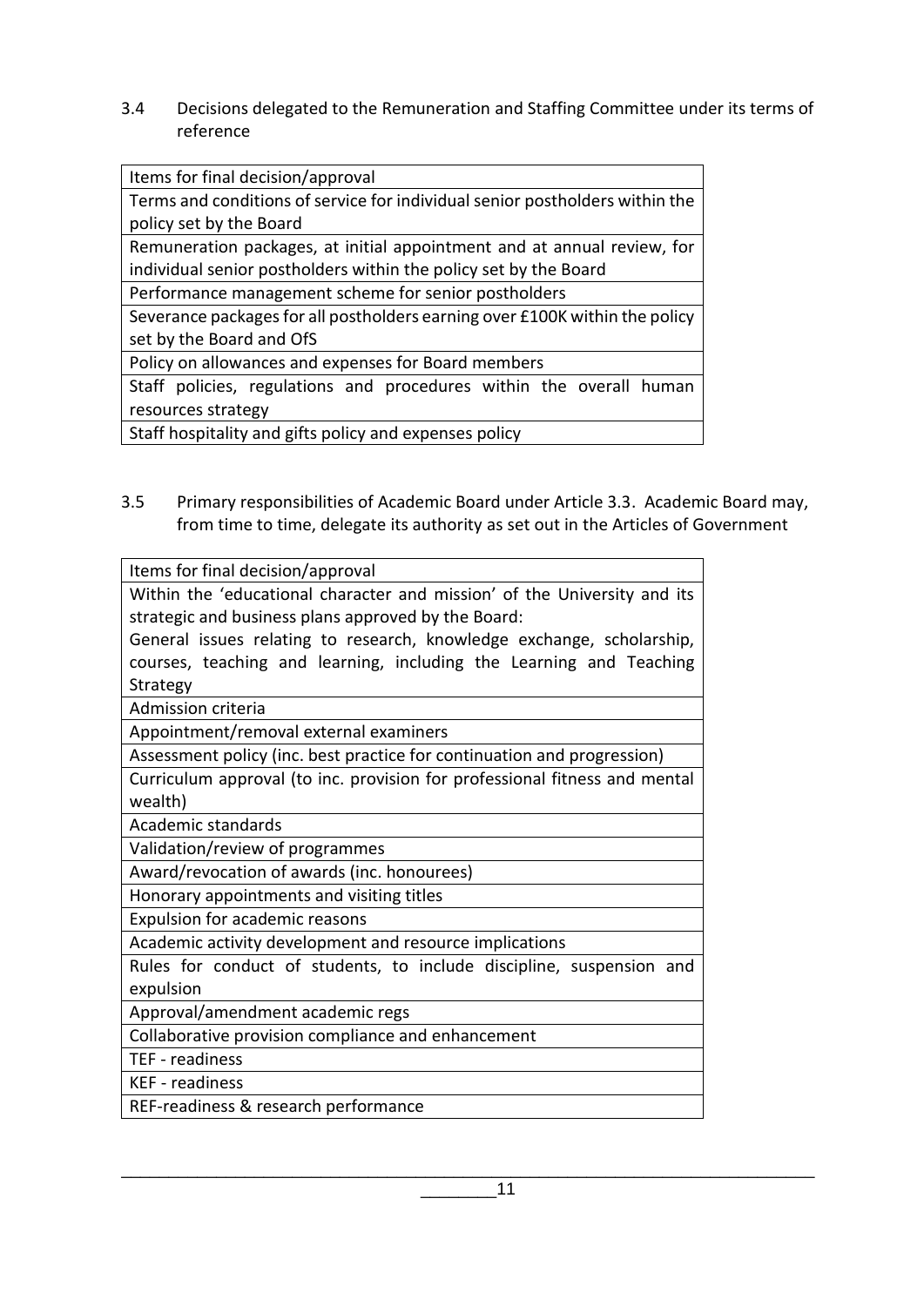3.4 Decisions delegated to the Remuneration and Staffing Committee under its terms of reference

| Items for final decision/approval |
| --- |
| Terms and conditions of service for individual senior postholders within the policy set by the Board |
| Remuneration packages, at initial appointment and at annual review, for individual senior postholders within the policy set by the Board |
| Performance management scheme for senior postholders |
| Severance packages for all postholders earning over £100K within the policy set by the Board and OfS |
| Policy on allowances and expenses for Board members |
| Staff policies, regulations and procedures within the overall human resources strategy |
| Staff hospitality and gifts policy and expenses policy |

3.5 Primary responsibilities of Academic Board under Article 3.3. Academic Board may, from time to time, delegate its authority as set out in the Articles of Government

| Items for final decision/approval |
| --- |
| Within the 'educational character and mission' of the University and its strategic and business plans approved by the Board: General issues relating to research, knowledge exchange, scholarship, courses, teaching and learning, including the Learning and Teaching Strategy |
| Admission criteria |
| Appointment/removal external examiners |
| Assessment policy (inc. best practice for continuation and progression) |
| Curriculum approval (to inc. provision for professional fitness and mental wealth) |
| Academic standards |
| Validation/review of programmes |
| Award/revocation of awards (inc. honourees) |
| Honorary appointments and visiting titles |
| Expulsion for academic reasons |
| Academic activity development and resource implications |
| Rules for conduct of students, to include discipline, suspension and expulsion |
| Approval/amendment academic regs |
| Collaborative provision compliance and enhancement |
| TEF - readiness |
| KEF - readiness |
| REF-readiness & research performance |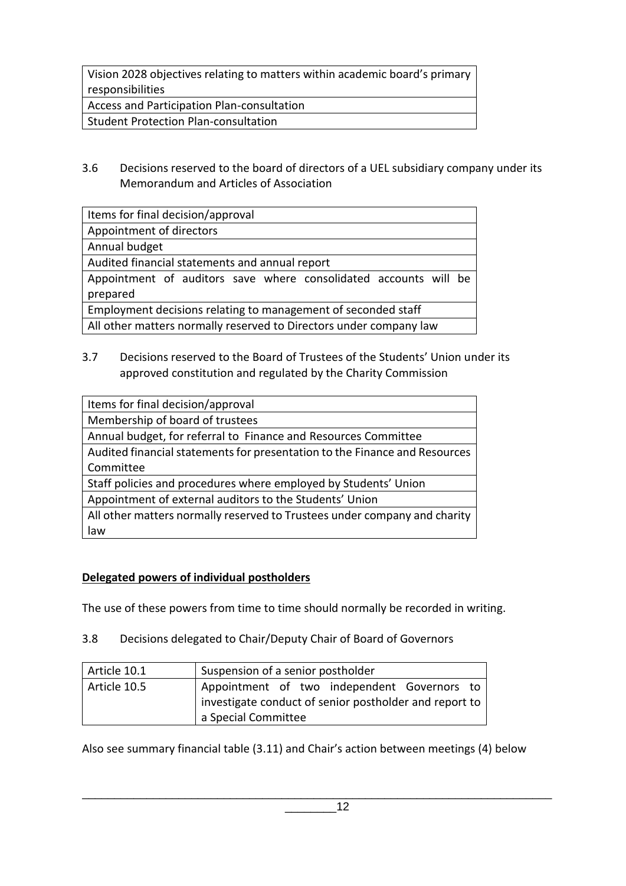| Vision 2028 objectives relating to matters within academic board's primary responsibilities |
| --- |
| Access and Participation Plan-consultation |
| Student Protection Plan-consultation |

3.6 Decisions reserved to the board of directors of a UEL subsidiary company under its Memorandum and Articles of Association

| Items for final decision/approval |
| --- |
| Appointment of directors |
| Annual budget |
| Audited financial statements and annual report |
| Appointment of auditors save where consolidated accounts will be prepared |
| Employment decisions relating to management of seconded staff |
| All other matters normally reserved to Directors under company law |

3.7 Decisions reserved to the Board of Trustees of the Students' Union under its approved constitution and regulated by the Charity Commission

| Items for final decision/approval |
| --- |
| Membership of board of trustees |
| Annual budget, for referral to Finance and Resources Committee |
| Audited financial statements for presentation to the Finance and Resources Committee |
| Staff policies and procedures where employed by Students' Union |
| Appointment of external auditors to the Students' Union |
| All other matters normally reserved to Trustees under company and charity law |

**Delegated powers of individual postholders**

The use of these powers from time to time should normally be recorded in writing.

3.8 Decisions delegated to Chair/Deputy Chair of Board of Governors

| Article 10.1 | Suspension of a senior postholder |
| --- | --- |
| Article 10.5 | Appointment of two independent Governors to investigate conduct of senior postholder and report to a Special Committee |

Also see summary financial table (3.11) and Chair's action between meetings (4) below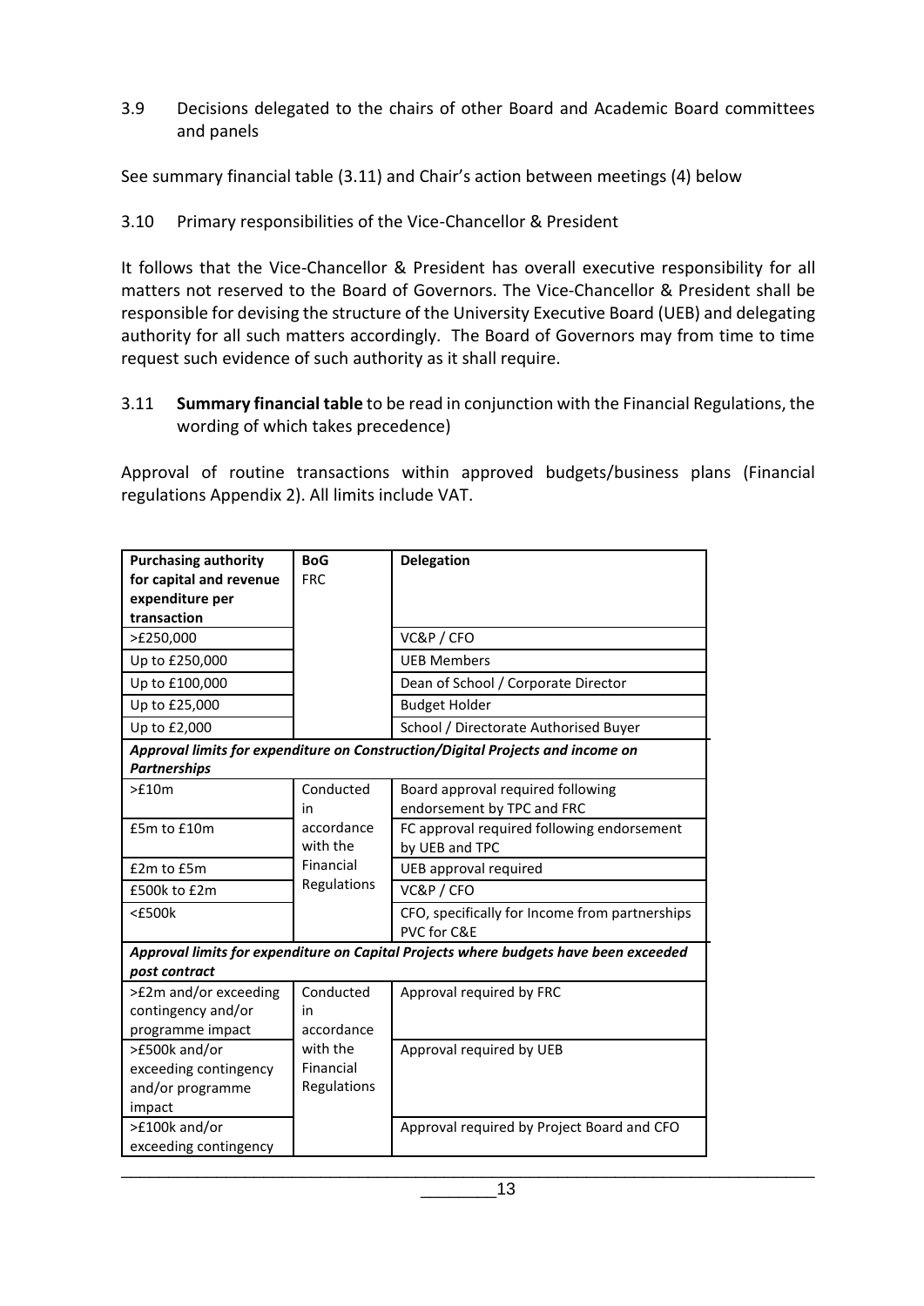3.9 Decisions delegated to the chairs of other Board and Academic Board committees and panels

See summary financial table (3.11) and Chair's action between meetings (4) below

3.10 Primary responsibilities of the Vice-Chancellor & President

It follows that the Vice-Chancellor & President has overall executive responsibility for all matters not reserved to the Board of Governors. The Vice-Chancellor & President shall be responsible for devising the structure of the University Executive Board (UEB) and delegating authority for all such matters accordingly. The Board of Governors may from time to time request such evidence of such authority as it shall require.

3.11 **Summary financial table** to be read in conjunction with the Financial Regulations, the wording of which takes precedence)

Approval of routine transactions within approved budgets/business plans (Financial regulations Appendix 2). All limits include VAT.

| **Purchasing authority for capital and revenue expenditure per transaction** | **BoG** FRC | **Delegation** |
|---|---|---|
| >£250,000 | | VC&P / CFO |
| Up to £250,000 | | UEB Members |
| Up to £100,000 | | Dean of School / Corporate Director |
| Up to £25,000 | | Budget Holder |
| Up to £2,000 | | School / Directorate Authorised Buyer |
| ***Approval limits for expenditure on Construction/Digital Projects and income on Partnerships*** | | |
| >£10m | Conducted in accordance with the Financial Regulations | Board approval required following endorsement by TPC and FRC |
| £5m to £10m | | FC approval required following endorsement by UEB and TPC |
| £2m to £5m | | UEB approval required |
| £500k to £2m | | VC&P / CFO |
| <£500k | | CFO, specifically for Income from partnerships PVC for C&E |
| ***Approval limits for expenditure on Capital Projects where budgets have been exceeded post contract*** | | |
| >£2m and/or exceeding contingency and/or programme impact | Conducted in accordance with the Financial Regulations | Approval required by FRC |
| >£500k and/or exceeding contingency and/or programme impact | | Approval required by UEB |
| >£100k and/or exceeding contingency | | Approval required by Project Board and CFO |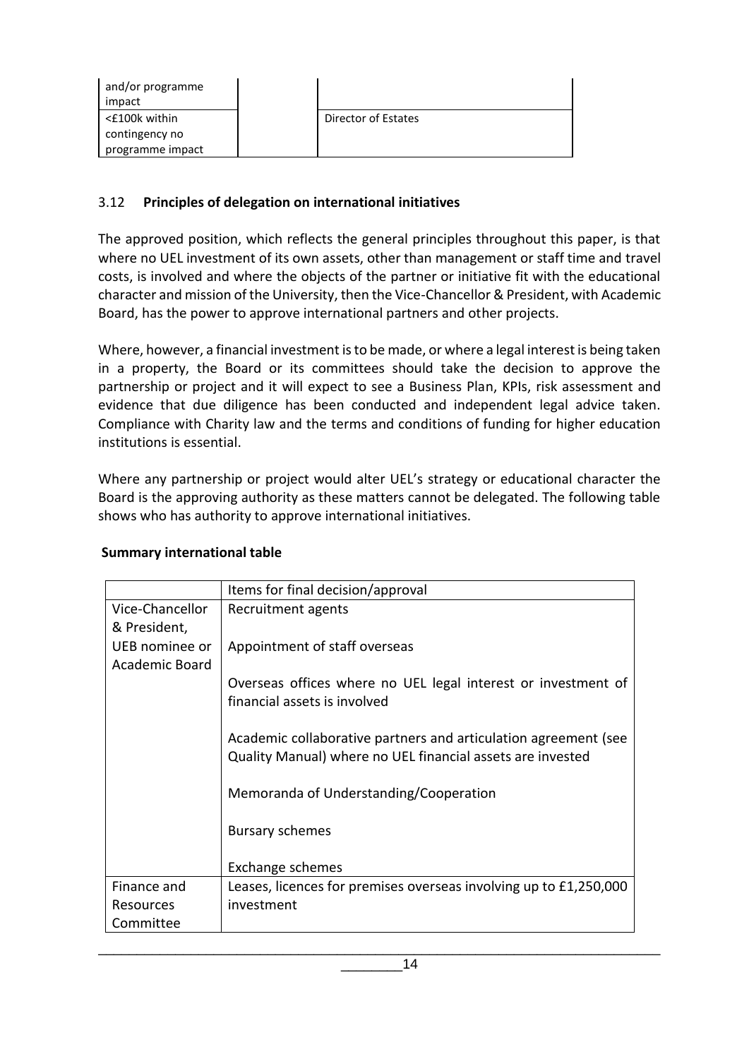| | | |
|---|---|---|
| and/or programme impact | | |
| <£100k within contingency no programme impact | | Director of Estates |

### 3.12 **Principles of delegation on international initiatives**

The approved position, which reflects the general principles throughout this paper, is that where no UEL investment of its own assets, other than management or staff time and travel costs, is involved and where the objects of the partner or initiative fit with the educational character and mission of the University, then the Vice-Chancellor & President, with Academic Board, has the power to approve international partners and other projects.

Where, however, a financial investment is to be made, or where a legal interest is being taken in a property, the Board or its committees should take the decision to approve the partnership or project and it will expect to see a Business Plan, KPIs, risk assessment and evidence that due diligence has been conducted and independent legal advice taken. Compliance with Charity law and the terms and conditions of funding for higher education institutions is essential.

Where any partnership or project would alter UEL's strategy or educational character the Board is the approving authority as these matters cannot be delegated. The following table shows who has authority to approve international initiatives.

**Summary international table**

| | Items for final decision/approval |
|---|---|
| Vice-Chancellor & President, UEB nominee or Academic Board | Recruitment agents<br><br>Appointment of staff overseas<br><br>Overseas offices where no UEL legal interest or investment of financial assets is involved<br><br>Academic collaborative partners and articulation agreement (see Quality Manual) where no UEL financial assets are invested<br><br>Memoranda of Understanding/Cooperation<br><br>Bursary schemes<br><br>Exchange schemes |
| Finance and Resources Committee | Leases, licences for premises overseas involving up to £1,250,000 investment |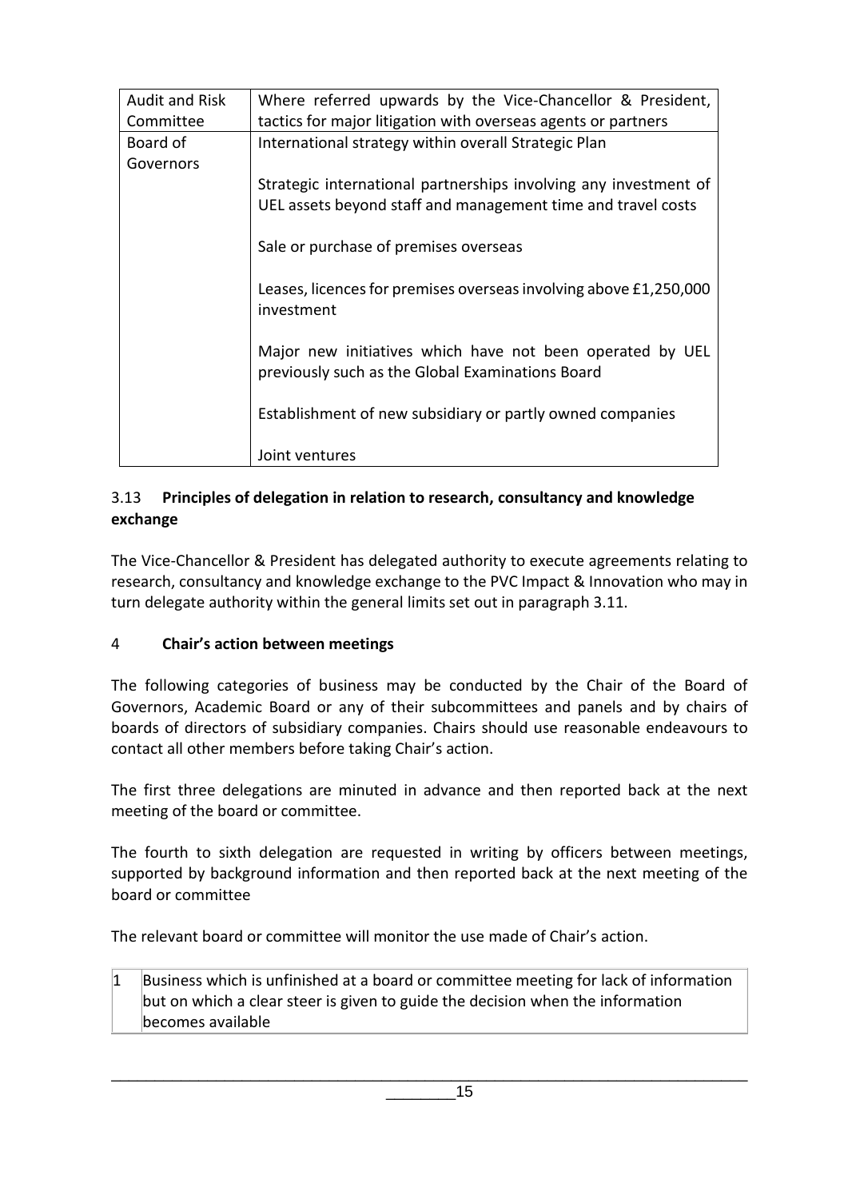| Audit and Risk Committee | Where referred upwards by the Vice-Chancellor & President, tactics for major litigation with overseas agents or partners |
|---|---|
| Board of Governors | International strategy within overall Strategic Plan<br><br>Strategic international partnerships involving any investment of UEL assets beyond staff and management time and travel costs<br><br>Sale or purchase of premises overseas<br><br>Leases, licences for premises overseas involving above £1,250,000 investment<br><br>Major new initiatives which have not been operated by UEL previously such as the Global Examinations Board<br><br>Establishment of new subsidiary or partly owned companies<br><br>Joint ventures |

### 3.13 Principles of delegation in relation to research, consultancy and knowledge exchange

The Vice-Chancellor & President has delegated authority to execute agreements relating to research, consultancy and knowledge exchange to the PVC Impact & Innovation who may in turn delegate authority within the general limits set out in paragraph 3.11.

## 4 Chair's action between meetings

The following categories of business may be conducted by the Chair of the Board of Governors, Academic Board or any of their subcommittees and panels and by chairs of boards of directors of subsidiary companies. Chairs should use reasonable endeavours to contact all other members before taking Chair's action.

The first three delegations are minuted in advance and then reported back at the next meeting of the board or committee.

The fourth to sixth delegation are requested in writing by officers between meetings, supported by background information and then reported back at the next meeting of the board or committee

The relevant board or committee will monitor the use made of Chair's action.

| 1 | Business which is unfinished at a board or committee meeting for lack of information but on which a clear steer is given to guide the decision when the information becomes available |
|---|---|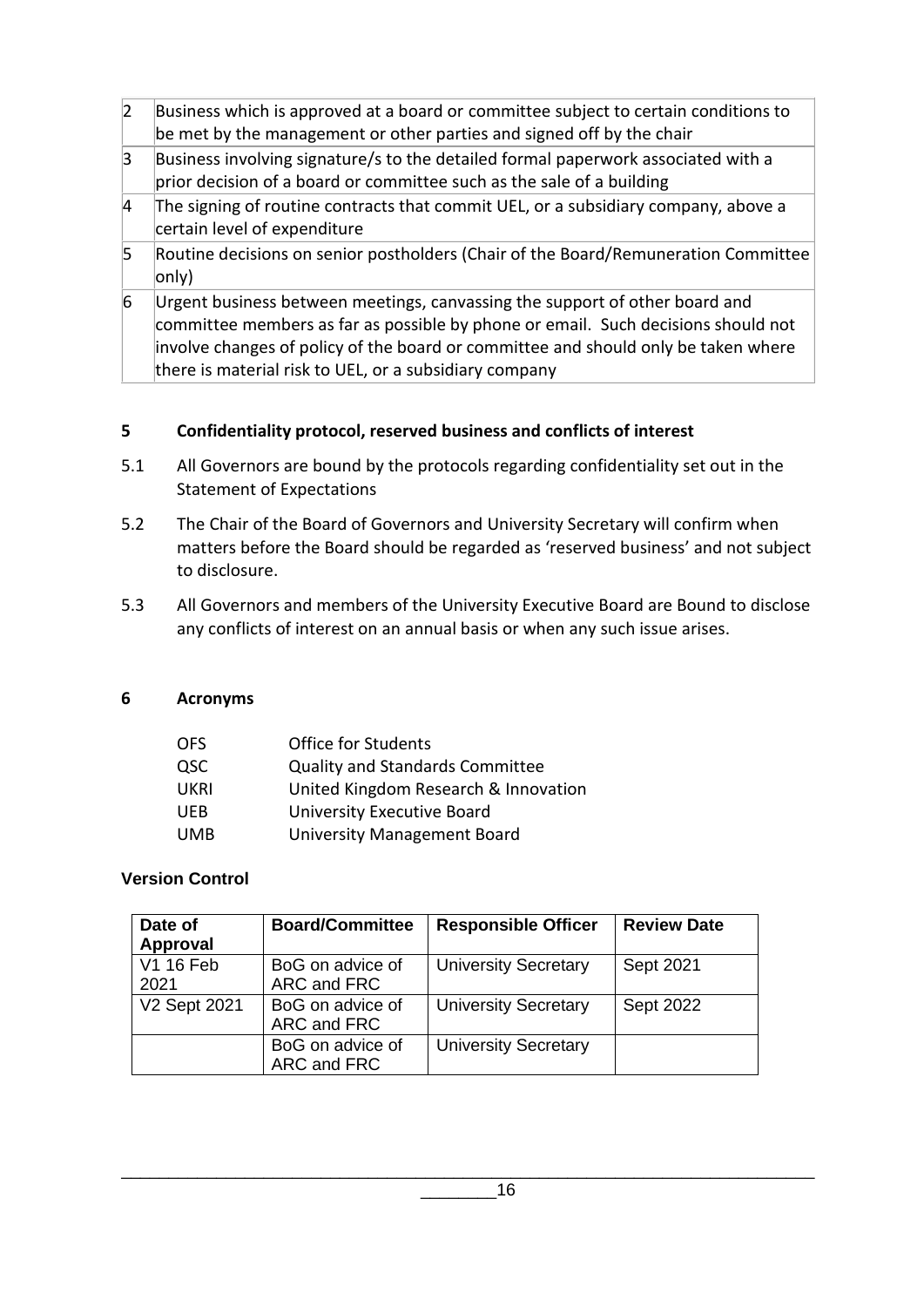| | |
|---|---|
| 2 | Business which is approved at a board or committee subject to certain conditions to be met by the management or other parties and signed off by the chair |
| 3 | Business involving signature/s to the detailed formal paperwork associated with a prior decision of a board or committee such as the sale of a building |
| 4 | The signing of routine contracts that commit UEL, or a subsidiary company, above a certain level of expenditure |
| 5 | Routine decisions on senior postholders (Chair of the Board/Remuneration Committee only) |
| 6 | Urgent business between meetings, canvassing the support of other board and committee members as far as possible by phone or email. Such decisions should not involve changes of policy of the board or committee and should only be taken where there is material risk to UEL, or a subsidiary company |

## 5 Confidentiality protocol, reserved business and conflicts of interest

5.1 All Governors are bound by the protocols regarding confidentiality set out in the Statement of Expectations

5.2 The Chair of the Board of Governors and University Secretary will confirm when matters before the Board should be regarded as 'reserved business' and not subject to disclosure.

5.3 All Governors and members of the University Executive Board are Bound to disclose any conflicts of interest on an annual basis or when any such issue arises.

## 6 Acronyms

| | |
|---|---|
| OFS | Office for Students |
| QSC | Quality and Standards Committee |
| UKRI | United Kingdom Research & Innovation |
| UEB | University Executive Board |
| UMB | University Management Board |

**Version Control**

| Date of Approval | Board/Committee | Responsible Officer | Review Date |
|---|---|---|---|
| V1 16 Feb 2021 | BoG on advice of ARC and FRC | University Secretary | Sept 2021 |
| V2 Sept 2021 | BoG on advice of ARC and FRC | University Secretary | Sept 2022 |
| | BoG on advice of ARC and FRC | University Secretary | |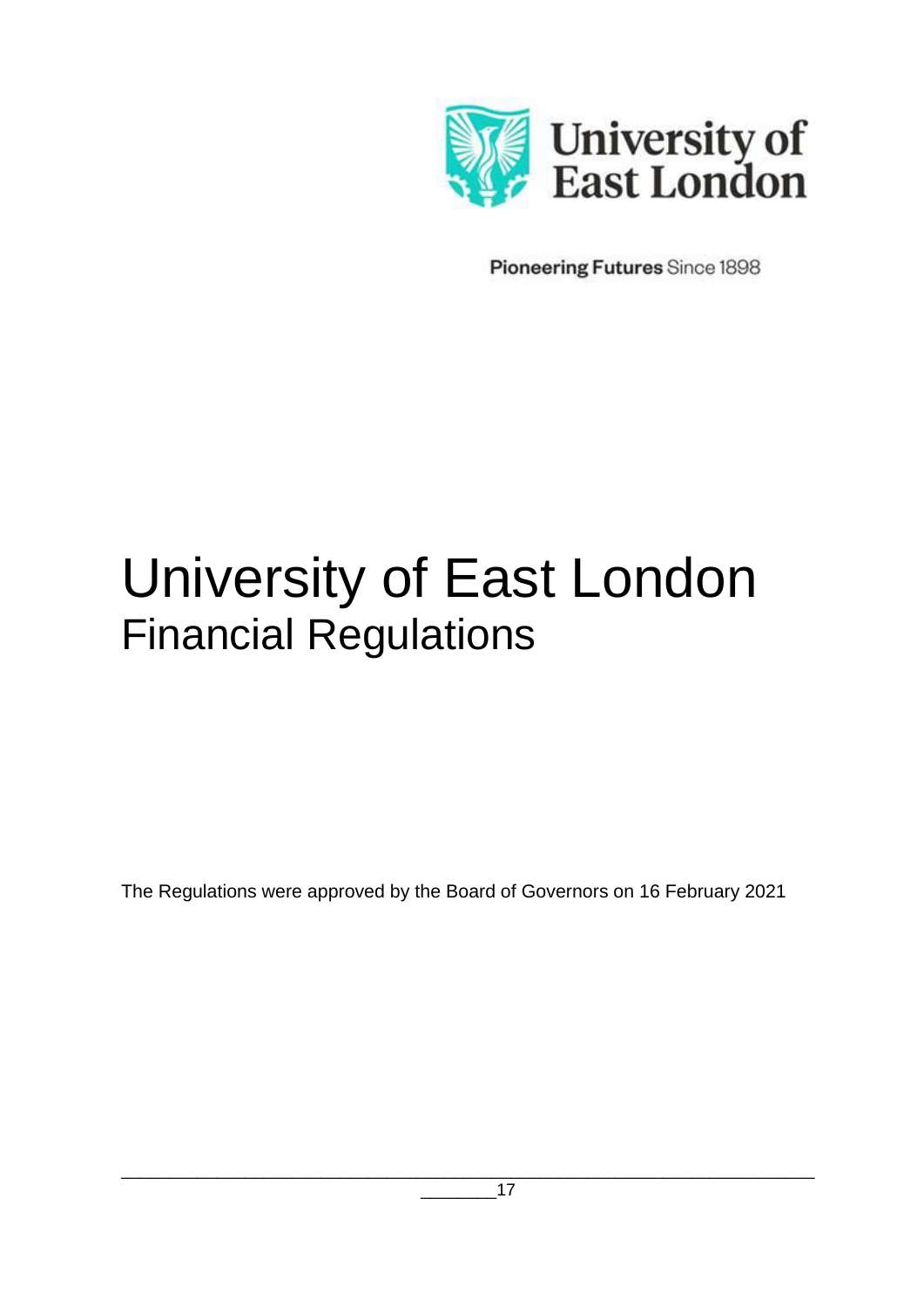University of East London

Pioneering Futures Since 1898

# University of East London
## Financial Regulations

The Regulations were approved by the Board of Governors on 16 February 2021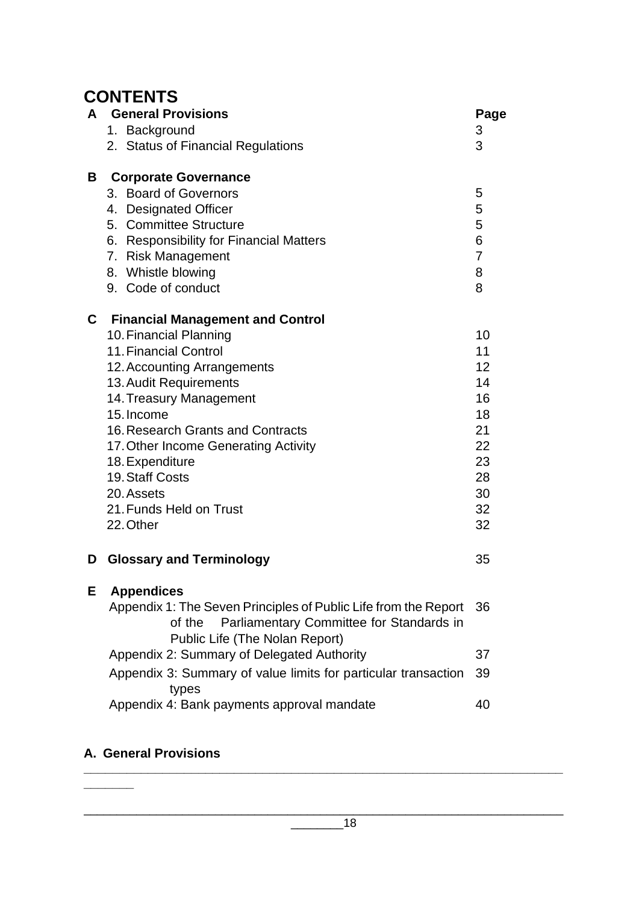# CONTENTS

| | | Page |
|---|---|---|
| **A** | **General Provisions** | |
| | 1. Background | 3 |
| | 2. Status of Financial Regulations | 3 |
| **B** | **Corporate Governance** | |
| | 3. Board of Governors | 5 |
| | 4. Designated Officer | 5 |
| | 5. Committee Structure | 5 |
| | 6. Responsibility for Financial Matters | 6 |
| | 7. Risk Management | 7 |
| | 8. Whistle blowing | 8 |
| | 9. Code of conduct | 8 |
| **C** | **Financial Management and Control** | |
| | 10. Financial Planning | 10 |
| | 11. Financial Control | 11 |
| | 12. Accounting Arrangements | 12 |
| | 13. Audit Requirements | 14 |
| | 14. Treasury Management | 16 |
| | 15. Income | 18 |
| | 16. Research Grants and Contracts | 21 |
| | 17. Other Income Generating Activity | 22 |
| | 18. Expenditure | 23 |
| | 19. Staff Costs | 28 |
| | 20. Assets | 30 |
| | 21. Funds Held on Trust | 32 |
| | 22. Other | 32 |
| **D** | **Glossary and Terminology** | 35 |
| **E** | **Appendices** | |
| | Appendix 1: The Seven Principles of Public Life from the Report of the Parliamentary Committee for Standards in Public Life (The Nolan Report) | 36 |
| | Appendix 2: Summary of Delegated Authority | 37 |
| | Appendix 3: Summary of value limits for particular transaction types | 39 |
| | Appendix 4: Bank payments approval mandate | 40 |

## A. General Provisions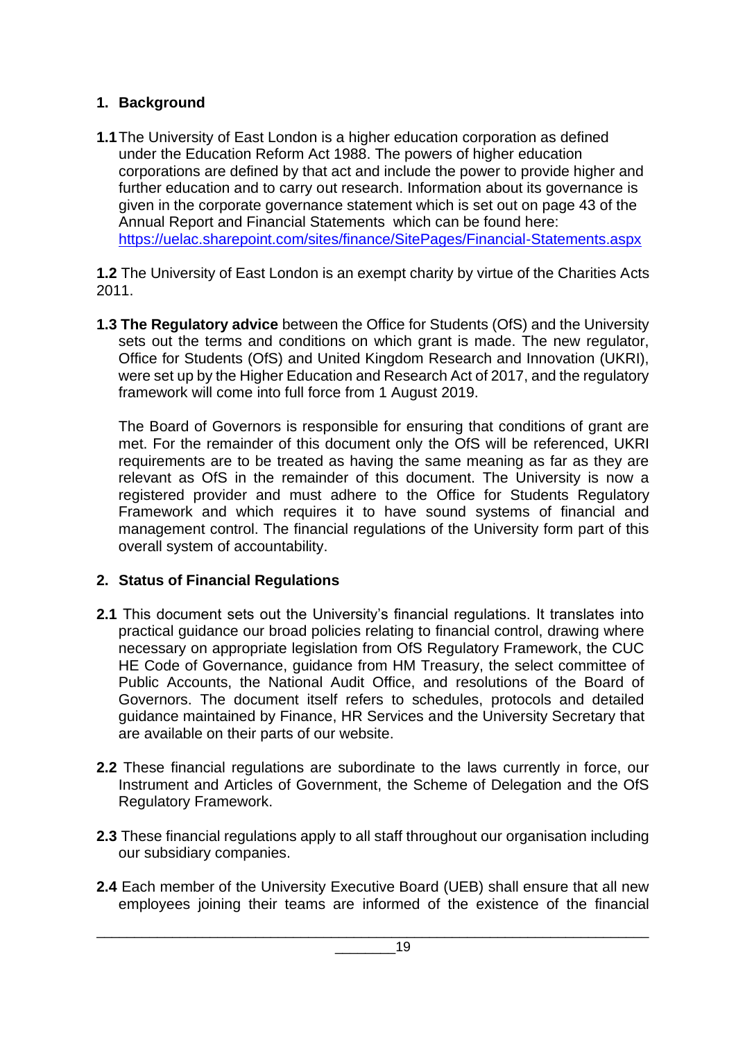## 1. Background

**1.1** The University of East London is a higher education corporation as defined under the Education Reform Act 1988. The powers of higher education corporations are defined by that act and include the power to provide higher and further education and to carry out research. Information about its governance is given in the corporate governance statement which is set out on page 43 of the Annual Report and Financial Statements which can be found here: [https://uelac.sharepoint.com/sites/finance/SitePages/Financial-Statements.aspx](https://uelac.sharepoint.com/sites/finance/SitePages/Financial-Statements.aspx)

**1.2** The University of East London is an exempt charity by virtue of the Charities Acts 2011.

**1.3 The Regulatory advice** between the Office for Students (OfS) and the University sets out the terms and conditions on which grant is made. The new regulator, Office for Students (OfS) and United Kingdom Research and Innovation (UKRI), were set up by the Higher Education and Research Act of 2017, and the regulatory framework will come into full force from 1 August 2019.

The Board of Governors is responsible for ensuring that conditions of grant are met. For the remainder of this document only the OfS will be referenced, UKRI requirements are to be treated as having the same meaning as far as they are relevant as OfS in the remainder of this document. The University is now a registered provider and must adhere to the Office for Students Regulatory Framework and which requires it to have sound systems of financial and management control. The financial regulations of the University form part of this overall system of accountability.

## 2. Status of Financial Regulations

**2.1** This document sets out the University's financial regulations. It translates into practical guidance our broad policies relating to financial control, drawing where necessary on appropriate legislation from OfS Regulatory Framework, the CUC HE Code of Governance, guidance from HM Treasury, the select committee of Public Accounts, the National Audit Office, and resolutions of the Board of Governors. The document itself refers to schedules, protocols and detailed guidance maintained by Finance, HR Services and the University Secretary that are available on their parts of our website.

**2.2** These financial regulations are subordinate to the laws currently in force, our Instrument and Articles of Government, the Scheme of Delegation and the OfS Regulatory Framework.

**2.3** These financial regulations apply to all staff throughout our organisation including our subsidiary companies.

**2.4** Each member of the University Executive Board (UEB) shall ensure that all new employees joining their teams are informed of the existence of the financial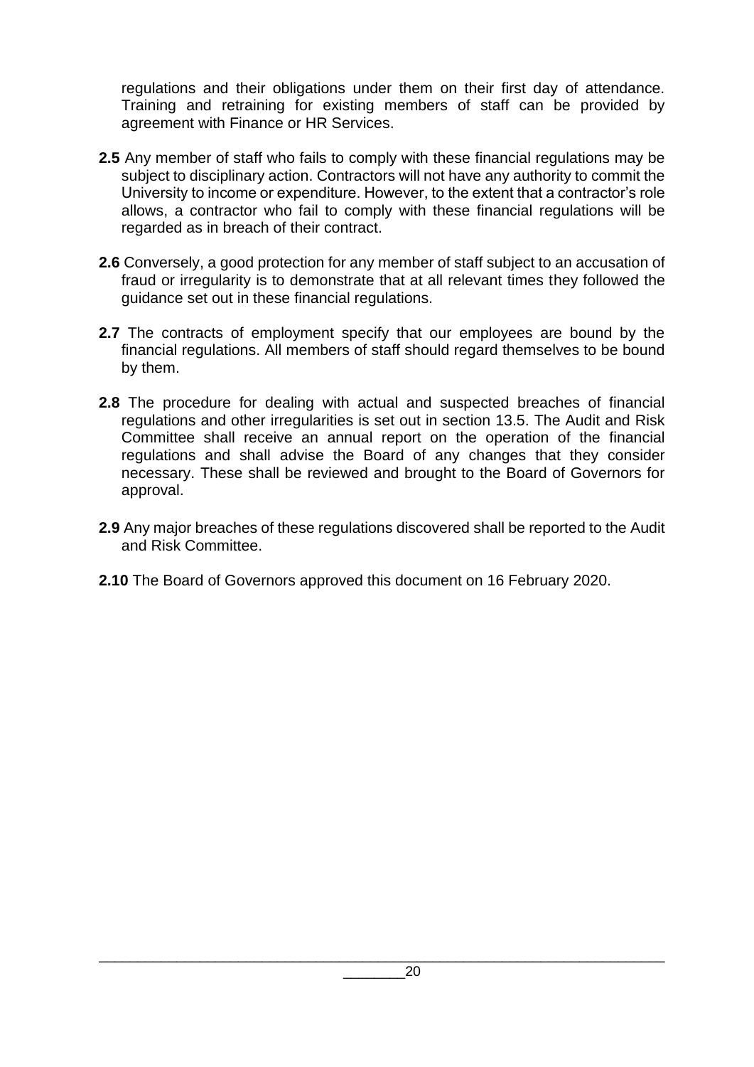regulations and their obligations under them on their first day of attendance. Training and retraining for existing members of staff can be provided by agreement with Finance or HR Services.

**2.5** Any member of staff who fails to comply with these financial regulations may be subject to disciplinary action. Contractors will not have any authority to commit the University to income or expenditure. However, to the extent that a contractor's role allows, a contractor who fail to comply with these financial regulations will be regarded as in breach of their contract.

**2.6** Conversely, a good protection for any member of staff subject to an accusation of fraud or irregularity is to demonstrate that at all relevant times they followed the guidance set out in these financial regulations.

**2.7** The contracts of employment specify that our employees are bound by the financial regulations. All members of staff should regard themselves to be bound by them.

**2.8** The procedure for dealing with actual and suspected breaches of financial regulations and other irregularities is set out in section 13.5. The Audit and Risk Committee shall receive an annual report on the operation of the financial regulations and shall advise the Board of any changes that they consider necessary. These shall be reviewed and brought to the Board of Governors for approval.

**2.9** Any major breaches of these regulations discovered shall be reported to the Audit and Risk Committee.

**2.10** The Board of Governors approved this document on 16 February 2020.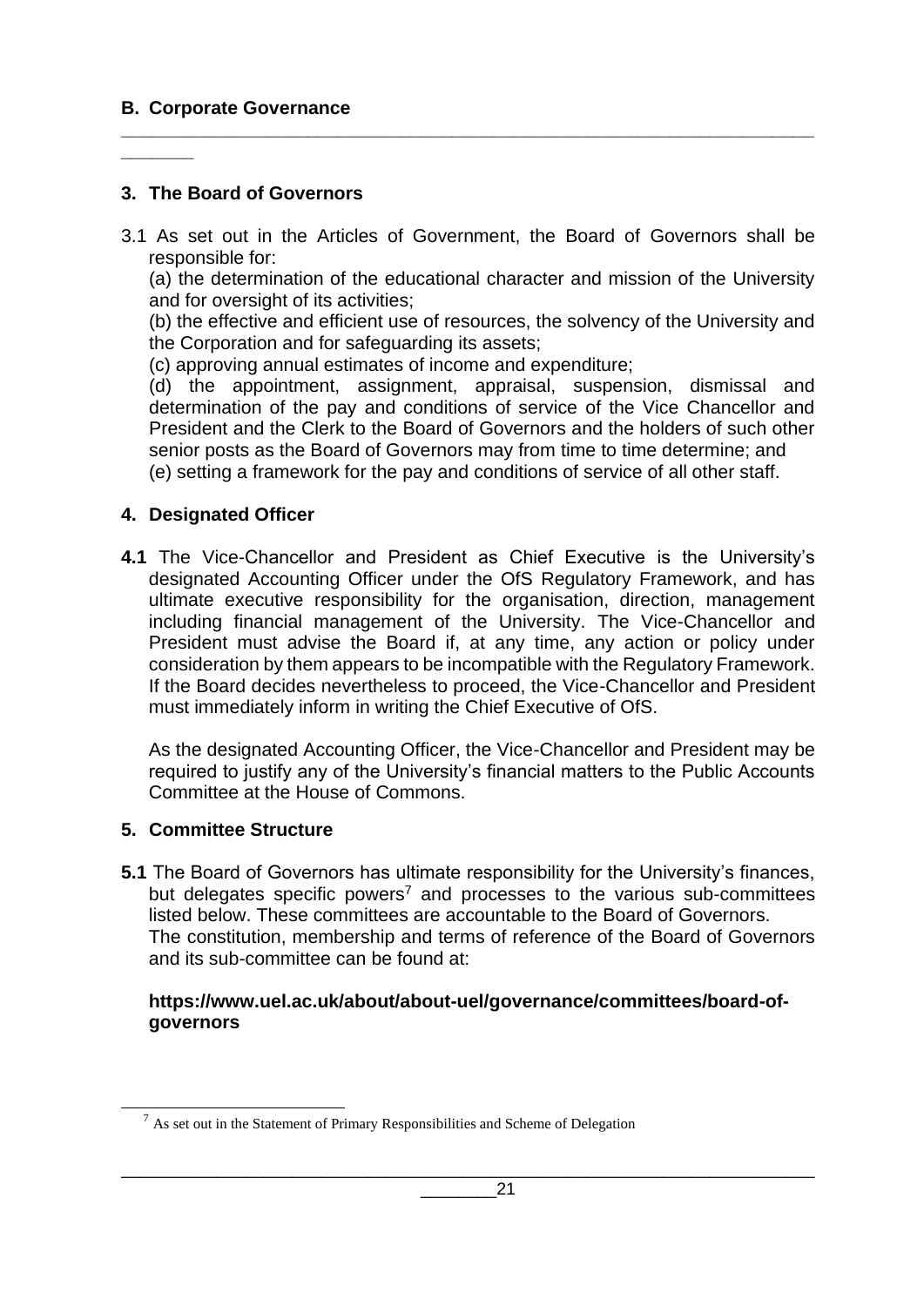## B. Corporate Governance

### 3. The Board of Governors

3.1 As set out in the Articles of Government, the Board of Governors shall be responsible for:

(a) the determination of the educational character and mission of the University and for oversight of its activities;

(b) the effective and efficient use of resources, the solvency of the University and the Corporation and for safeguarding its assets;

(c) approving annual estimates of income and expenditure;

(d) the appointment, assignment, appraisal, suspension, dismissal and determination of the pay and conditions of service of the Vice Chancellor and President and the Clerk to the Board of Governors and the holders of such other senior posts as the Board of Governors may from time to time determine; and

(e) setting a framework for the pay and conditions of service of all other staff.

### 4. Designated Officer

**4.1** The Vice-Chancellor and President as Chief Executive is the University's designated Accounting Officer under the OfS Regulatory Framework, and has ultimate executive responsibility for the organisation, direction, management including financial management of the University. The Vice-Chancellor and President must advise the Board if, at any time, any action or policy under consideration by them appears to be incompatible with the Regulatory Framework. If the Board decides nevertheless to proceed, the Vice-Chancellor and President must immediately inform in writing the Chief Executive of OfS.

As the designated Accounting Officer, the Vice-Chancellor and President may be required to justify any of the University's financial matters to the Public Accounts Committee at the House of Commons.

### 5. Committee Structure

**5.1** The Board of Governors has ultimate responsibility for the University's finances, but delegates specific powers[7] and processes to the various sub-committees listed below. These committees are accountable to the Board of Governors. The constitution, membership and terms of reference of the Board of Governors and its sub-committee can be found at:

**https://www.uel.ac.uk/about/about-uel/governance/committees/board-of-governors**

[7] As set out in the Statement of Primary Responsibilities and Scheme of Delegation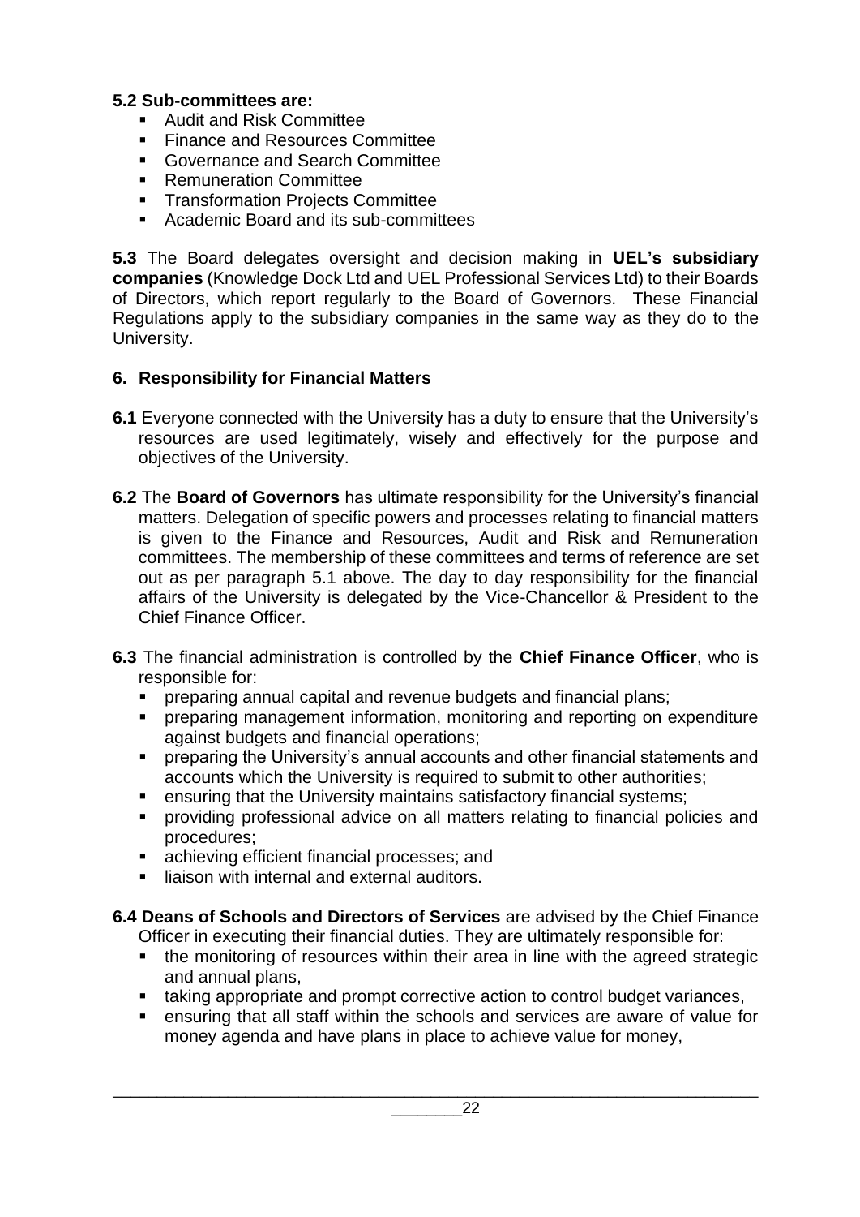**5.2 Sub-committees are:**

- Audit and Risk Committee
- Finance and Resources Committee
- Governance and Search Committee
- Remuneration Committee
- Transformation Projects Committee
- Academic Board and its sub-committees

**5.3** The Board delegates oversight and decision making in **UEL's subsidiary companies** (Knowledge Dock Ltd and UEL Professional Services Ltd) to their Boards of Directors, which report regularly to the Board of Governors. These Financial Regulations apply to the subsidiary companies in the same way as they do to the University.

## 6. Responsibility for Financial Matters

**6.1** Everyone connected with the University has a duty to ensure that the University's resources are used legitimately, wisely and effectively for the purpose and objectives of the University.

**6.2** The **Board of Governors** has ultimate responsibility for the University's financial matters. Delegation of specific powers and processes relating to financial matters is given to the Finance and Resources, Audit and Risk and Remuneration committees. The membership of these committees and terms of reference are set out as per paragraph 5.1 above. The day to day responsibility for the financial affairs of the University is delegated by the Vice-Chancellor & President to the Chief Finance Officer.

**6.3** The financial administration is controlled by the **Chief Finance Officer**, who is responsible for:

- preparing annual capital and revenue budgets and financial plans;
- preparing management information, monitoring and reporting on expenditure against budgets and financial operations;
- preparing the University's annual accounts and other financial statements and accounts which the University is required to submit to other authorities;
- ensuring that the University maintains satisfactory financial systems;
- providing professional advice on all matters relating to financial policies and procedures;
- achieving efficient financial processes; and
- liaison with internal and external auditors.

**6.4 Deans of Schools and Directors of Services** are advised by the Chief Finance Officer in executing their financial duties. They are ultimately responsible for:

- the monitoring of resources within their area in line with the agreed strategic and annual plans,
- taking appropriate and prompt corrective action to control budget variances,
- ensuring that all staff within the schools and services are aware of value for money agenda and have plans in place to achieve value for money,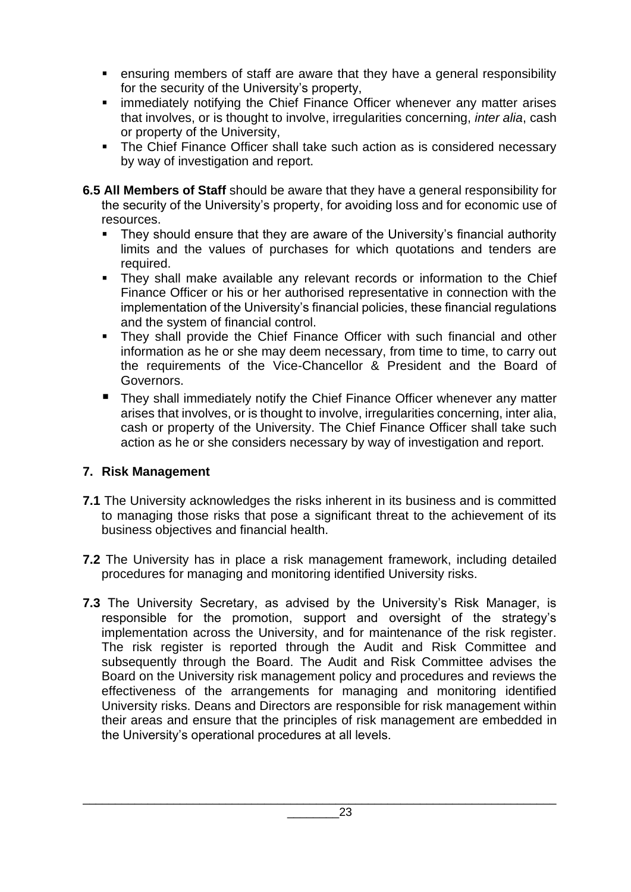- ensuring members of staff are aware that they have a general responsibility for the security of the University's property,
- immediately notifying the Chief Finance Officer whenever any matter arises that involves, or is thought to involve, irregularities concerning, *inter alia*, cash or property of the University,
- The Chief Finance Officer shall take such action as is considered necessary by way of investigation and report.

**6.5 All Members of Staff** should be aware that they have a general responsibility for the security of the University's property, for avoiding loss and for economic use of resources.

- They should ensure that they are aware of the University's financial authority limits and the values of purchases for which quotations and tenders are required.
- They shall make available any relevant records or information to the Chief Finance Officer or his or her authorised representative in connection with the implementation of the University's financial policies, these financial regulations and the system of financial control.
- They shall provide the Chief Finance Officer with such financial and other information as he or she may deem necessary, from time to time, to carry out the requirements of the Vice-Chancellor & President and the Board of Governors.
- They shall immediately notify the Chief Finance Officer whenever any matter arises that involves, or is thought to involve, irregularities concerning, inter alia, cash or property of the University. The Chief Finance Officer shall take such action as he or she considers necessary by way of investigation and report.

## 7. Risk Management

**7.1** The University acknowledges the risks inherent in its business and is committed to managing those risks that pose a significant threat to the achievement of its business objectives and financial health.

**7.2** The University has in place a risk management framework, including detailed procedures for managing and monitoring identified University risks.

**7.3** The University Secretary, as advised by the University's Risk Manager, is responsible for the promotion, support and oversight of the strategy's implementation across the University, and for maintenance of the risk register. The risk register is reported through the Audit and Risk Committee and subsequently through the Board. The Audit and Risk Committee advises the Board on the University risk management policy and procedures and reviews the effectiveness of the arrangements for managing and monitoring identified University risks. Deans and Directors are responsible for risk management within their areas and ensure that the principles of risk management are embedded in the University's operational procedures at all levels.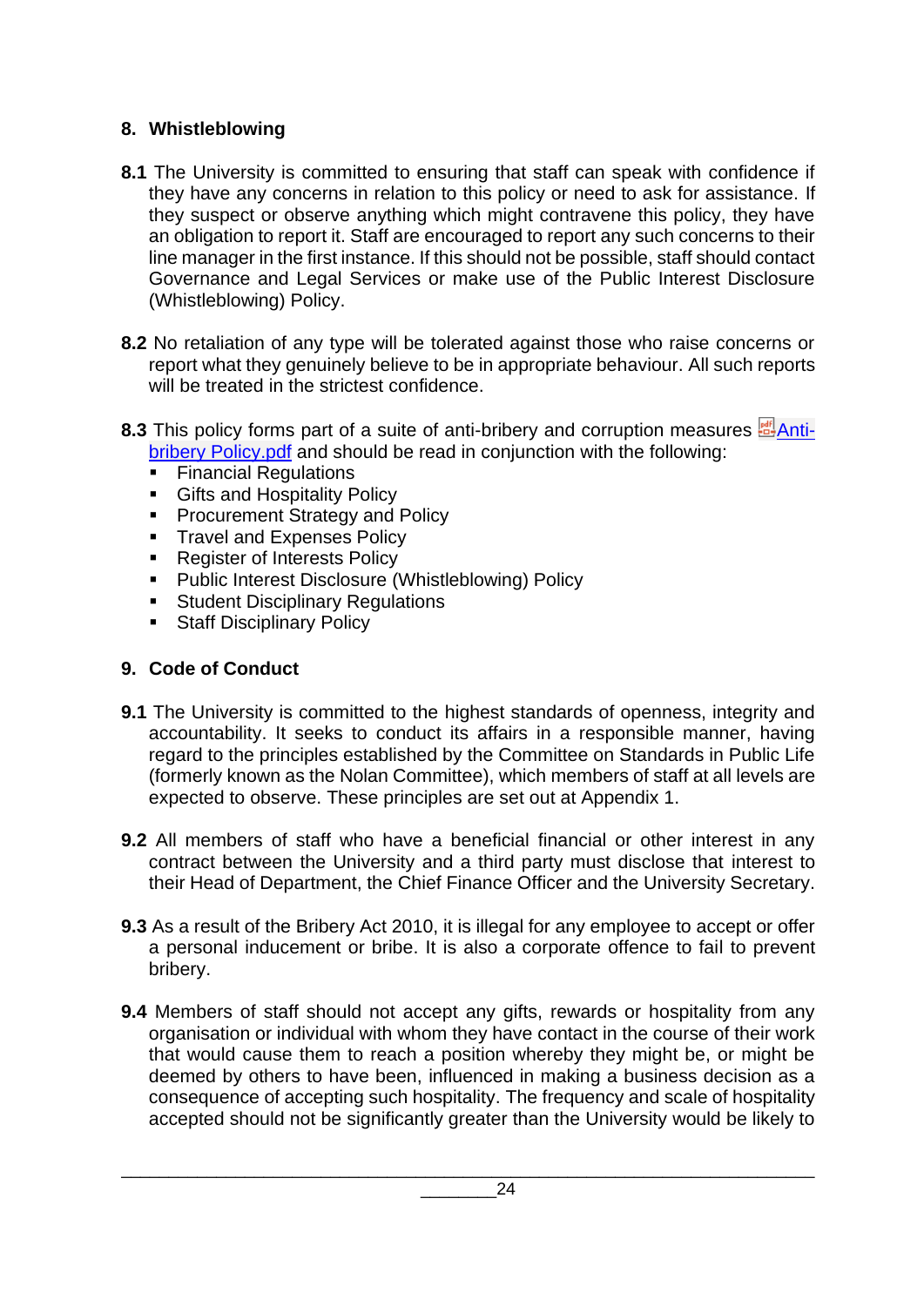## 8. Whistleblowing

**8.1** The University is committed to ensuring that staff can speak with confidence if they have any concerns in relation to this policy or need to ask for assistance. If they suspect or observe anything which might contravene this policy, they have an obligation to report it. Staff are encouraged to report any such concerns to their line manager in the first instance. If this should not be possible, staff should contact Governance and Legal Services or make use of the Public Interest Disclosure (Whistleblowing) Policy.

**8.2** No retaliation of any type will be tolerated against those who raise concerns or report what they genuinely believe to be in appropriate behaviour. All such reports will be treated in the strictest confidence.

**8.3** This policy forms part of a suite of anti-bribery and corruption measures Anti-bribery Policy.pdf and should be read in conjunction with the following:

- Financial Regulations
- Gifts and Hospitality Policy
- Procurement Strategy and Policy
- Travel and Expenses Policy
- Register of Interests Policy
- Public Interest Disclosure (Whistleblowing) Policy
- Student Disciplinary Regulations
- Staff Disciplinary Policy

## 9. Code of Conduct

**9.1** The University is committed to the highest standards of openness, integrity and accountability. It seeks to conduct its affairs in a responsible manner, having regard to the principles established by the Committee on Standards in Public Life (formerly known as the Nolan Committee), which members of staff at all levels are expected to observe. These principles are set out at Appendix 1.

**9.2** All members of staff who have a beneficial financial or other interest in any contract between the University and a third party must disclose that interest to their Head of Department, the Chief Finance Officer and the University Secretary.

**9.3** As a result of the Bribery Act 2010, it is illegal for any employee to accept or offer a personal inducement or bribe. It is also a corporate offence to fail to prevent bribery.

**9.4** Members of staff should not accept any gifts, rewards or hospitality from any organisation or individual with whom they have contact in the course of their work that would cause them to reach a position whereby they might be, or might be deemed by others to have been, influenced in making a business decision as a consequence of accepting such hospitality. The frequency and scale of hospitality accepted should not be significantly greater than the University would be likely to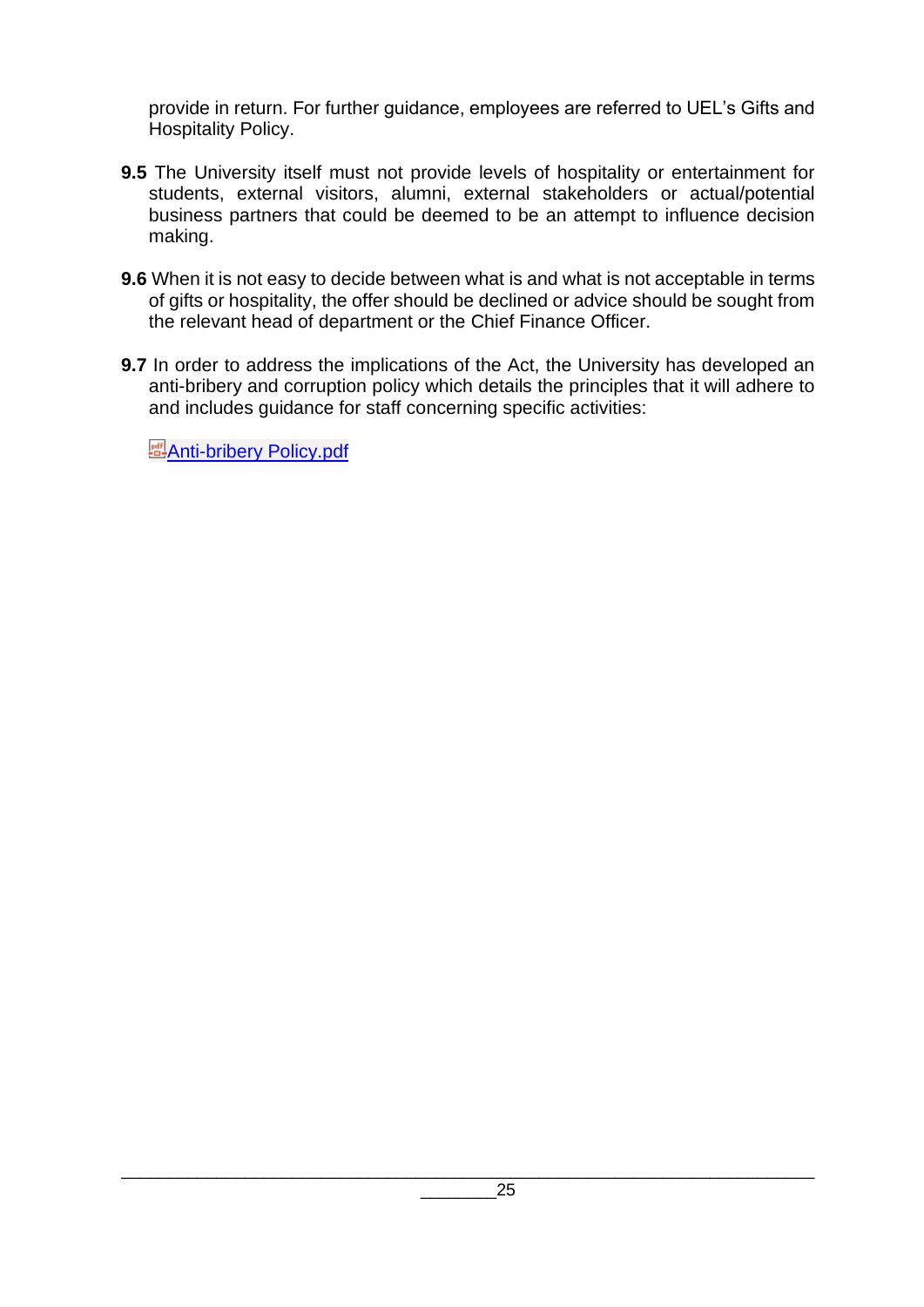provide in return. For further guidance, employees are referred to UEL's Gifts and Hospitality Policy.

**9.5** The University itself must not provide levels of hospitality or entertainment for students, external visitors, alumni, external stakeholders or actual/potential business partners that could be deemed to be an attempt to influence decision making.

**9.6** When it is not easy to decide between what is and what is not acceptable in terms of gifts or hospitality, the offer should be declined or advice should be sought from the relevant head of department or the Chief Finance Officer.

**9.7** In order to address the implications of the Act, the University has developed an anti-bribery and corruption policy which details the principles that it will adhere to and includes guidance for staff concerning specific activities:

Anti-bribery Policy.pdf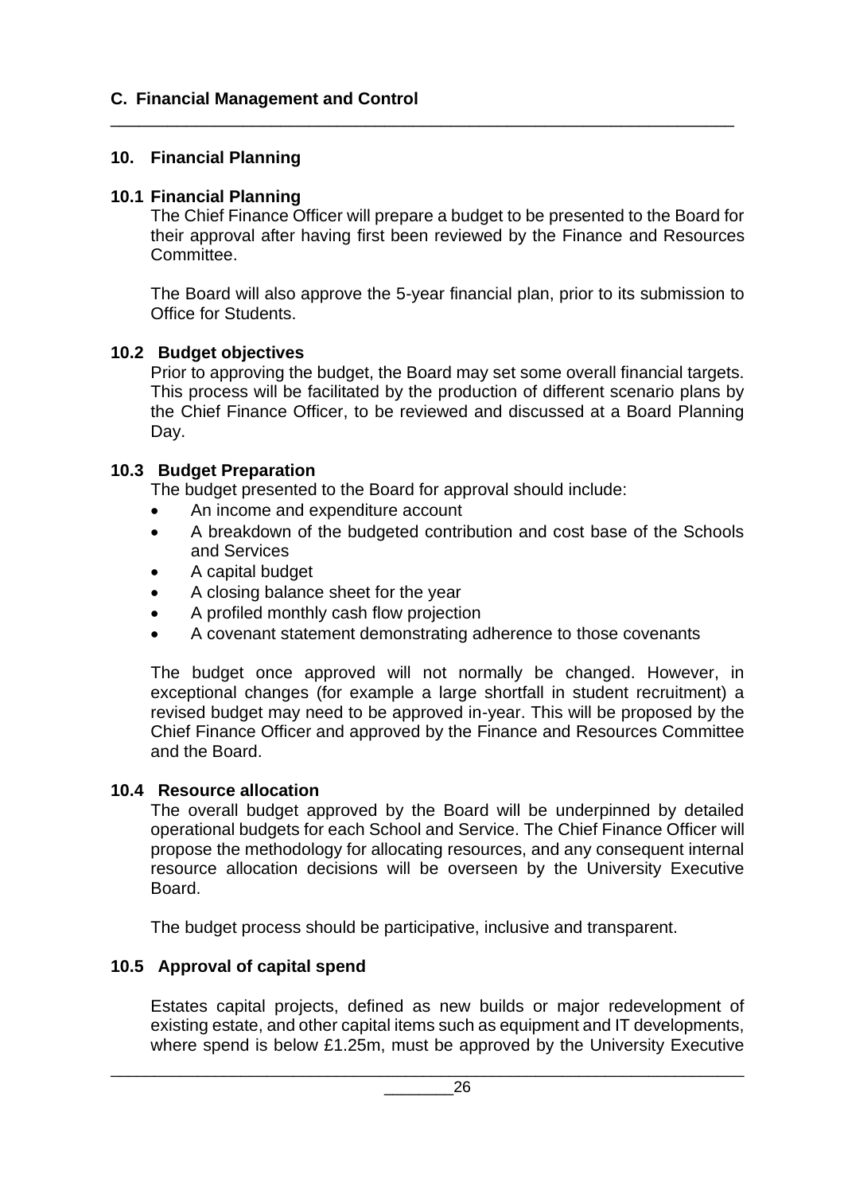## C. Financial Management and Control

### 10. Financial Planning

#### 10.1 Financial Planning

The Chief Finance Officer will prepare a budget to be presented to the Board for their approval after having first been reviewed by the Finance and Resources Committee.

The Board will also approve the 5-year financial plan, prior to its submission to Office for Students.

#### 10.2 Budget objectives

Prior to approving the budget, the Board may set some overall financial targets. This process will be facilitated by the production of different scenario plans by the Chief Finance Officer, to be reviewed and discussed at a Board Planning Day.

#### 10.3 Budget Preparation

The budget presented to the Board for approval should include:

- An income and expenditure account
- A breakdown of the budgeted contribution and cost base of the Schools and Services
- A capital budget
- A closing balance sheet for the year
- A profiled monthly cash flow projection
- A covenant statement demonstrating adherence to those covenants

The budget once approved will not normally be changed. However, in exceptional changes (for example a large shortfall in student recruitment) a revised budget may need to be approved in-year. This will be proposed by the Chief Finance Officer and approved by the Finance and Resources Committee and the Board.

#### 10.4 Resource allocation

The overall budget approved by the Board will be underpinned by detailed operational budgets for each School and Service. The Chief Finance Officer will propose the methodology for allocating resources, and any consequent internal resource allocation decisions will be overseen by the University Executive Board.

The budget process should be participative, inclusive and transparent.

#### 10.5 Approval of capital spend

Estates capital projects, defined as new builds or major redevelopment of existing estate, and other capital items such as equipment and IT developments, where spend is below £1.25m, must be approved by the University Executive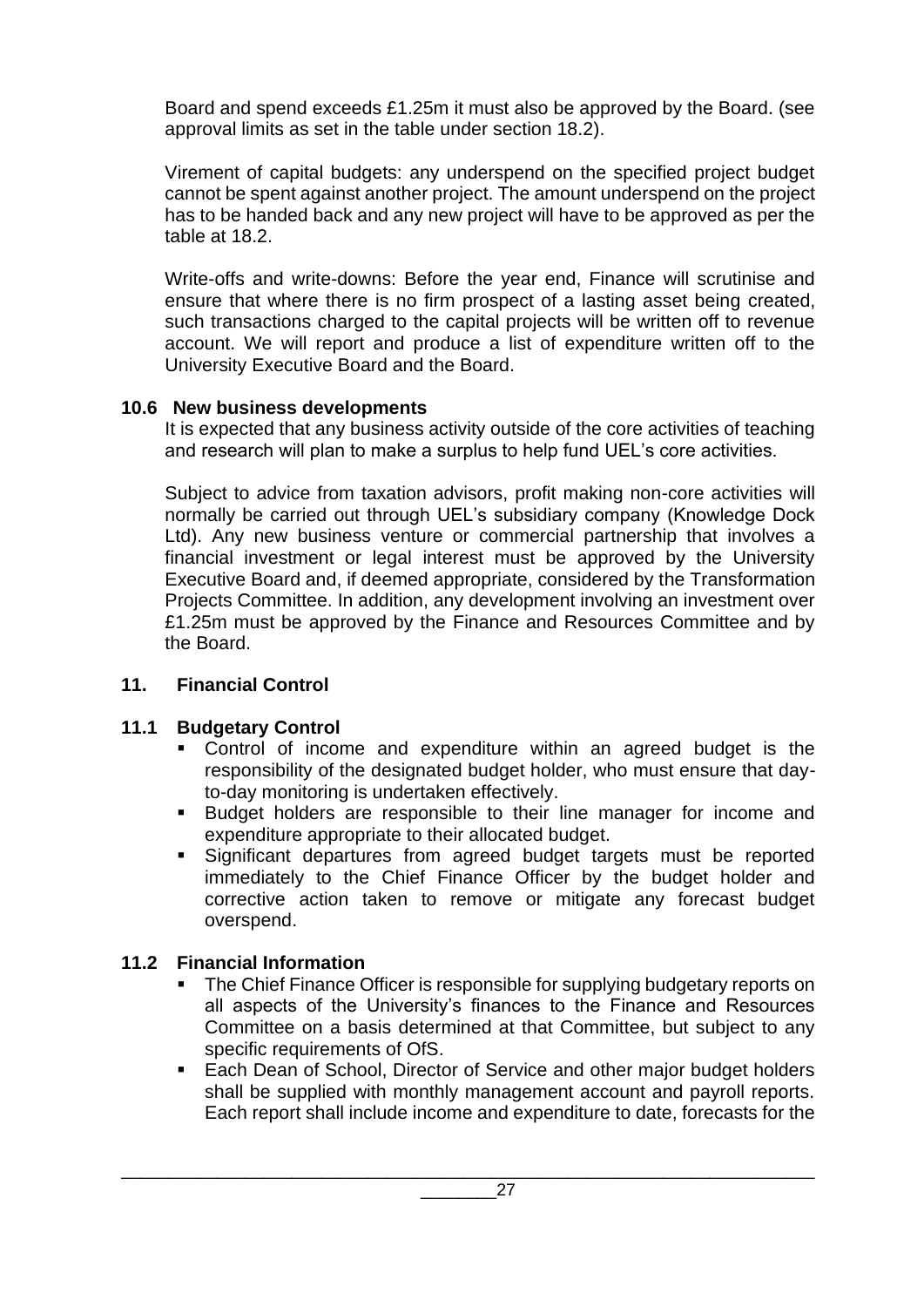Board and spend exceeds £1.25m it must also be approved by the Board. (see approval limits as set in the table under section 18.2).

Virement of capital budgets: any underspend on the specified project budget cannot be spent against another project. The amount underspend on the project has to be handed back and any new project will have to be approved as per the table at 18.2.

Write-offs and write-downs: Before the year end, Finance will scrutinise and ensure that where there is no firm prospect of a lasting asset being created, such transactions charged to the capital projects will be written off to revenue account. We will report and produce a list of expenditure written off to the University Executive Board and the Board.

### 10.6 New business developments

It is expected that any business activity outside of the core activities of teaching and research will plan to make a surplus to help fund UEL's core activities.

Subject to advice from taxation advisors, profit making non-core activities will normally be carried out through UEL's subsidiary company (Knowledge Dock Ltd). Any new business venture or commercial partnership that involves a financial investment or legal interest must be approved by the University Executive Board and, if deemed appropriate, considered by the Transformation Projects Committee. In addition, any development involving an investment over £1.25m must be approved by the Finance and Resources Committee and by the Board.

## 11. Financial Control

### 11.1 Budgetary Control

- Control of income and expenditure within an agreed budget is the responsibility of the designated budget holder, who must ensure that day-to-day monitoring is undertaken effectively.
- Budget holders are responsible to their line manager for income and expenditure appropriate to their allocated budget.
- Significant departures from agreed budget targets must be reported immediately to the Chief Finance Officer by the budget holder and corrective action taken to remove or mitigate any forecast budget overspend.

### 11.2 Financial Information

- The Chief Finance Officer is responsible for supplying budgetary reports on all aspects of the University's finances to the Finance and Resources Committee on a basis determined at that Committee, but subject to any specific requirements of OfS.
- Each Dean of School, Director of Service and other major budget holders shall be supplied with monthly management account and payroll reports. Each report shall include income and expenditure to date, forecasts for the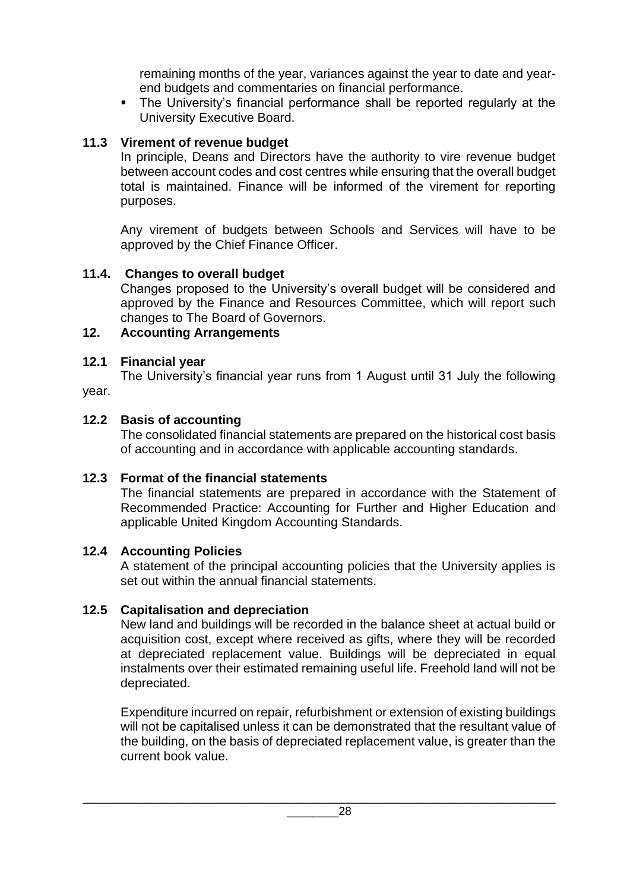remaining months of the year, variances against the year to date and year-end budgets and commentaries on financial performance.

- The University's financial performance shall be reported regularly at the University Executive Board.

### 11.3 Virement of revenue budget

In principle, Deans and Directors have the authority to vire revenue budget between account codes and cost centres while ensuring that the overall budget total is maintained. Finance will be informed of the virement for reporting purposes.

Any virement of budgets between Schools and Services will have to be approved by the Chief Finance Officer.

### 11.4. Changes to overall budget

Changes proposed to the University's overall budget will be considered and approved by the Finance and Resources Committee, which will report such changes to The Board of Governors.

## 12. Accounting Arrangements

### 12.1 Financial year

The University's financial year runs from 1 August until 31 July the following year.

### 12.2 Basis of accounting

The consolidated financial statements are prepared on the historical cost basis of accounting and in accordance with applicable accounting standards.

### 12.3 Format of the financial statements

The financial statements are prepared in accordance with the Statement of Recommended Practice: Accounting for Further and Higher Education and applicable United Kingdom Accounting Standards.

### 12.4 Accounting Policies

A statement of the principal accounting policies that the University applies is set out within the annual financial statements.

### 12.5 Capitalisation and depreciation

New land and buildings will be recorded in the balance sheet at actual build or acquisition cost, except where received as gifts, where they will be recorded at depreciated replacement value. Buildings will be depreciated in equal instalments over their estimated remaining useful life. Freehold land will not be depreciated.

Expenditure incurred on repair, refurbishment or extension of existing buildings will not be capitalised unless it can be demonstrated that the resultant value of the building, on the basis of depreciated replacement value, is greater than the current book value.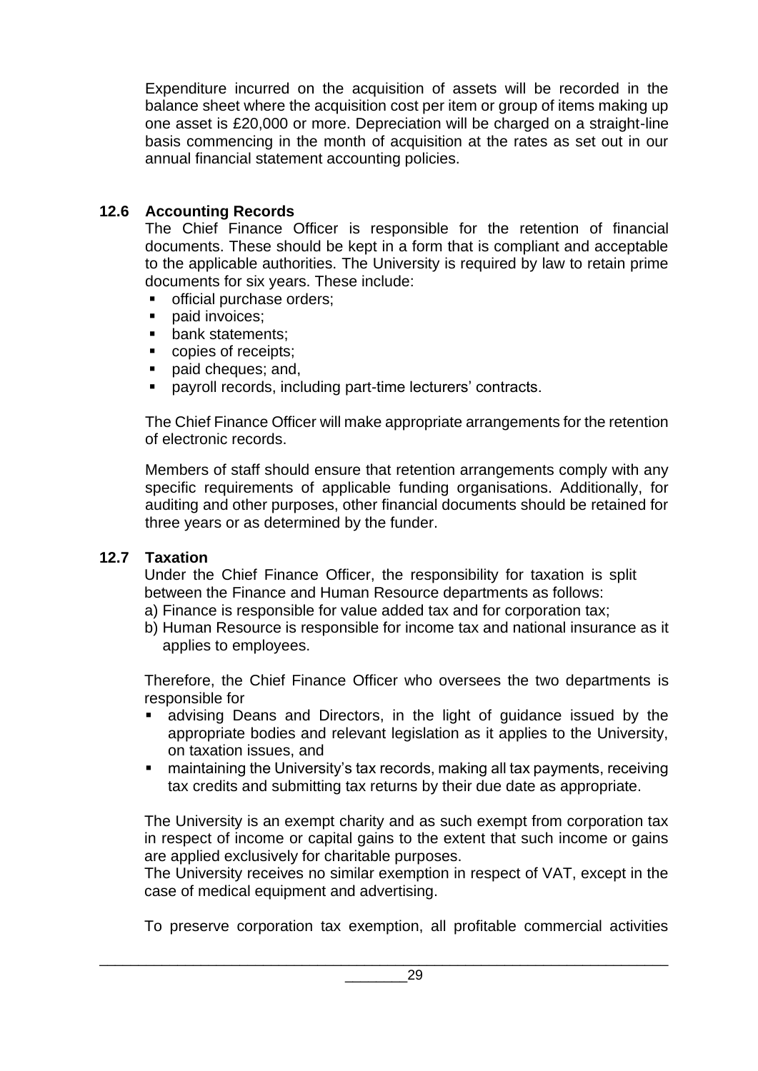Expenditure incurred on the acquisition of assets will be recorded in the balance sheet where the acquisition cost per item or group of items making up one asset is £20,000 or more. Depreciation will be charged on a straight-line basis commencing in the month of acquisition at the rates as set out in our annual financial statement accounting policies.

### 12.6 Accounting Records

The Chief Finance Officer is responsible for the retention of financial documents. These should be kept in a form that is compliant and acceptable to the applicable authorities. The University is required by law to retain prime documents for six years. These include:

- official purchase orders;
- paid invoices;
- bank statements;
- copies of receipts;
- paid cheques; and,
- payroll records, including part-time lecturers' contracts.

The Chief Finance Officer will make appropriate arrangements for the retention of electronic records.

Members of staff should ensure that retention arrangements comply with any specific requirements of applicable funding organisations. Additionally, for auditing and other purposes, other financial documents should be retained for three years or as determined by the funder.

### 12.7 Taxation

Under the Chief Finance Officer, the responsibility for taxation is split between the Finance and Human Resource departments as follows:

a) Finance is responsible for value added tax and for corporation tax;
b) Human Resource is responsible for income tax and national insurance as it applies to employees.

Therefore, the Chief Finance Officer who oversees the two departments is responsible for

- advising Deans and Directors, in the light of guidance issued by the appropriate bodies and relevant legislation as it applies to the University, on taxation issues, and
- maintaining the University's tax records, making all tax payments, receiving tax credits and submitting tax returns by their due date as appropriate.

The University is an exempt charity and as such exempt from corporation tax in respect of income or capital gains to the extent that such income or gains are applied exclusively for charitable purposes.
The University receives no similar exemption in respect of VAT, except in the case of medical equipment and advertising.

To preserve corporation tax exemption, all profitable commercial activities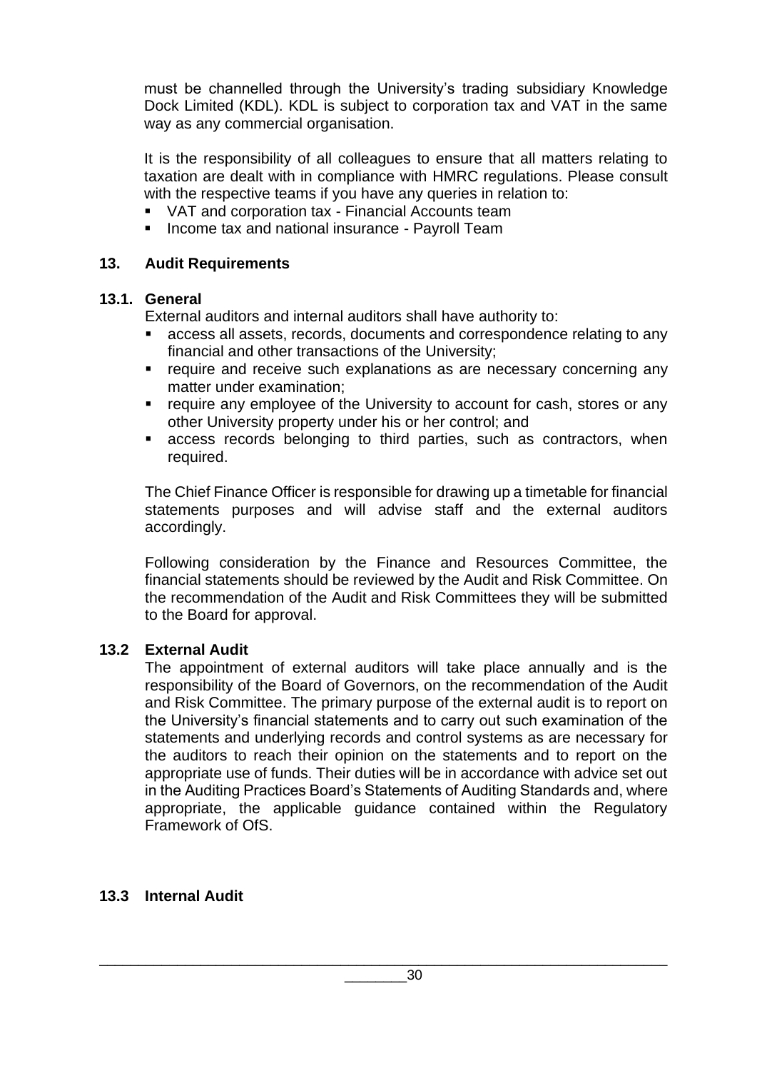must be channelled through the University's trading subsidiary Knowledge Dock Limited (KDL). KDL is subject to corporation tax and VAT in the same way as any commercial organisation.

It is the responsibility of all colleagues to ensure that all matters relating to taxation are dealt with in compliance with HMRC regulations. Please consult with the respective teams if you have any queries in relation to:

- VAT and corporation tax - Financial Accounts team
- Income tax and national insurance - Payroll Team

## 13. Audit Requirements

### 13.1. General

External auditors and internal auditors shall have authority to:

- access all assets, records, documents and correspondence relating to any financial and other transactions of the University;
- require and receive such explanations as are necessary concerning any matter under examination;
- require any employee of the University to account for cash, stores or any other University property under his or her control; and
- access records belonging to third parties, such as contractors, when required.

The Chief Finance Officer is responsible for drawing up a timetable for financial statements purposes and will advise staff and the external auditors accordingly.

Following consideration by the Finance and Resources Committee, the financial statements should be reviewed by the Audit and Risk Committee. On the recommendation of the Audit and Risk Committees they will be submitted to the Board for approval.

### 13.2 External Audit

The appointment of external auditors will take place annually and is the responsibility of the Board of Governors, on the recommendation of the Audit and Risk Committee. The primary purpose of the external audit is to report on the University's financial statements and to carry out such examination of the statements and underlying records and control systems as are necessary for the auditors to reach their opinion on the statements and to report on the appropriate use of funds. Their duties will be in accordance with advice set out in the Auditing Practices Board's Statements of Auditing Standards and, where appropriate, the applicable guidance contained within the Regulatory Framework of OfS.

### 13.3 Internal Audit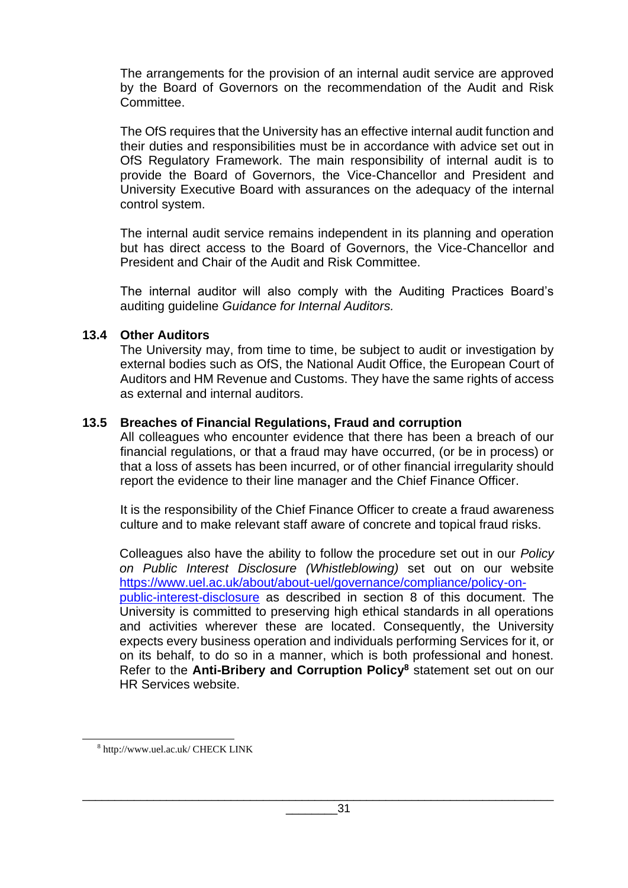The arrangements for the provision of an internal audit service are approved by the Board of Governors on the recommendation of the Audit and Risk Committee.

The OfS requires that the University has an effective internal audit function and their duties and responsibilities must be in accordance with advice set out in OfS Regulatory Framework. The main responsibility of internal audit is to provide the Board of Governors, the Vice-Chancellor and President and University Executive Board with assurances on the adequacy of the internal control system.

The internal audit service remains independent in its planning and operation but has direct access to the Board of Governors, the Vice-Chancellor and President and Chair of the Audit and Risk Committee.

The internal auditor will also comply with the Auditing Practices Board's auditing guideline *Guidance for Internal Auditors.*

### 13.4 Other Auditors

The University may, from time to time, be subject to audit or investigation by external bodies such as OfS, the National Audit Office, the European Court of Auditors and HM Revenue and Customs. They have the same rights of access as external and internal auditors.

### 13.5 Breaches of Financial Regulations, Fraud and corruption

All colleagues who encounter evidence that there has been a breach of our financial regulations, or that a fraud may have occurred, (or be in process) or that a loss of assets has been incurred, or of other financial irregularity should report the evidence to their line manager and the Chief Finance Officer.

It is the responsibility of the Chief Finance Officer to create a fraud awareness culture and to make relevant staff aware of concrete and topical fraud risks.

Colleagues also have the ability to follow the procedure set out in our *Policy on Public Interest Disclosure (Whistleblowing)* set out on our website [https://www.uel.ac.uk/about/about-uel/governance/compliance/policy-on-public-interest-disclosure](https://www.uel.ac.uk/about/about-uel/governance/compliance/policy-on-public-interest-disclosure) as described in section 8 of this document. The University is committed to preserving high ethical standards in all operations and activities wherever these are located. Consequently, the University expects every business operation and individuals performing Services for it, or on its behalf, to do so in a manner, which is both professional and honest. Refer to the **Anti-Bribery and Corruption Policy**[8] statement set out on our HR Services website.

---

[8] http://www.uel.ac.uk/ CHECK LINK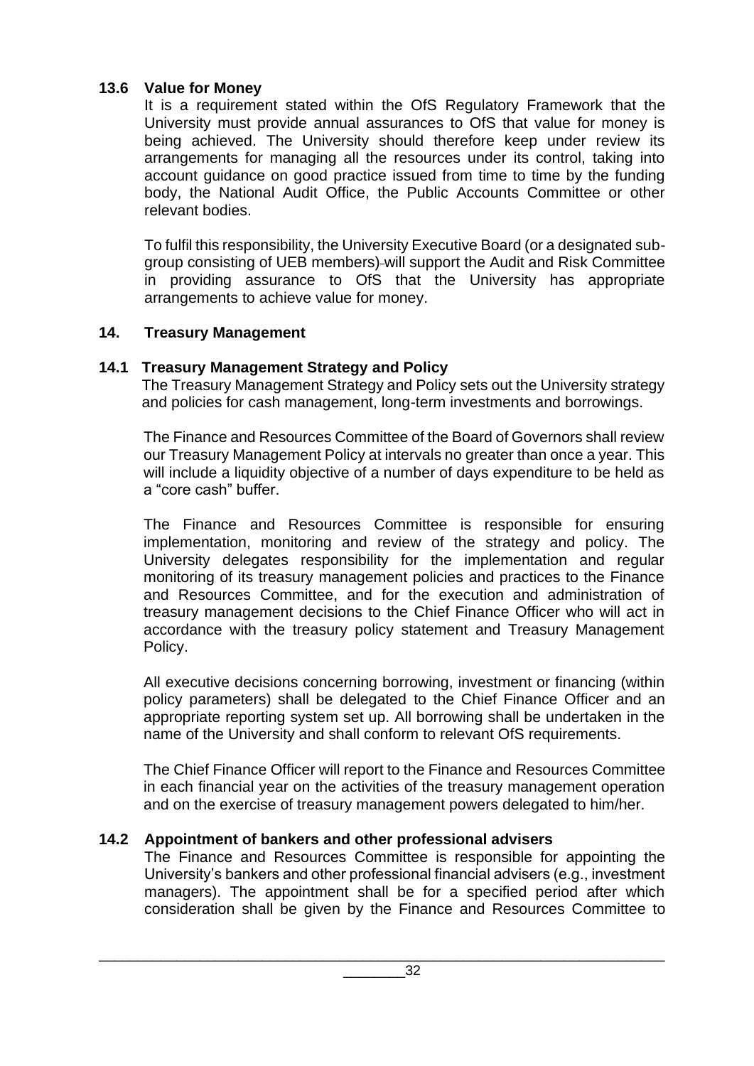### 13.6 Value for Money

It is a requirement stated within the OfS Regulatory Framework that the University must provide annual assurances to OfS that value for money is being achieved. The University should therefore keep under review its arrangements for managing all the resources under its control, taking into account guidance on good practice issued from time to time by the funding body, the National Audit Office, the Public Accounts Committee or other relevant bodies.

To fulfil this responsibility, the University Executive Board (or a designated sub-group consisting of UEB members) will support the Audit and Risk Committee in providing assurance to OfS that the University has appropriate arrangements to achieve value for money.

## 14. Treasury Management

### 14.1 Treasury Management Strategy and Policy

The Treasury Management Strategy and Policy sets out the University strategy and policies for cash management, long-term investments and borrowings.

The Finance and Resources Committee of the Board of Governors shall review our Treasury Management Policy at intervals no greater than once a year. This will include a liquidity objective of a number of days expenditure to be held as a "core cash" buffer.

The Finance and Resources Committee is responsible for ensuring implementation, monitoring and review of the strategy and policy. The University delegates responsibility for the implementation and regular monitoring of its treasury management policies and practices to the Finance and Resources Committee, and for the execution and administration of treasury management decisions to the Chief Finance Officer who will act in accordance with the treasury policy statement and Treasury Management Policy.

All executive decisions concerning borrowing, investment or financing (within policy parameters) shall be delegated to the Chief Finance Officer and an appropriate reporting system set up. All borrowing shall be undertaken in the name of the University and shall conform to relevant OfS requirements.

The Chief Finance Officer will report to the Finance and Resources Committee in each financial year on the activities of the treasury management operation and on the exercise of treasury management powers delegated to him/her.

### 14.2 Appointment of bankers and other professional advisers

The Finance and Resources Committee is responsible for appointing the University's bankers and other professional financial advisers (e.g., investment managers). The appointment shall be for a specified period after which consideration shall be given by the Finance and Resources Committee to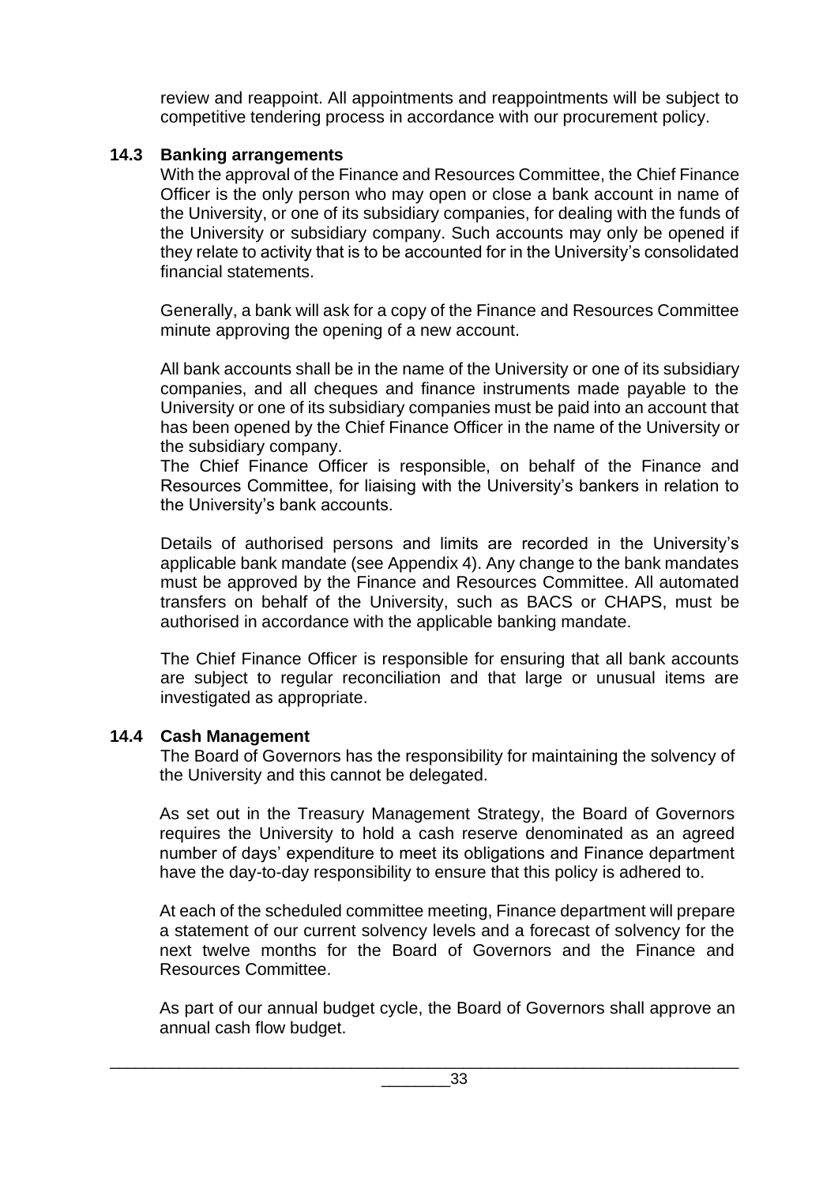review and reappoint. All appointments and reappointments will be subject to competitive tendering process in accordance with our procurement policy.

### 14.3 Banking arrangements

With the approval of the Finance and Resources Committee, the Chief Finance Officer is the only person who may open or close a bank account in name of the University, or one of its subsidiary companies, for dealing with the funds of the University or subsidiary company. Such accounts may only be opened if they relate to activity that is to be accounted for in the University's consolidated financial statements.

Generally, a bank will ask for a copy of the Finance and Resources Committee minute approving the opening of a new account.

All bank accounts shall be in the name of the University or one of its subsidiary companies, and all cheques and finance instruments made payable to the University or one of its subsidiary companies must be paid into an account that has been opened by the Chief Finance Officer in the name of the University or the subsidiary company.
The Chief Finance Officer is responsible, on behalf of the Finance and Resources Committee, for liaising with the University's bankers in relation to the University's bank accounts.

Details of authorised persons and limits are recorded in the University's applicable bank mandate (see Appendix 4). Any change to the bank mandates must be approved by the Finance and Resources Committee. All automated transfers on behalf of the University, such as BACS or CHAPS, must be authorised in accordance with the applicable banking mandate.

The Chief Finance Officer is responsible for ensuring that all bank accounts are subject to regular reconciliation and that large or unusual items are investigated as appropriate.

### 14.4 Cash Management

The Board of Governors has the responsibility for maintaining the solvency of the University and this cannot be delegated.

As set out in the Treasury Management Strategy, the Board of Governors requires the University to hold a cash reserve denominated as an agreed number of days' expenditure to meet its obligations and Finance department have the day-to-day responsibility to ensure that this policy is adhered to.

At each of the scheduled committee meeting, Finance department will prepare a statement of our current solvency levels and a forecast of solvency for the next twelve months for the Board of Governors and the Finance and Resources Committee.

As part of our annual budget cycle, the Board of Governors shall approve an annual cash flow budget.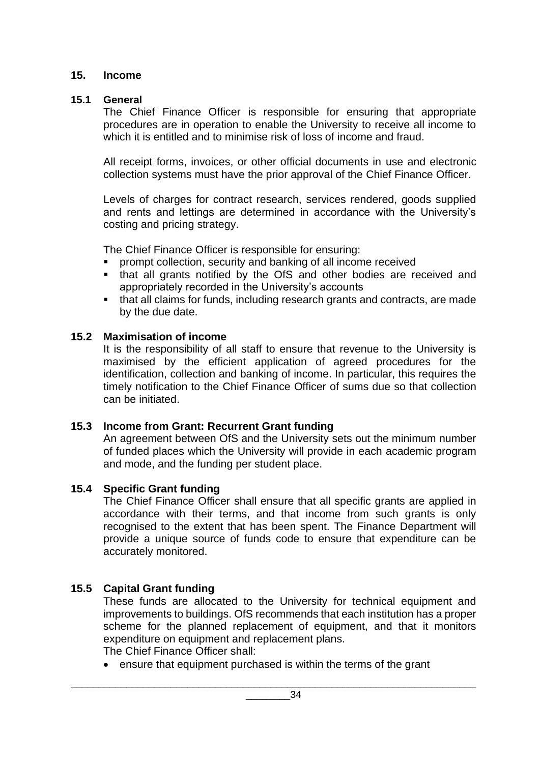## 15. Income

### 15.1 General

The Chief Finance Officer is responsible for ensuring that appropriate procedures are in operation to enable the University to receive all income to which it is entitled and to minimise risk of loss of income and fraud.

All receipt forms, invoices, or other official documents in use and electronic collection systems must have the prior approval of the Chief Finance Officer.

Levels of charges for contract research, services rendered, goods supplied and rents and lettings are determined in accordance with the University's costing and pricing strategy.

The Chief Finance Officer is responsible for ensuring:

- prompt collection, security and banking of all income received
- that all grants notified by the OfS and other bodies are received and appropriately recorded in the University's accounts
- that all claims for funds, including research grants and contracts, are made by the due date.

### 15.2 Maximisation of income

It is the responsibility of all staff to ensure that revenue to the University is maximised by the efficient application of agreed procedures for the identification, collection and banking of income. In particular, this requires the timely notification to the Chief Finance Officer of sums due so that collection can be initiated.

### 15.3 Income from Grant: Recurrent Grant funding

An agreement between OfS and the University sets out the minimum number of funded places which the University will provide in each academic program and mode, and the funding per student place.

### 15.4 Specific Grant funding

The Chief Finance Officer shall ensure that all specific grants are applied in accordance with their terms, and that income from such grants is only recognised to the extent that has been spent. The Finance Department will provide a unique source of funds code to ensure that expenditure can be accurately monitored.

### 15.5 Capital Grant funding

These funds are allocated to the University for technical equipment and improvements to buildings. OfS recommends that each institution has a proper scheme for the planned replacement of equipment, and that it monitors expenditure on equipment and replacement plans.

The Chief Finance Officer shall:

- ensure that equipment purchased is within the terms of the grant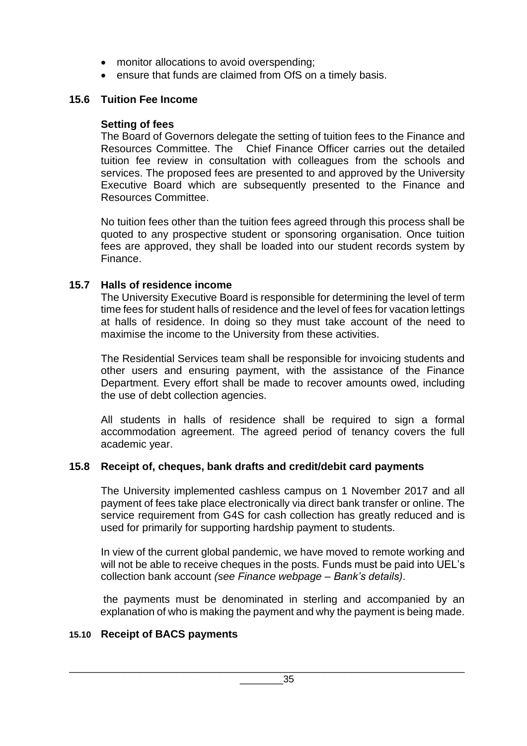- monitor allocations to avoid overspending;
- ensure that funds are claimed from OfS on a timely basis.

### 15.6 Tuition Fee Income

**Setting of fees**

The Board of Governors delegate the setting of tuition fees to the Finance and Resources Committee. The Chief Finance Officer carries out the detailed tuition fee review in consultation with colleagues from the schools and services. The proposed fees are presented to and approved by the University Executive Board which are subsequently presented to the Finance and Resources Committee.

No tuition fees other than the tuition fees agreed through this process shall be quoted to any prospective student or sponsoring organisation. Once tuition fees are approved, they shall be loaded into our student records system by Finance.

### 15.7 Halls of residence income

The University Executive Board is responsible for determining the level of term time fees for student halls of residence and the level of fees for vacation lettings at halls of residence. In doing so they must take account of the need to maximise the income to the University from these activities.

The Residential Services team shall be responsible for invoicing students and other users and ensuring payment, with the assistance of the Finance Department. Every effort shall be made to recover amounts owed, including the use of debt collection agencies.

All students in halls of residence shall be required to sign a formal accommodation agreement. The agreed period of tenancy covers the full academic year.

### 15.8 Receipt of, cheques, bank drafts and credit/debit card payments

The University implemented cashless campus on 1 November 2017 and all payment of fees take place electronically via direct bank transfer or online. The service requirement from G4S for cash collection has greatly reduced and is used for primarily for supporting hardship payment to students.

In view of the current global pandemic, we have moved to remote working and will not be able to receive cheques in the posts. Funds must be paid into UEL's collection bank account *(see Finance webpage – Bank's details)*.

the payments must be denominated in sterling and accompanied by an explanation of who is making the payment and why the payment is being made.

### 15.10 Receipt of BACS payments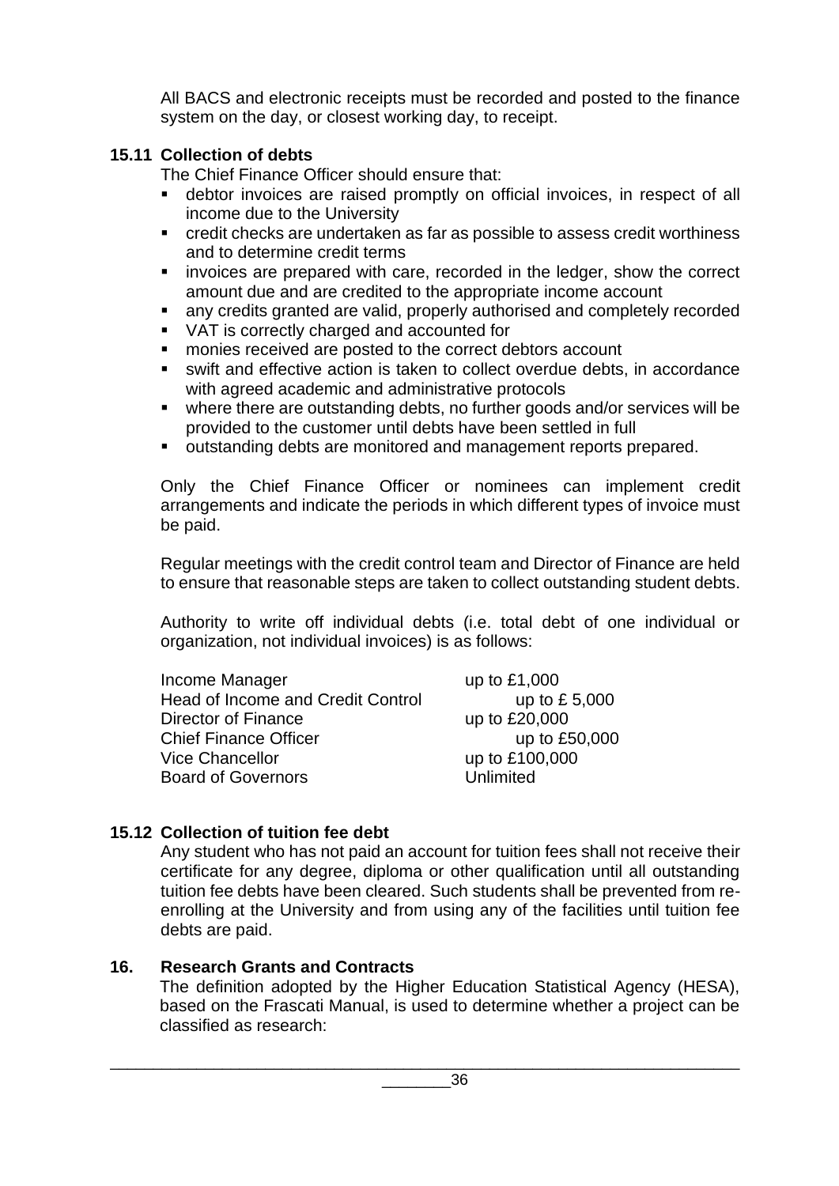All BACS and electronic receipts must be recorded and posted to the finance system on the day, or closest working day, to receipt.

### 15.11 Collection of debts

The Chief Finance Officer should ensure that:

- debtor invoices are raised promptly on official invoices, in respect of all income due to the University
- credit checks are undertaken as far as possible to assess credit worthiness and to determine credit terms
- invoices are prepared with care, recorded in the ledger, show the correct amount due and are credited to the appropriate income account
- any credits granted are valid, properly authorised and completely recorded
- VAT is correctly charged and accounted for
- monies received are posted to the correct debtors account
- swift and effective action is taken to collect overdue debts, in accordance with agreed academic and administrative protocols
- where there are outstanding debts, no further goods and/or services will be provided to the customer until debts have been settled in full
- outstanding debts are monitored and management reports prepared.

Only the Chief Finance Officer or nominees can implement credit arrangements and indicate the periods in which different types of invoice must be paid.

Regular meetings with the credit control team and Director of Finance are held to ensure that reasonable steps are taken to collect outstanding student debts.

Authority to write off individual debts (i.e. total debt of one individual or organization, not individual invoices) is as follows:

| | |
|---|---|
| Income Manager | up to £1,000 |
| Head of Income and Credit Control | up to £ 5,000 |
| Director of Finance | up to £20,000 |
| Chief Finance Officer | up to £50,000 |
| Vice Chancellor | up to £100,000 |
| Board of Governors | Unlimited |

### 15.12 Collection of tuition fee debt

Any student who has not paid an account for tuition fees shall not receive their certificate for any degree, diploma or other qualification until all outstanding tuition fee debts have been cleared. Such students shall be prevented from re-enrolling at the University and from using any of the facilities until tuition fee debts are paid.

## 16. Research Grants and Contracts

The definition adopted by the Higher Education Statistical Agency (HESA), based on the Frascati Manual, is used to determine whether a project can be classified as research: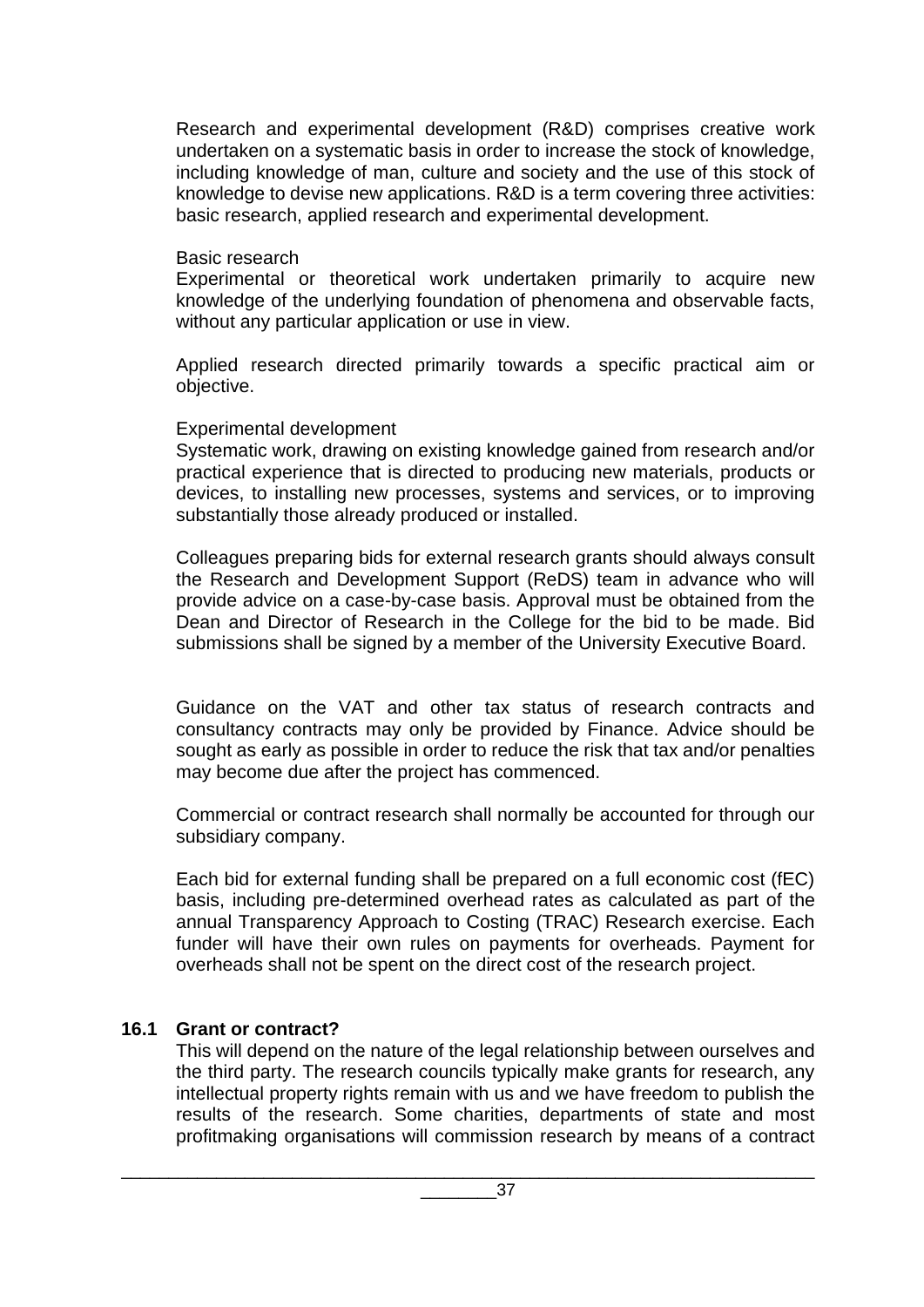Research and experimental development (R&D) comprises creative work undertaken on a systematic basis in order to increase the stock of knowledge, including knowledge of man, culture and society and the use of this stock of knowledge to devise new applications. R&D is a term covering three activities: basic research, applied research and experimental development.

Basic research
Experimental or theoretical work undertaken primarily to acquire new knowledge of the underlying foundation of phenomena and observable facts, without any particular application or use in view.

Applied research directed primarily towards a specific practical aim or objective.

Experimental development
Systematic work, drawing on existing knowledge gained from research and/or practical experience that is directed to producing new materials, products or devices, to installing new processes, systems and services, or to improving substantially those already produced or installed.

Colleagues preparing bids for external research grants should always consult the Research and Development Support (ReDS) team in advance who will provide advice on a case-by-case basis. Approval must be obtained from the Dean and Director of Research in the College for the bid to be made. Bid submissions shall be signed by a member of the University Executive Board.

Guidance on the VAT and other tax status of research contracts and consultancy contracts may only be provided by Finance. Advice should be sought as early as possible in order to reduce the risk that tax and/or penalties may become due after the project has commenced.

Commercial or contract research shall normally be accounted for through our subsidiary company.

Each bid for external funding shall be prepared on a full economic cost (fEC) basis, including pre-determined overhead rates as calculated as part of the annual Transparency Approach to Costing (TRAC) Research exercise. Each funder will have their own rules on payments for overheads. Payment for overheads shall not be spent on the direct cost of the research project.

### 16.1 Grant or contract?

This will depend on the nature of the legal relationship between ourselves and the third party. The research councils typically make grants for research, any intellectual property rights remain with us and we have freedom to publish the results of the research. Some charities, departments of state and most profitmaking organisations will commission research by means of a contract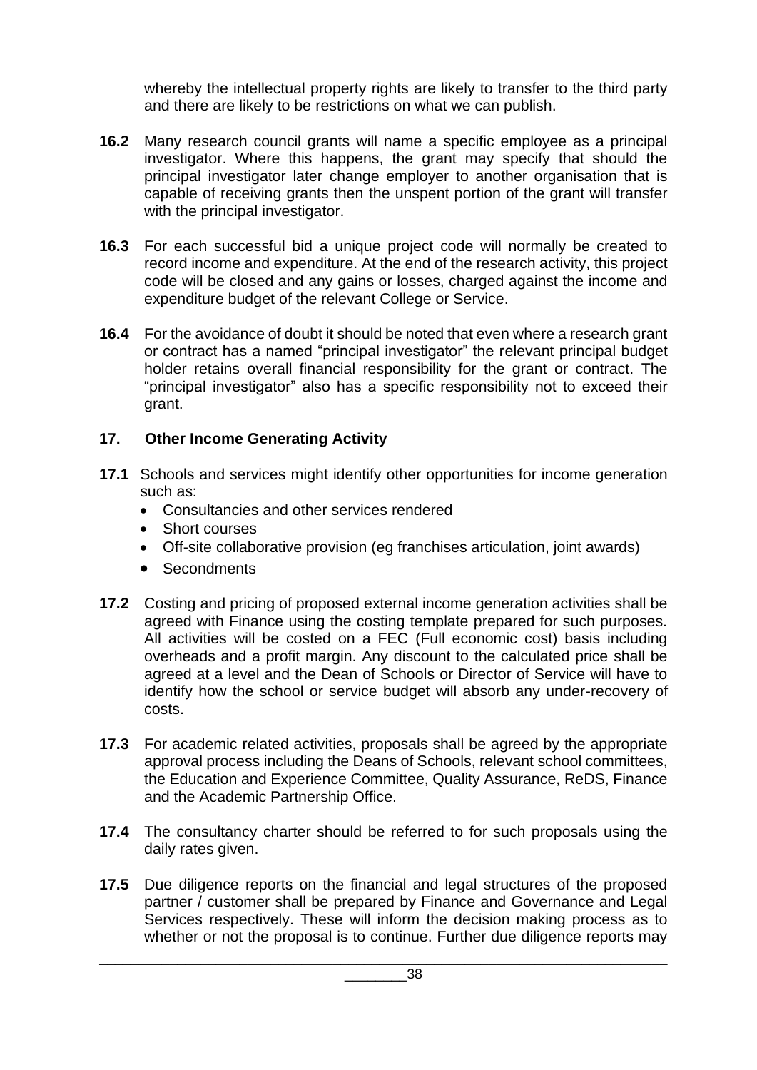whereby the intellectual property rights are likely to transfer to the third party and there are likely to be restrictions on what we can publish.

**16.2** Many research council grants will name a specific employee as a principal investigator. Where this happens, the grant may specify that should the principal investigator later change employer to another organisation that is capable of receiving grants then the unspent portion of the grant will transfer with the principal investigator.

**16.3** For each successful bid a unique project code will normally be created to record income and expenditure. At the end of the research activity, this project code will be closed and any gains or losses, charged against the income and expenditure budget of the relevant College or Service.

**16.4** For the avoidance of doubt it should be noted that even where a research grant or contract has a named "principal investigator" the relevant principal budget holder retains overall financial responsibility for the grant or contract. The "principal investigator" also has a specific responsibility not to exceed their grant.

## 17. Other Income Generating Activity

**17.1** Schools and services might identify other opportunities for income generation such as:

- Consultancies and other services rendered
- Short courses
- Off-site collaborative provision (eg franchises articulation, joint awards)
- Secondments

**17.2** Costing and pricing of proposed external income generation activities shall be agreed with Finance using the costing template prepared for such purposes. All activities will be costed on a FEC (Full economic cost) basis including overheads and a profit margin. Any discount to the calculated price shall be agreed at a level and the Dean of Schools or Director of Service will have to identify how the school or service budget will absorb any under-recovery of costs.

**17.3** For academic related activities, proposals shall be agreed by the appropriate approval process including the Deans of Schools, relevant school committees, the Education and Experience Committee, Quality Assurance, ReDS, Finance and the Academic Partnership Office.

**17.4** The consultancy charter should be referred to for such proposals using the daily rates given.

**17.5** Due diligence reports on the financial and legal structures of the proposed partner / customer shall be prepared by Finance and Governance and Legal Services respectively. These will inform the decision making process as to whether or not the proposal is to continue. Further due diligence reports may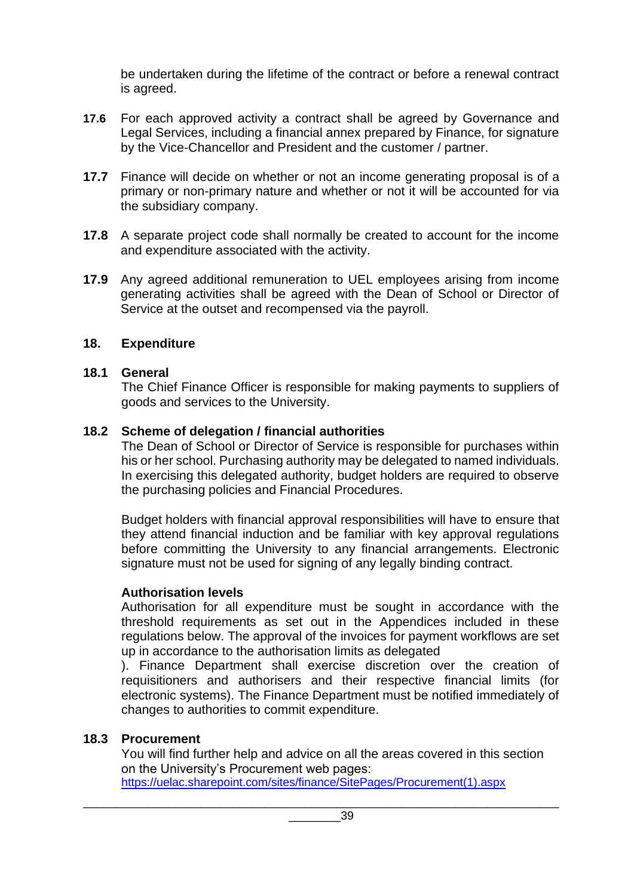be undertaken during the lifetime of the contract or before a renewal contract is agreed.

**17.6** For each approved activity a contract shall be agreed by Governance and Legal Services, including a financial annex prepared by Finance, for signature by the Vice-Chancellor and President and the customer / partner.

**17.7** Finance will decide on whether or not an income generating proposal is of a primary or non-primary nature and whether or not it will be accounted for via the subsidiary company.

**17.8** A separate project code shall normally be created to account for the income and expenditure associated with the activity.

**17.9** Any agreed additional remuneration to UEL employees arising from income generating activities shall be agreed with the Dean of School or Director of Service at the outset and recompensed via the payroll.

## 18. Expenditure

### 18.1 General

The Chief Finance Officer is responsible for making payments to suppliers of goods and services to the University.

### 18.2 Scheme of delegation / financial authorities

The Dean of School or Director of Service is responsible for purchases within his or her school. Purchasing authority may be delegated to named individuals. In exercising this delegated authority, budget holders are required to observe the purchasing policies and Financial Procedures.

Budget holders with financial approval responsibilities will have to ensure that they attend financial induction and be familiar with key approval regulations before committing the University to any financial arrangements. Electronic signature must not be used for signing of any legally binding contract.

**Authorisation levels**

Authorisation for all expenditure must be sought in accordance with the threshold requirements as set out in the Appendices included in these regulations below. The approval of the invoices for payment workflows are set up in accordance to the authorisation limits as delegated
). Finance Department shall exercise discretion over the creation of requisitioners and authorisers and their respective financial limits (for electronic systems). The Finance Department must be notified immediately of changes to authorities to commit expenditure.

### 18.3 Procurement

You will find further help and advice on all the areas covered in this section on the University's Procurement web pages:
https://uelac.sharepoint.com/sites/finance/SitePages/Procurement(1).aspx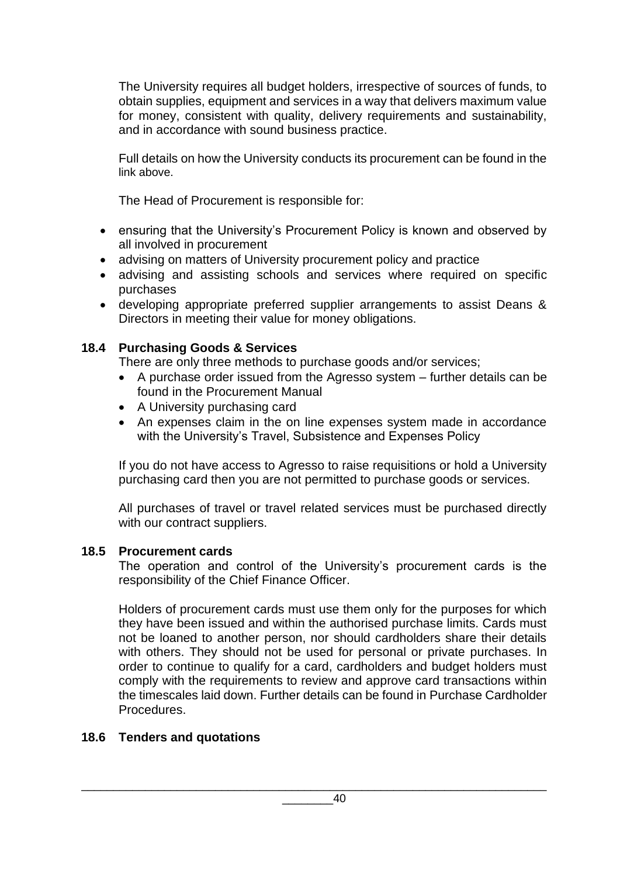The University requires all budget holders, irrespective of sources of funds, to obtain supplies, equipment and services in a way that delivers maximum value for money, consistent with quality, delivery requirements and sustainability, and in accordance with sound business practice.

Full details on how the University conducts its procurement can be found in the link above.

The Head of Procurement is responsible for:

- ensuring that the University's Procurement Policy is known and observed by all involved in procurement
- advising on matters of University procurement policy and practice
- advising and assisting schools and services where required on specific purchases
- developing appropriate preferred supplier arrangements to assist Deans & Directors in meeting their value for money obligations.

### 18.4 Purchasing Goods & Services

There are only three methods to purchase goods and/or services;

- A purchase order issued from the Agresso system – further details can be found in the Procurement Manual
- A University purchasing card
- An expenses claim in the on line expenses system made in accordance with the University's Travel, Subsistence and Expenses Policy

If you do not have access to Agresso to raise requisitions or hold a University purchasing card then you are not permitted to purchase goods or services.

All purchases of travel or travel related services must be purchased directly with our contract suppliers.

### 18.5 Procurement cards

The operation and control of the University's procurement cards is the responsibility of the Chief Finance Officer.

Holders of procurement cards must use them only for the purposes for which they have been issued and within the authorised purchase limits. Cards must not be loaned to another person, nor should cardholders share their details with others. They should not be used for personal or private purchases. In order to continue to qualify for a card, cardholders and budget holders must comply with the requirements to review and approve card transactions within the timescales laid down. Further details can be found in Purchase Cardholder Procedures.

### 18.6 Tenders and quotations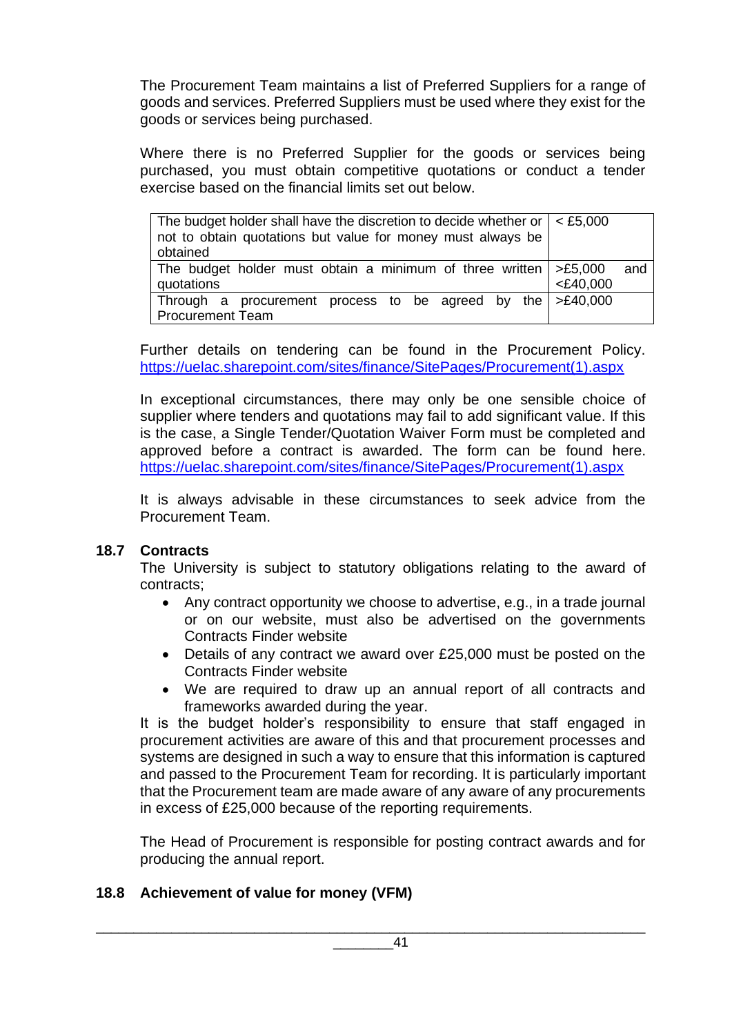The Procurement Team maintains a list of Preferred Suppliers for a range of goods and services. Preferred Suppliers must be used where they exist for the goods or services being purchased.

Where there is no Preferred Supplier for the goods or services being purchased, you must obtain competitive quotations or conduct a tender exercise based on the financial limits set out below.

| | |
|---|---|
| The budget holder shall have the discretion to decide whether or not to obtain quotations but value for money must always be obtained | < £5,000 |
| The budget holder must obtain a minimum of three written quotations | >£5,000 and <£40,000 |
| Through a procurement process to be agreed by the Procurement Team | >£40,000 |

Further details on tendering can be found in the Procurement Policy. https://uelac.sharepoint.com/sites/finance/SitePages/Procurement(1).aspx

In exceptional circumstances, there may only be one sensible choice of supplier where tenders and quotations may fail to add significant value. If this is the case, a Single Tender/Quotation Waiver Form must be completed and approved before a contract is awarded. The form can be found here. https://uelac.sharepoint.com/sites/finance/SitePages/Procurement(1).aspx

It is always advisable in these circumstances to seek advice from the Procurement Team.

### 18.7 Contracts

The University is subject to statutory obligations relating to the award of contracts;

- Any contract opportunity we choose to advertise, e.g., in a trade journal or on our website, must also be advertised on the governments Contracts Finder website
- Details of any contract we award over £25,000 must be posted on the Contracts Finder website
- We are required to draw up an annual report of all contracts and frameworks awarded during the year.

It is the budget holder's responsibility to ensure that staff engaged in procurement activities are aware of this and that procurement processes and systems are designed in such a way to ensure that this information is captured and passed to the Procurement Team for recording. It is particularly important that the Procurement team are made aware of any aware of any procurements in excess of £25,000 because of the reporting requirements.

The Head of Procurement is responsible for posting contract awards and for producing the annual report.

### 18.8 Achievement of value for money (VFM)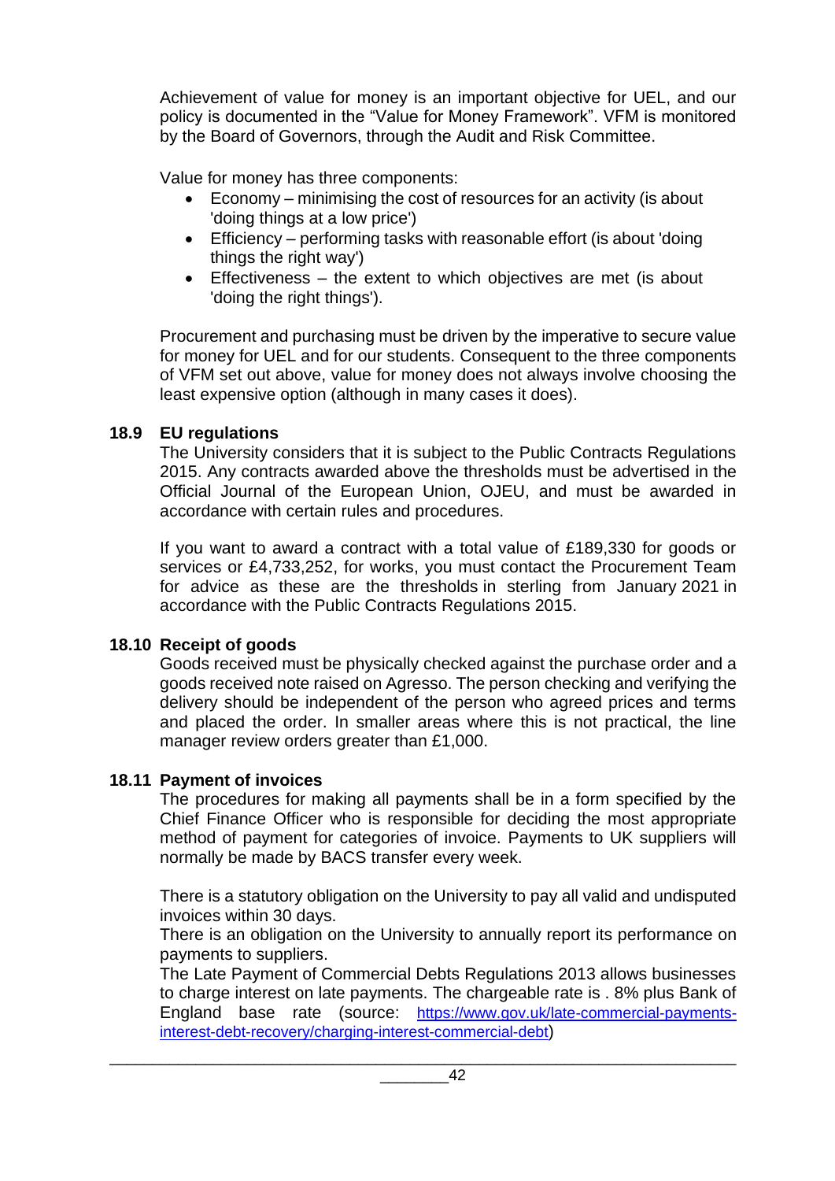Achievement of value for money is an important objective for UEL, and our policy is documented in the "Value for Money Framework". VFM is monitored by the Board of Governors, through the Audit and Risk Committee.

Value for money has three components:

- Economy – minimising the cost of resources for an activity (is about 'doing things at a low price')
- Efficiency – performing tasks with reasonable effort (is about 'doing things the right way')
- Effectiveness – the extent to which objectives are met (is about 'doing the right things').

Procurement and purchasing must be driven by the imperative to secure value for money for UEL and for our students. Consequent to the three components of VFM set out above, value for money does not always involve choosing the least expensive option (although in many cases it does).

### 18.9 EU regulations

The University considers that it is subject to the Public Contracts Regulations 2015. Any contracts awarded above the thresholds must be advertised in the Official Journal of the European Union, OJEU, and must be awarded in accordance with certain rules and procedures.

If you want to award a contract with a total value of £189,330 for goods or services or £4,733,252, for works, you must contact the Procurement Team for advice as these are the thresholds in sterling from January 2021 in accordance with the Public Contracts Regulations 2015.

### 18.10 Receipt of goods

Goods received must be physically checked against the purchase order and a goods received note raised on Agresso. The person checking and verifying the delivery should be independent of the person who agreed prices and terms and placed the order. In smaller areas where this is not practical, the line manager review orders greater than £1,000.

### 18.11 Payment of invoices

The procedures for making all payments shall be in a form specified by the Chief Finance Officer who is responsible for deciding the most appropriate method of payment for categories of invoice. Payments to UK suppliers will normally be made by BACS transfer every week.

There is a statutory obligation on the University to pay all valid and undisputed invoices within 30 days.
There is an obligation on the University to annually report its performance on payments to suppliers.
The Late Payment of Commercial Debts Regulations 2013 allows businesses to charge interest on late payments. The chargeable rate is . 8% plus Bank of England base rate (source: https://www.gov.uk/late-commercial-payments-interest-debt-recovery/charging-interest-commercial-debt)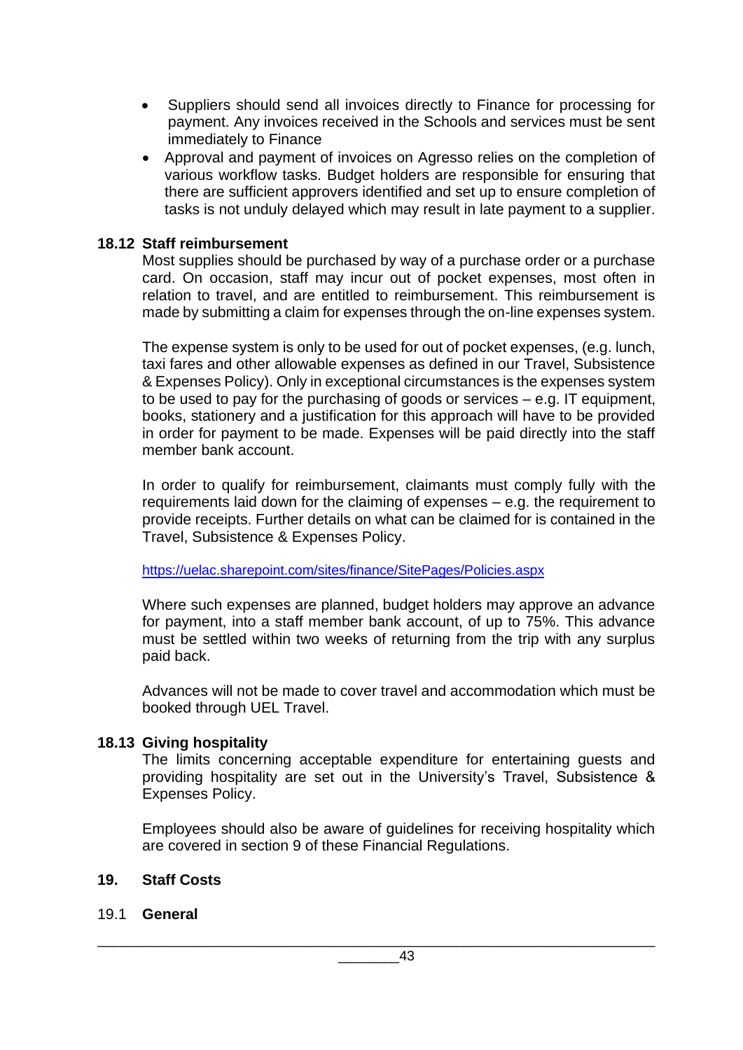- Suppliers should send all invoices directly to Finance for processing for payment. Any invoices received in the Schools and services must be sent immediately to Finance
- Approval and payment of invoices on Agresso relies on the completion of various workflow tasks. Budget holders are responsible for ensuring that there are sufficient approvers identified and set up to ensure completion of tasks is not unduly delayed which may result in late payment to a supplier.

### 18.12 Staff reimbursement

Most supplies should be purchased by way of a purchase order or a purchase card. On occasion, staff may incur out of pocket expenses, most often in relation to travel, and are entitled to reimbursement. This reimbursement is made by submitting a claim for expenses through the on-line expenses system.

The expense system is only to be used for out of pocket expenses, (e.g. lunch, taxi fares and other allowable expenses as defined in our Travel, Subsistence & Expenses Policy). Only in exceptional circumstances is the expenses system to be used to pay for the purchasing of goods or services – e.g. IT equipment, books, stationery and a justification for this approach will have to be provided in order for payment to be made. Expenses will be paid directly into the staff member bank account.

In order to qualify for reimbursement, claimants must comply fully with the requirements laid down for the claiming of expenses – e.g. the requirement to provide receipts. Further details on what can be claimed for is contained in the Travel, Subsistence & Expenses Policy.

https://uelac.sharepoint.com/sites/finance/SitePages/Policies.aspx

Where such expenses are planned, budget holders may approve an advance for payment, into a staff member bank account, of up to 75%. This advance must be settled within two weeks of returning from the trip with any surplus paid back.

Advances will not be made to cover travel and accommodation which must be booked through UEL Travel.

### 18.13 Giving hospitality

The limits concerning acceptable expenditure for entertaining guests and providing hospitality are set out in the University's Travel, Subsistence & Expenses Policy.

Employees should also be aware of guidelines for receiving hospitality which are covered in section 9 of these Financial Regulations.

## 19. Staff Costs

### 19.1 General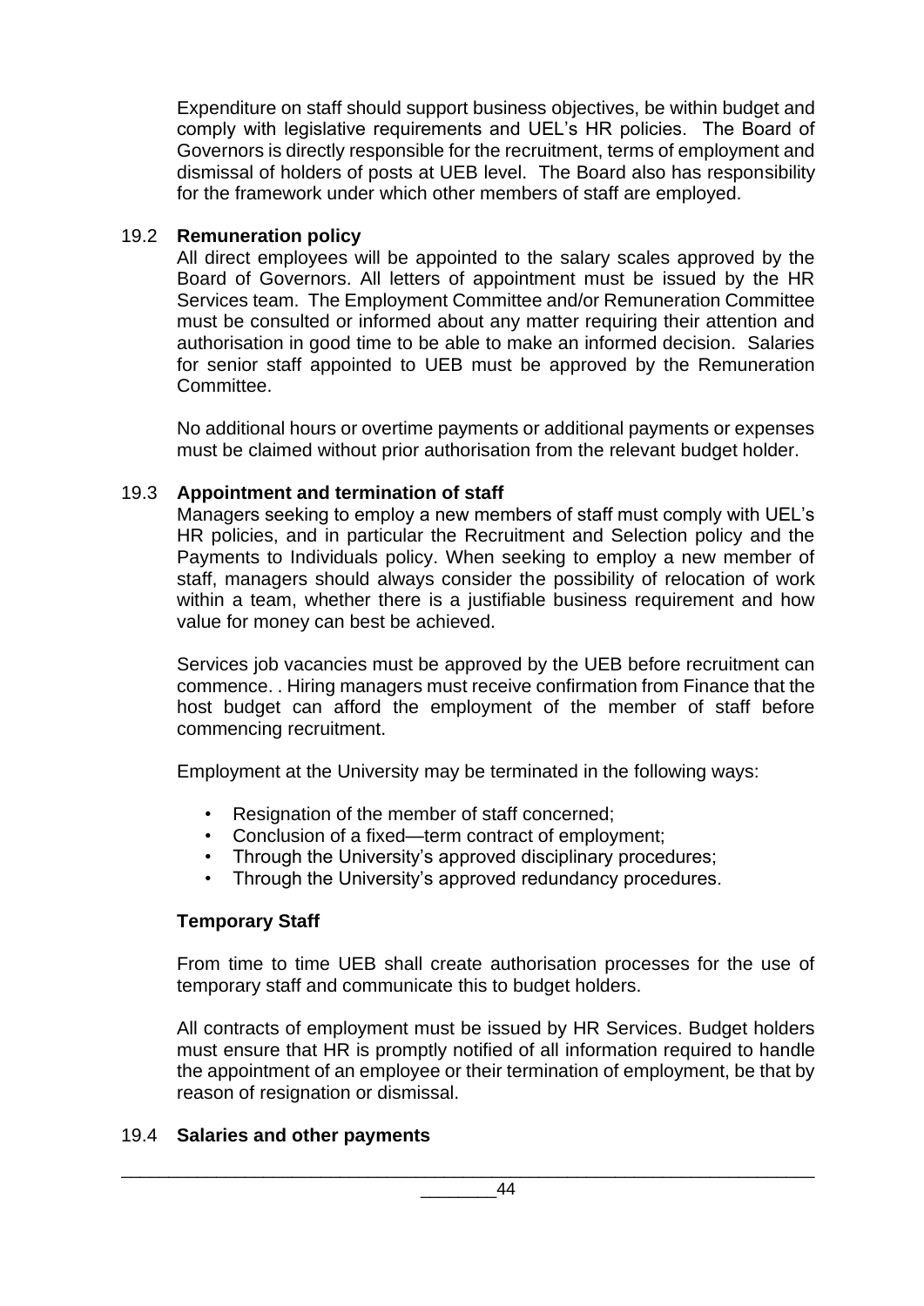Expenditure on staff should support business objectives, be within budget and comply with legislative requirements and UEL's HR policies. The Board of Governors is directly responsible for the recruitment, terms of employment and dismissal of holders of posts at UEB level. The Board also has responsibility for the framework under which other members of staff are employed.

### 19.2 Remuneration policy

All direct employees will be appointed to the salary scales approved by the Board of Governors. All letters of appointment must be issued by the HR Services team. The Employment Committee and/or Remuneration Committee must be consulted or informed about any matter requiring their attention and authorisation in good time to be able to make an informed decision. Salaries for senior staff appointed to UEB must be approved by the Remuneration Committee.

No additional hours or overtime payments or additional payments or expenses must be claimed without prior authorisation from the relevant budget holder.

### 19.3 Appointment and termination of staff

Managers seeking to employ a new members of staff must comply with UEL's HR policies, and in particular the Recruitment and Selection policy and the Payments to Individuals policy. When seeking to employ a new member of staff, managers should always consider the possibility of relocation of work within a team, whether there is a justifiable business requirement and how value for money can best be achieved.

Services job vacancies must be approved by the UEB before recruitment can commence. . Hiring managers must receive confirmation from Finance that the host budget can afford the employment of the member of staff before commencing recruitment.

Employment at the University may be terminated in the following ways:

- Resignation of the member of staff concerned;
- Conclusion of a fixed—term contract of employment;
- Through the University's approved disciplinary procedures;
- Through the University's approved redundancy procedures.

**Temporary Staff**

From time to time UEB shall create authorisation processes for the use of temporary staff and communicate this to budget holders.

All contracts of employment must be issued by HR Services. Budget holders must ensure that HR is promptly notified of all information required to handle the appointment of an employee or their termination of employment, be that by reason of resignation or dismissal.

### 19.4 Salaries and other payments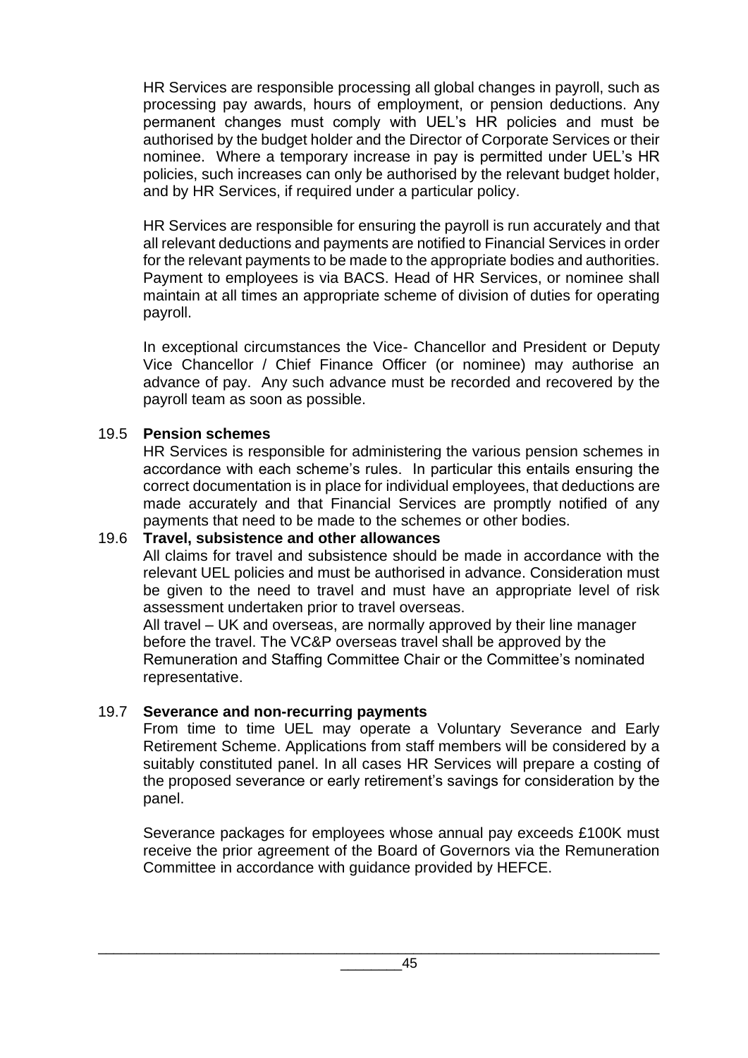HR Services are responsible processing all global changes in payroll, such as processing pay awards, hours of employment, or pension deductions. Any permanent changes must comply with UEL's HR policies and must be authorised by the budget holder and the Director of Corporate Services or their nominee. Where a temporary increase in pay is permitted under UEL's HR policies, such increases can only be authorised by the relevant budget holder, and by HR Services, if required under a particular policy.

HR Services are responsible for ensuring the payroll is run accurately and that all relevant deductions and payments are notified to Financial Services in order for the relevant payments to be made to the appropriate bodies and authorities. Payment to employees is via BACS. Head of HR Services, or nominee shall maintain at all times an appropriate scheme of division of duties for operating payroll.

In exceptional circumstances the Vice- Chancellor and President or Deputy Vice Chancellor / Chief Finance Officer (or nominee) may authorise an advance of pay. Any such advance must be recorded and recovered by the payroll team as soon as possible.

### 19.5 Pension schemes

HR Services is responsible for administering the various pension schemes in accordance with each scheme's rules. In particular this entails ensuring the correct documentation is in place for individual employees, that deductions are made accurately and that Financial Services are promptly notified of any payments that need to be made to the schemes or other bodies.

### 19.6 Travel, subsistence and other allowances

All claims for travel and subsistence should be made in accordance with the relevant UEL policies and must be authorised in advance. Consideration must be given to the need to travel and must have an appropriate level of risk assessment undertaken prior to travel overseas.

All travel – UK and overseas, are normally approved by their line manager before the travel. The VC&P overseas travel shall be approved by the Remuneration and Staffing Committee Chair or the Committee's nominated representative.

### 19.7 Severance and non-recurring payments

From time to time UEL may operate a Voluntary Severance and Early Retirement Scheme. Applications from staff members will be considered by a suitably constituted panel. In all cases HR Services will prepare a costing of the proposed severance or early retirement's savings for consideration by the panel.

Severance packages for employees whose annual pay exceeds £100K must receive the prior agreement of the Board of Governors via the Remuneration Committee in accordance with guidance provided by HEFCE.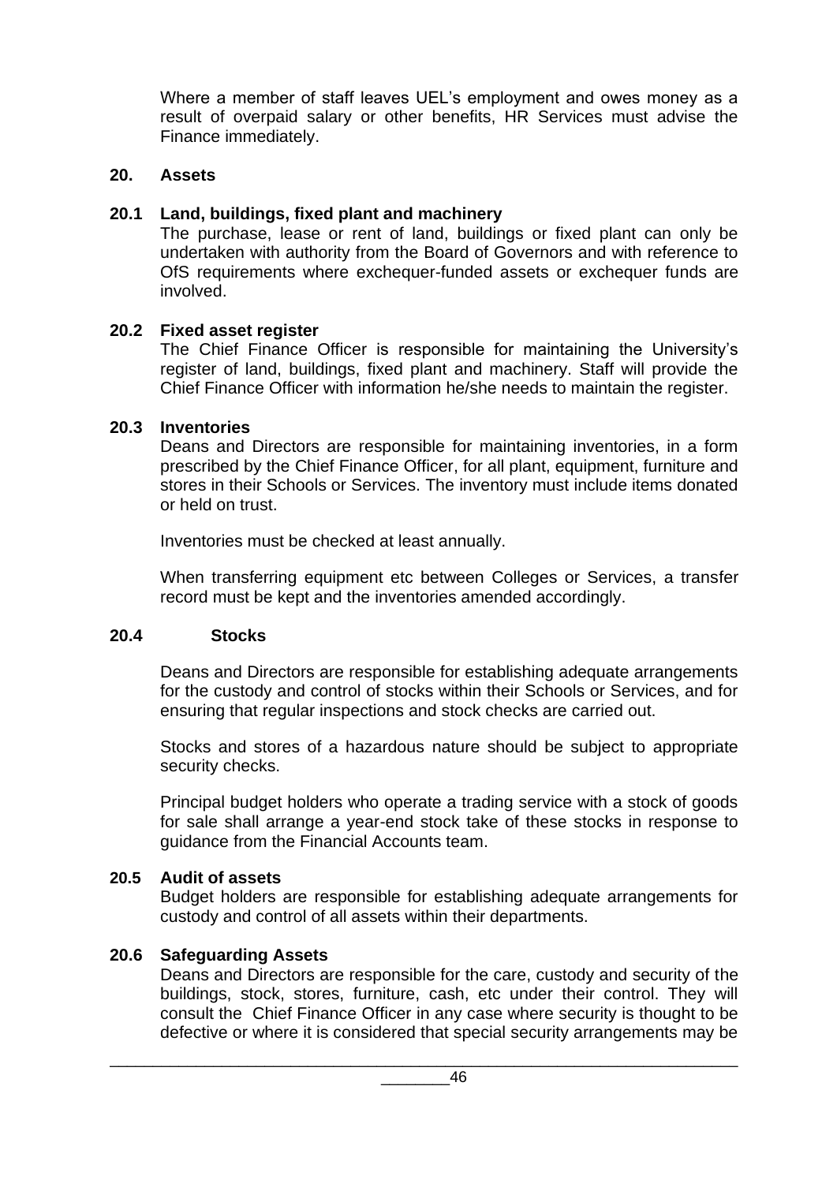Where a member of staff leaves UEL's employment and owes money as a result of overpaid salary or other benefits, HR Services must advise the Finance immediately.

## 20. Assets

### 20.1 Land, buildings, fixed plant and machinery

The purchase, lease or rent of land, buildings or fixed plant can only be undertaken with authority from the Board of Governors and with reference to OfS requirements where exchequer-funded assets or exchequer funds are involved.

### 20.2 Fixed asset register

The Chief Finance Officer is responsible for maintaining the University's register of land, buildings, fixed plant and machinery. Staff will provide the Chief Finance Officer with information he/she needs to maintain the register.

### 20.3 Inventories

Deans and Directors are responsible for maintaining inventories, in a form prescribed by the Chief Finance Officer, for all plant, equipment, furniture and stores in their Schools or Services. The inventory must include items donated or held on trust.

Inventories must be checked at least annually.

When transferring equipment etc between Colleges or Services, a transfer record must be kept and the inventories amended accordingly.

### 20.4 Stocks

Deans and Directors are responsible for establishing adequate arrangements for the custody and control of stocks within their Schools or Services, and for ensuring that regular inspections and stock checks are carried out.

Stocks and stores of a hazardous nature should be subject to appropriate security checks.

Principal budget holders who operate a trading service with a stock of goods for sale shall arrange a year-end stock take of these stocks in response to guidance from the Financial Accounts team.

### 20.5 Audit of assets

Budget holders are responsible for establishing adequate arrangements for custody and control of all assets within their departments.

### 20.6 Safeguarding Assets

Deans and Directors are responsible for the care, custody and security of the buildings, stock, stores, furniture, cash, etc under their control. They will consult the Chief Finance Officer in any case where security is thought to be defective or where it is considered that special security arrangements may be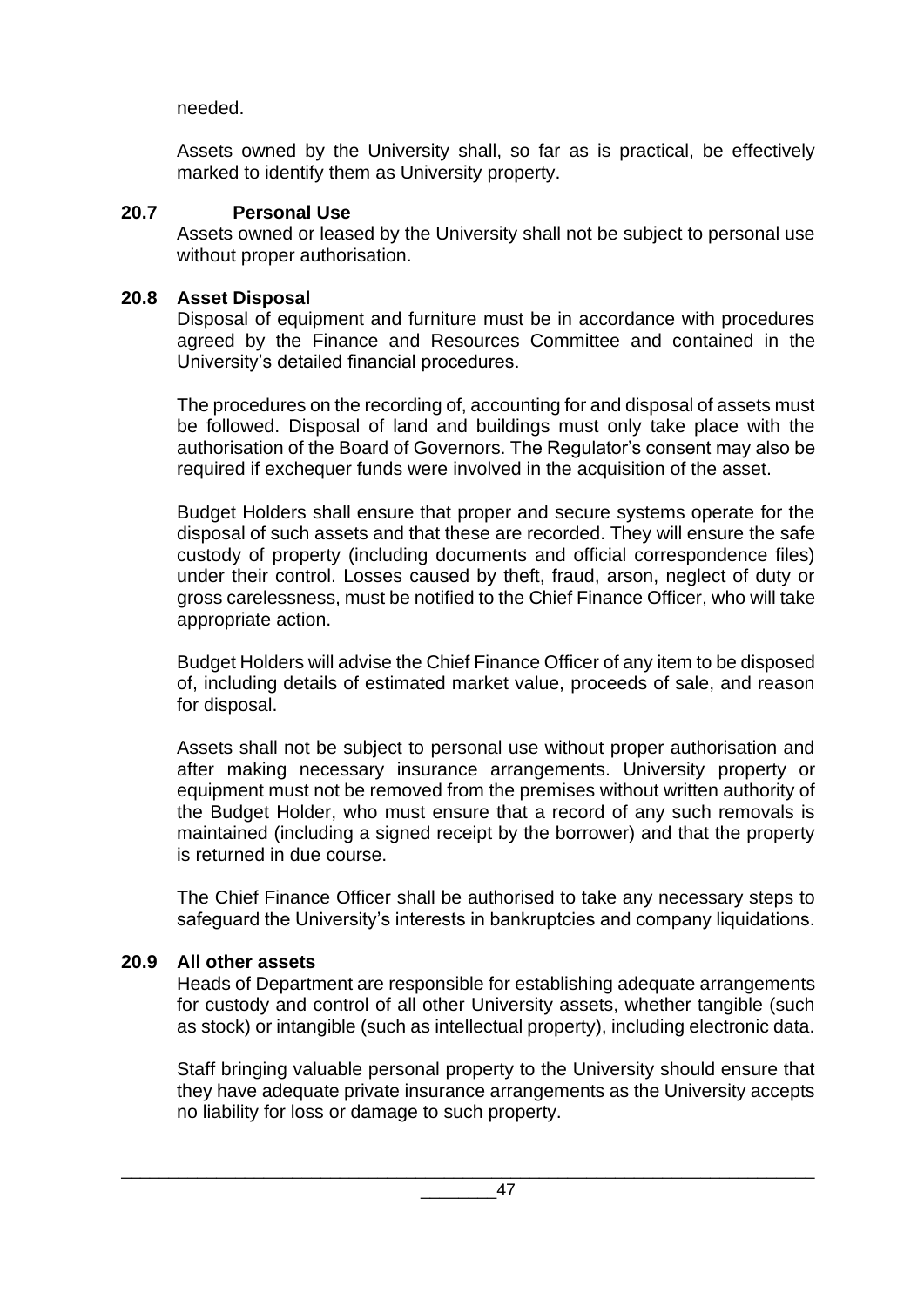needed.

Assets owned by the University shall, so far as is practical, be effectively marked to identify them as University property.

### 20.7 Personal Use

Assets owned or leased by the University shall not be subject to personal use without proper authorisation.

### 20.8 Asset Disposal

Disposal of equipment and furniture must be in accordance with procedures agreed by the Finance and Resources Committee and contained in the University's detailed financial procedures.

The procedures on the recording of, accounting for and disposal of assets must be followed. Disposal of land and buildings must only take place with the authorisation of the Board of Governors. The Regulator's consent may also be required if exchequer funds were involved in the acquisition of the asset.

Budget Holders shall ensure that proper and secure systems operate for the disposal of such assets and that these are recorded. They will ensure the safe custody of property (including documents and official correspondence files) under their control. Losses caused by theft, fraud, arson, neglect of duty or gross carelessness, must be notified to the Chief Finance Officer, who will take appropriate action.

Budget Holders will advise the Chief Finance Officer of any item to be disposed of, including details of estimated market value, proceeds of sale, and reason for disposal.

Assets shall not be subject to personal use without proper authorisation and after making necessary insurance arrangements. University property or equipment must not be removed from the premises without written authority of the Budget Holder, who must ensure that a record of any such removals is maintained (including a signed receipt by the borrower) and that the property is returned in due course.

The Chief Finance Officer shall be authorised to take any necessary steps to safeguard the University's interests in bankruptcies and company liquidations.

### 20.9 All other assets

Heads of Department are responsible for establishing adequate arrangements for custody and control of all other University assets, whether tangible (such as stock) or intangible (such as intellectual property), including electronic data.

Staff bringing valuable personal property to the University should ensure that they have adequate private insurance arrangements as the University accepts no liability for loss or damage to such property.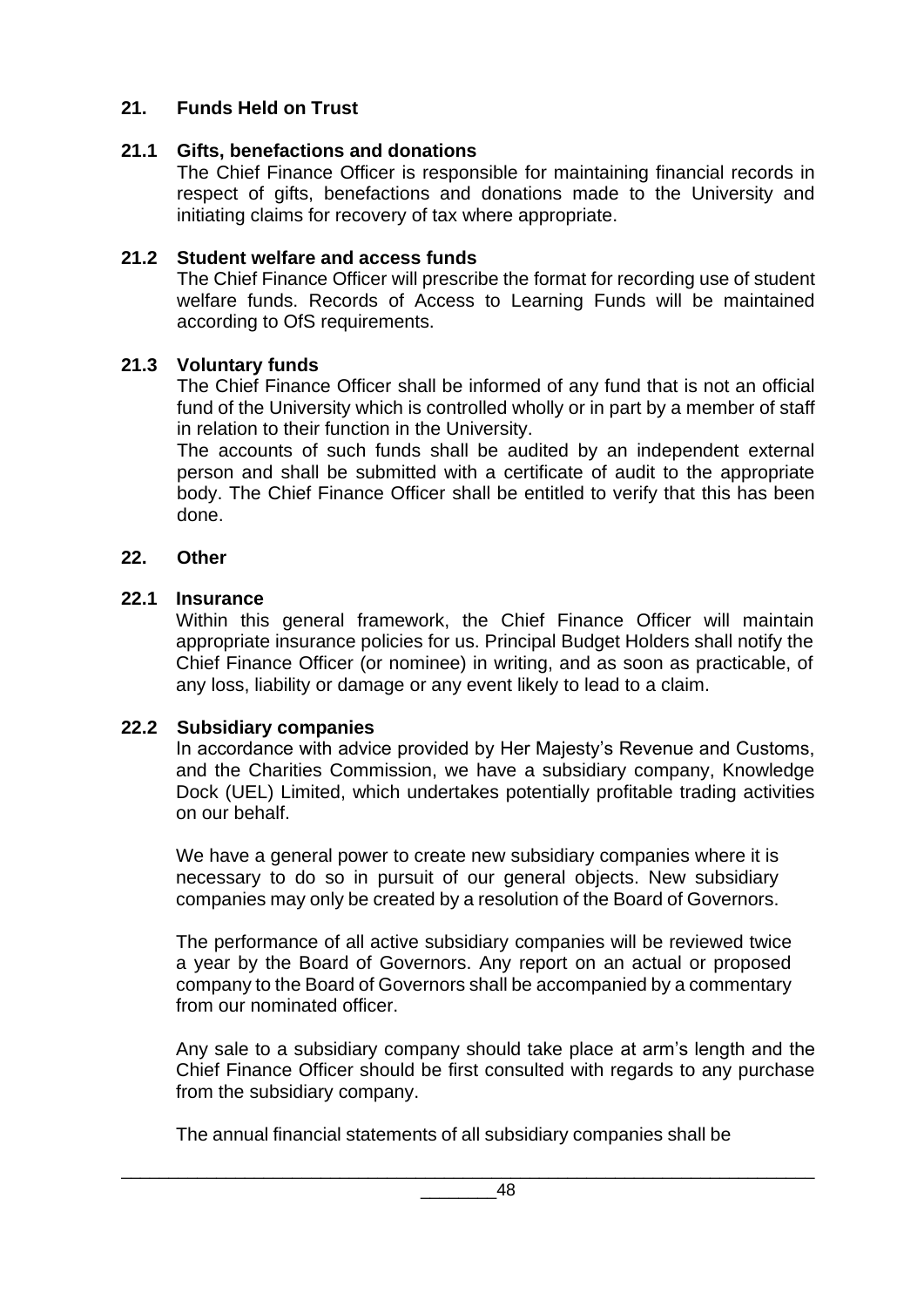## 21. Funds Held on Trust

### 21.1 Gifts, benefactions and donations

The Chief Finance Officer is responsible for maintaining financial records in respect of gifts, benefactions and donations made to the University and initiating claims for recovery of tax where appropriate.

### 21.2 Student welfare and access funds

The Chief Finance Officer will prescribe the format for recording use of student welfare funds. Records of Access to Learning Funds will be maintained according to OfS requirements.

### 21.3 Voluntary funds

The Chief Finance Officer shall be informed of any fund that is not an official fund of the University which is controlled wholly or in part by a member of staff in relation to their function in the University.

The accounts of such funds shall be audited by an independent external person and shall be submitted with a certificate of audit to the appropriate body. The Chief Finance Officer shall be entitled to verify that this has been done.

## 22. Other

### 22.1 Insurance

Within this general framework, the Chief Finance Officer will maintain appropriate insurance policies for us. Principal Budget Holders shall notify the Chief Finance Officer (or nominee) in writing, and as soon as practicable, of any loss, liability or damage or any event likely to lead to a claim.

### 22.2 Subsidiary companies

In accordance with advice provided by Her Majesty's Revenue and Customs, and the Charities Commission, we have a subsidiary company, Knowledge Dock (UEL) Limited, which undertakes potentially profitable trading activities on our behalf.

We have a general power to create new subsidiary companies where it is necessary to do so in pursuit of our general objects. New subsidiary companies may only be created by a resolution of the Board of Governors.

The performance of all active subsidiary companies will be reviewed twice a year by the Board of Governors. Any report on an actual or proposed company to the Board of Governors shall be accompanied by a commentary from our nominated officer.

Any sale to a subsidiary company should take place at arm's length and the Chief Finance Officer should be first consulted with regards to any purchase from the subsidiary company.

The annual financial statements of all subsidiary companies shall be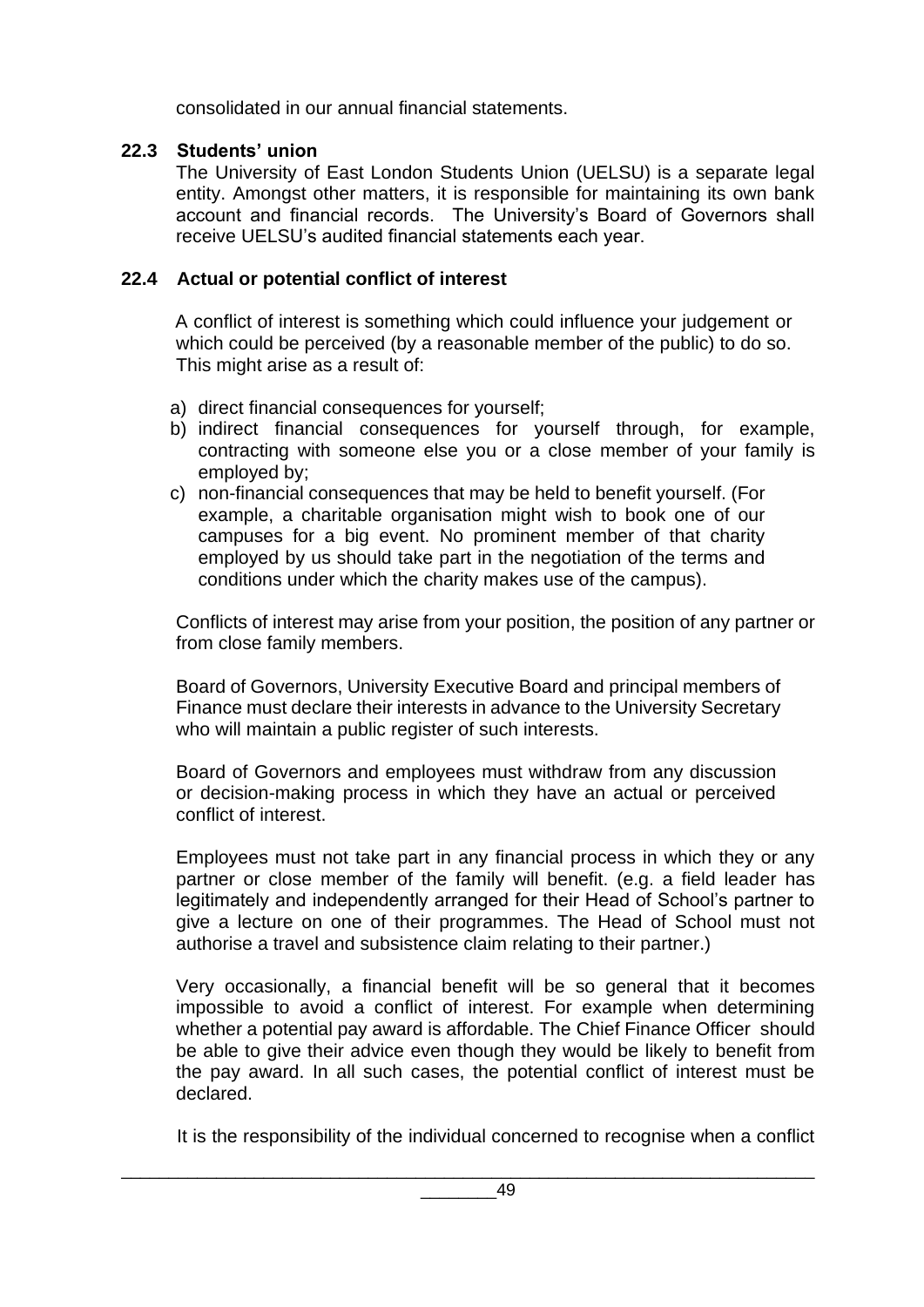consolidated in our annual financial statements.

### 22.3 Students' union

The University of East London Students Union (UELSU) is a separate legal entity. Amongst other matters, it is responsible for maintaining its own bank account and financial records. The University's Board of Governors shall receive UELSU's audited financial statements each year.

### 22.4 Actual or potential conflict of interest

A conflict of interest is something which could influence your judgement or which could be perceived (by a reasonable member of the public) to do so. This might arise as a result of:

a) direct financial consequences for yourself;
b) indirect financial consequences for yourself through, for example, contracting with someone else you or a close member of your family is employed by;
c) non-financial consequences that may be held to benefit yourself. (For example, a charitable organisation might wish to book one of our campuses for a big event. No prominent member of that charity employed by us should take part in the negotiation of the terms and conditions under which the charity makes use of the campus).

Conflicts of interest may arise from your position, the position of any partner or from close family members.

Board of Governors, University Executive Board and principal members of Finance must declare their interests in advance to the University Secretary who will maintain a public register of such interests.

Board of Governors and employees must withdraw from any discussion or decision-making process in which they have an actual or perceived conflict of interest.

Employees must not take part in any financial process in which they or any partner or close member of the family will benefit. (e.g. a field leader has legitimately and independently arranged for their Head of School's partner to give a lecture on one of their programmes. The Head of School must not authorise a travel and subsistence claim relating to their partner.)

Very occasionally, a financial benefit will be so general that it becomes impossible to avoid a conflict of interest. For example when determining whether a potential pay award is affordable. The Chief Finance Officer should be able to give their advice even though they would be likely to benefit from the pay award. In all such cases, the potential conflict of interest must be declared.

It is the responsibility of the individual concerned to recognise when a conflict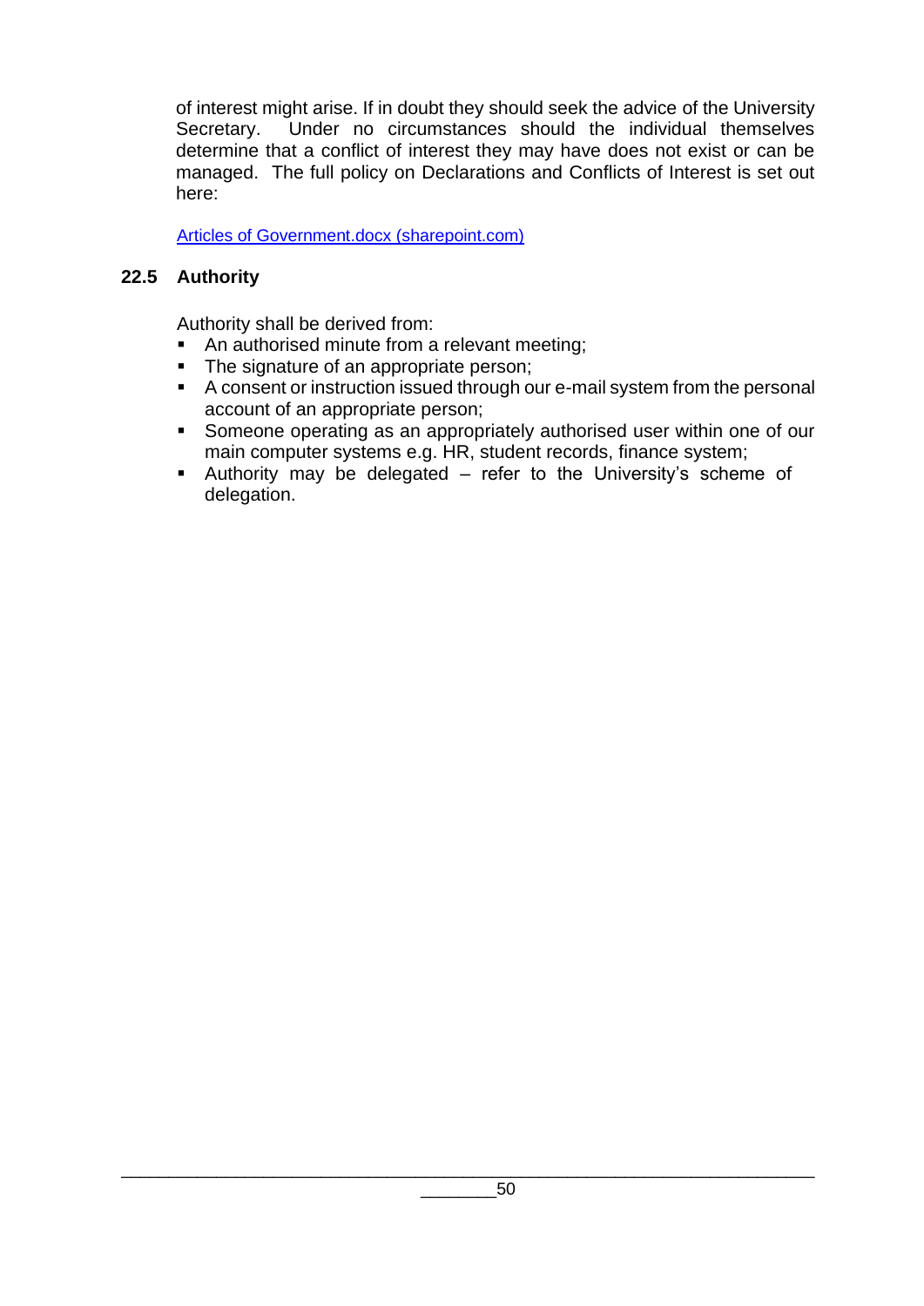of interest might arise. If in doubt they should seek the advice of the University Secretary. Under no circumstances should the individual themselves determine that a conflict of interest they may have does not exist or can be managed. The full policy on Declarations and Conflicts of Interest is set out here:

[Articles of Government.docx (sharepoint.com)]()

### 22.5 Authority

Authority shall be derived from:

- An authorised minute from a relevant meeting;
- The signature of an appropriate person;
- A consent or instruction issued through our e-mail system from the personal account of an appropriate person;
- Someone operating as an appropriately authorised user within one of our main computer systems e.g. HR, student records, finance system;
- Authority may be delegated – refer to the University's scheme of delegation.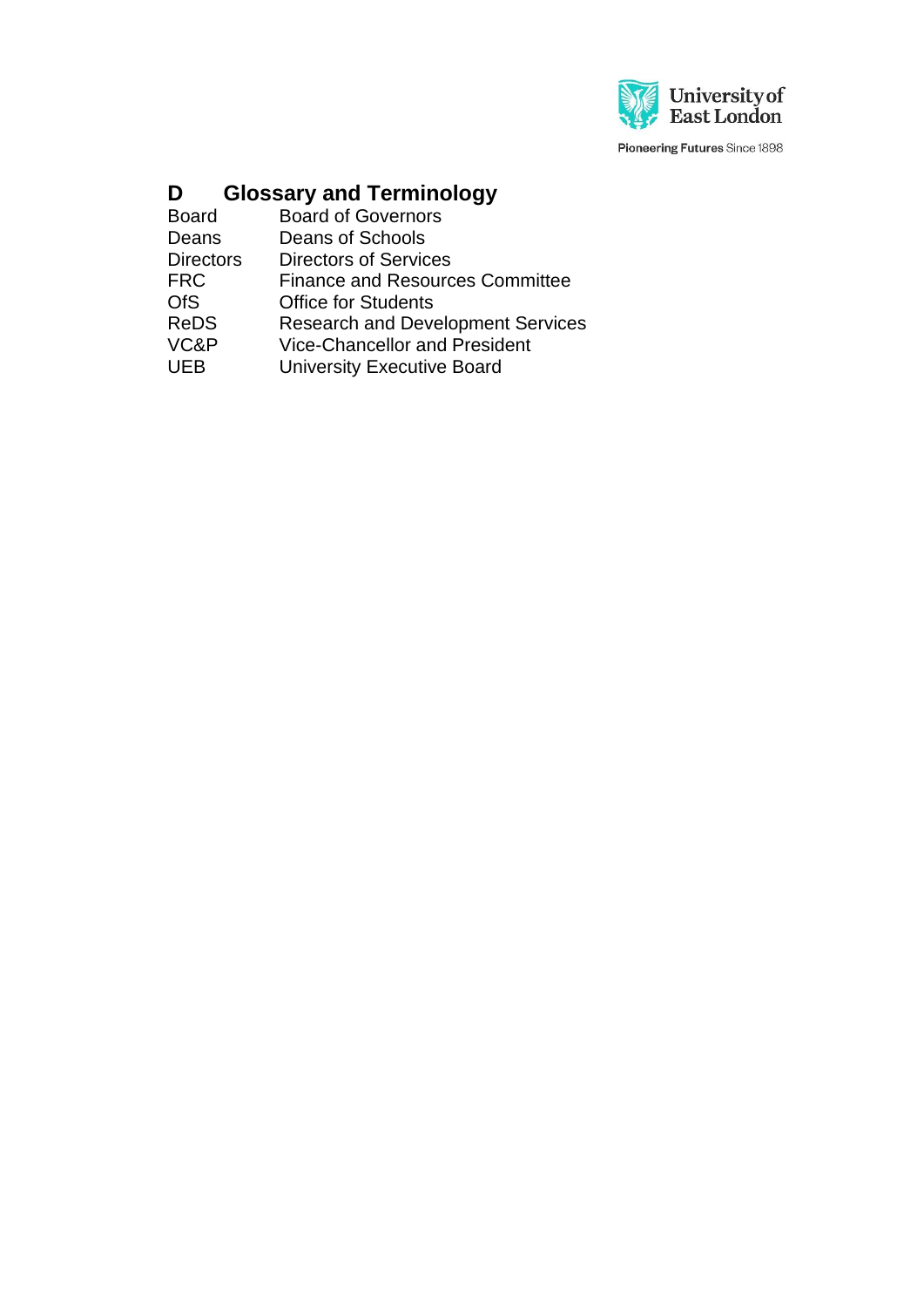## D Glossary and Terminology

| | |
|---|---|
| Board | Board of Governors |
| Deans | Deans of Schools |
| Directors | Directors of Services |
| FRC | Finance and Resources Committee |
| OfS | Office for Students |
| ReDS | Research and Development Services |
| VC&P | Vice-Chancellor and President |
| UEB | University Executive Board |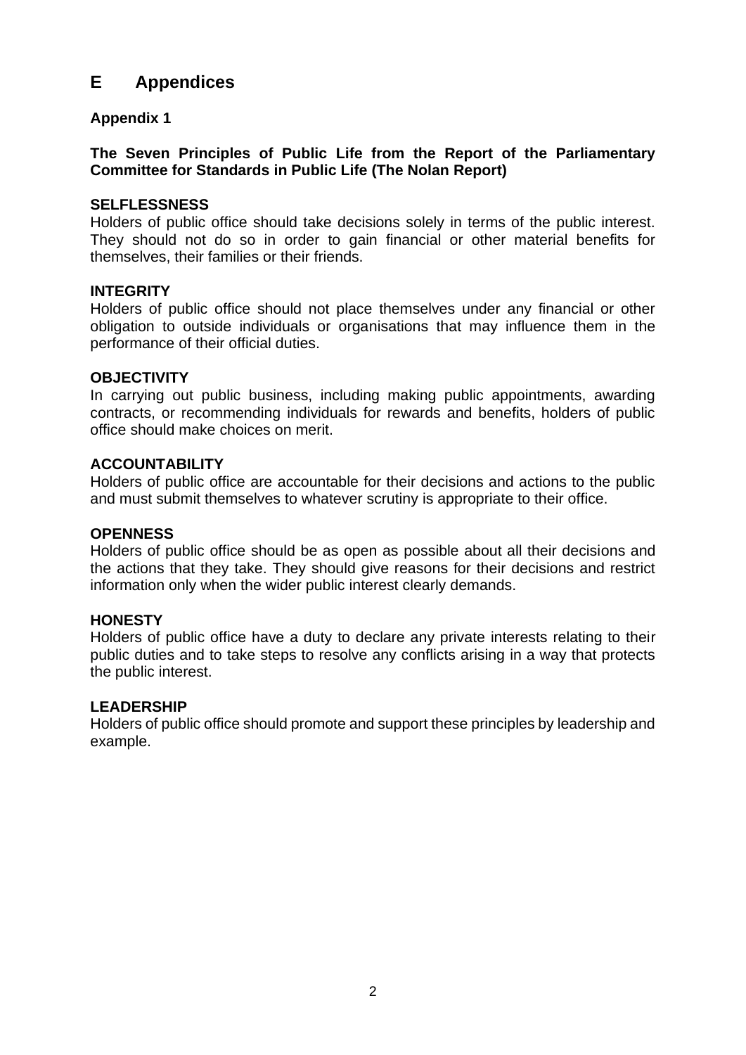# E Appendices

## Appendix 1

### The Seven Principles of Public Life from the Report of the Parliamentary Committee for Standards in Public Life (The Nolan Report)

**SELFLESSNESS**

Holders of public office should take decisions solely in terms of the public interest. They should not do so in order to gain financial or other material benefits for themselves, their families or their friends.

**INTEGRITY**

Holders of public office should not place themselves under any financial or other obligation to outside individuals or organisations that may influence them in the performance of their official duties.

**OBJECTIVITY**

In carrying out public business, including making public appointments, awarding contracts, or recommending individuals for rewards and benefits, holders of public office should make choices on merit.

**ACCOUNTABILITY**

Holders of public office are accountable for their decisions and actions to the public and must submit themselves to whatever scrutiny is appropriate to their office.

**OPENNESS**

Holders of public office should be as open as possible about all their decisions and the actions that they take. They should give reasons for their decisions and restrict information only when the wider public interest clearly demands.

**HONESTY**

Holders of public office have a duty to declare any private interests relating to their public duties and to take steps to resolve any conflicts arising in a way that protects the public interest.

**LEADERSHIP**

Holders of public office should promote and support these principles by leadership and example.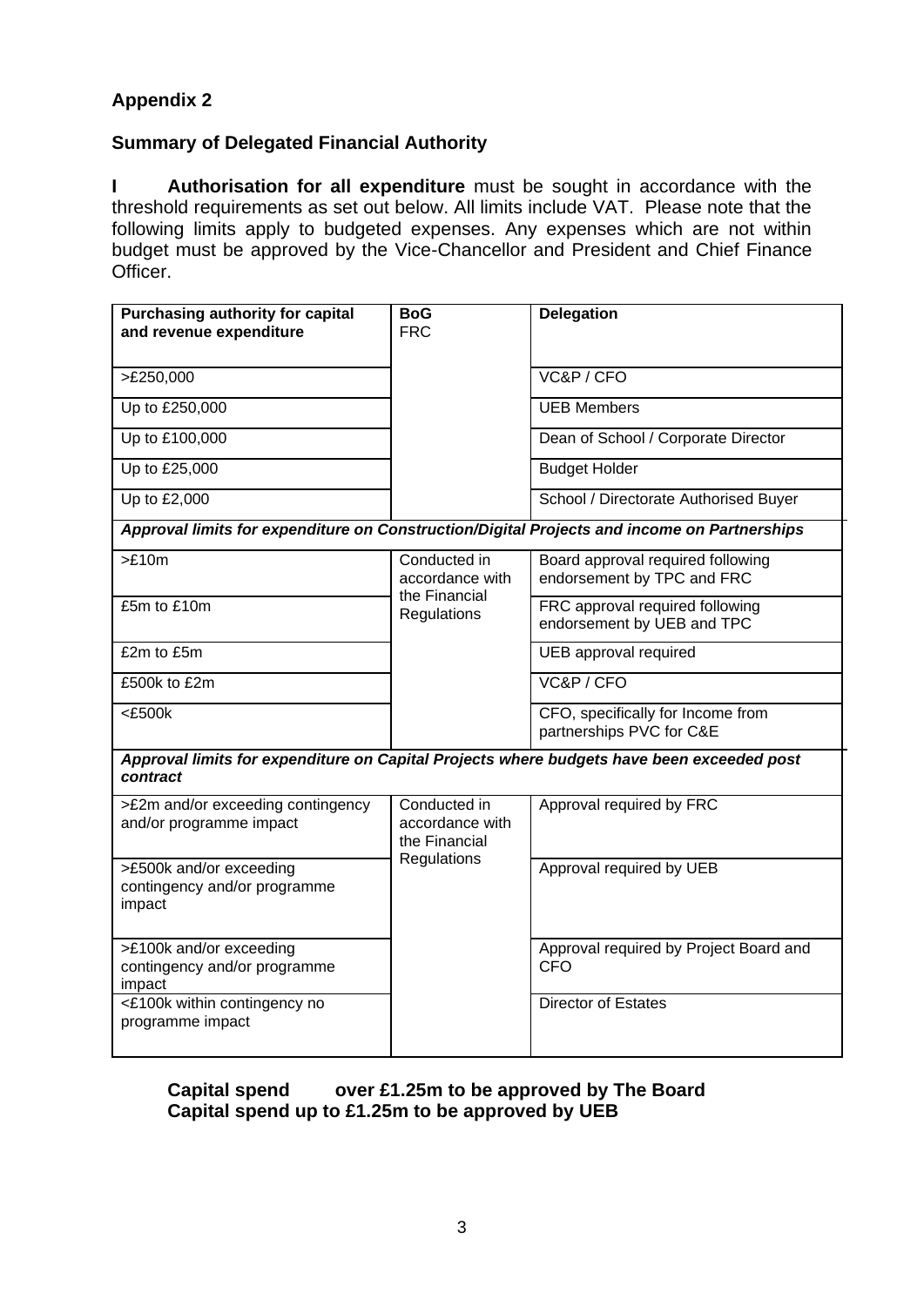**Appendix 2**

**Summary of Delegated Financial Authority**

**I Authorisation for all expenditure** must be sought in accordance with the threshold requirements as set out below. All limits include VAT. Please note that the following limits apply to budgeted expenses. Any expenses which are not within budget must be approved by the Vice-Chancellor and President and Chief Finance Officer.

| **Purchasing authority for capital and revenue expenditure** | **BoG** FRC | **Delegation** |
|---|---|---|
| >£250,000 | | VC&P / CFO |
| Up to £250,000 | | UEB Members |
| Up to £100,000 | | Dean of School / Corporate Director |
| Up to £25,000 | | Budget Holder |
| Up to £2,000 | | School / Directorate Authorised Buyer |
| ***Approval limits for expenditure on Construction/Digital Projects and income on Partnerships*** | | |
| >£10m | Conducted in accordance with the Financial Regulations | Board approval required following endorsement by TPC and FRC |
| £5m to £10m | | FRC approval required following endorsement by UEB and TPC |
| £2m to £5m | | UEB approval required |
| £500k to £2m | | VC&P / CFO |
| <£500k | | CFO, specifically for Income from partnerships PVC for C&E |
| ***Approval limits for expenditure on Capital Projects where budgets have been exceeded post contract*** | | |
| >£2m and/or exceeding contingency and/or programme impact | Conducted in accordance with the Financial Regulations | Approval required by FRC |
| >£500k and/or exceeding contingency and/or programme impact | | Approval required by UEB |
| >£100k and/or exceeding contingency and/or programme impact | | Approval required by Project Board and CFO |
| <£100k within contingency no programme impact | | Director of Estates |

**Capital spend over £1.25m to be approved by The Board**
**Capital spend up to £1.25m to be approved by UEB**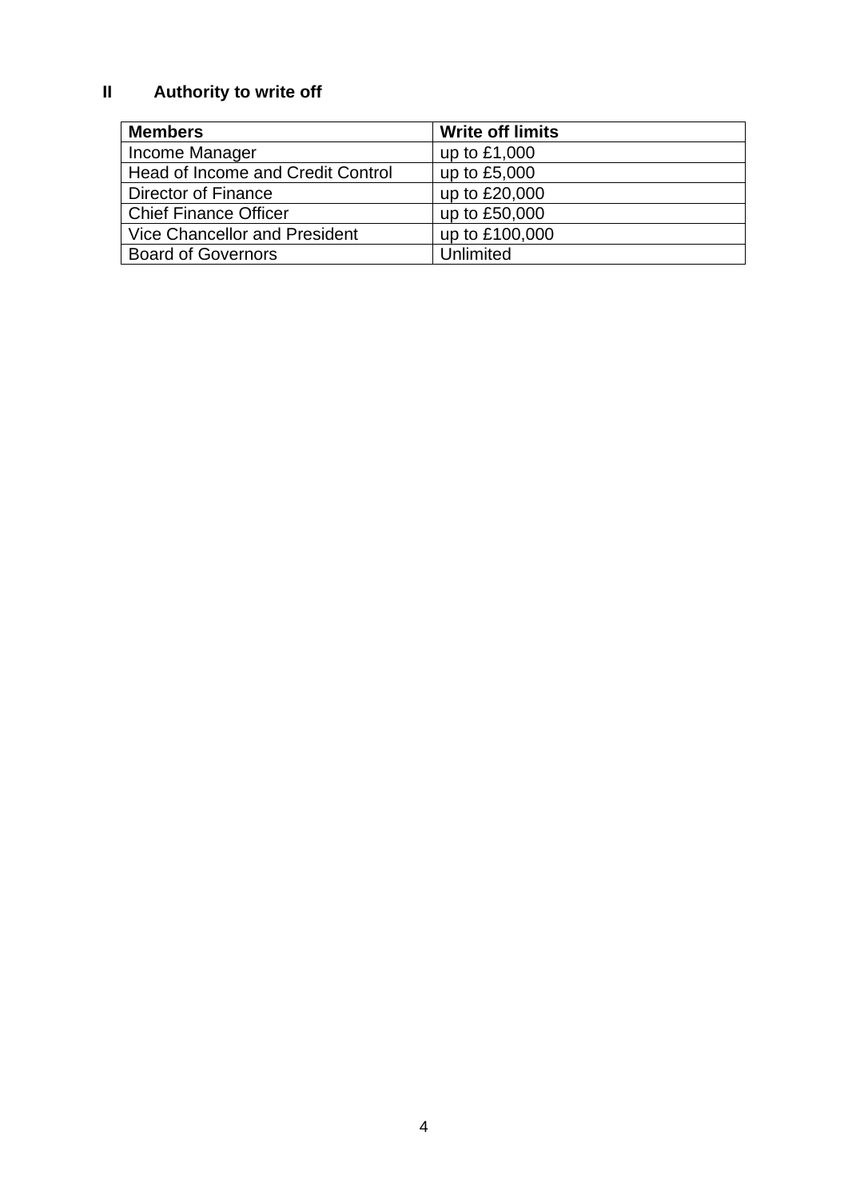## II Authority to write off

| Members | Write off limits |
|---|---|
| Income Manager | up to £1,000 |
| Head of Income and Credit Control | up to £5,000 |
| Director of Finance | up to £20,000 |
| Chief Finance Officer | up to £50,000 |
| Vice Chancellor and President | up to £100,000 |
| Board of Governors | Unlimited |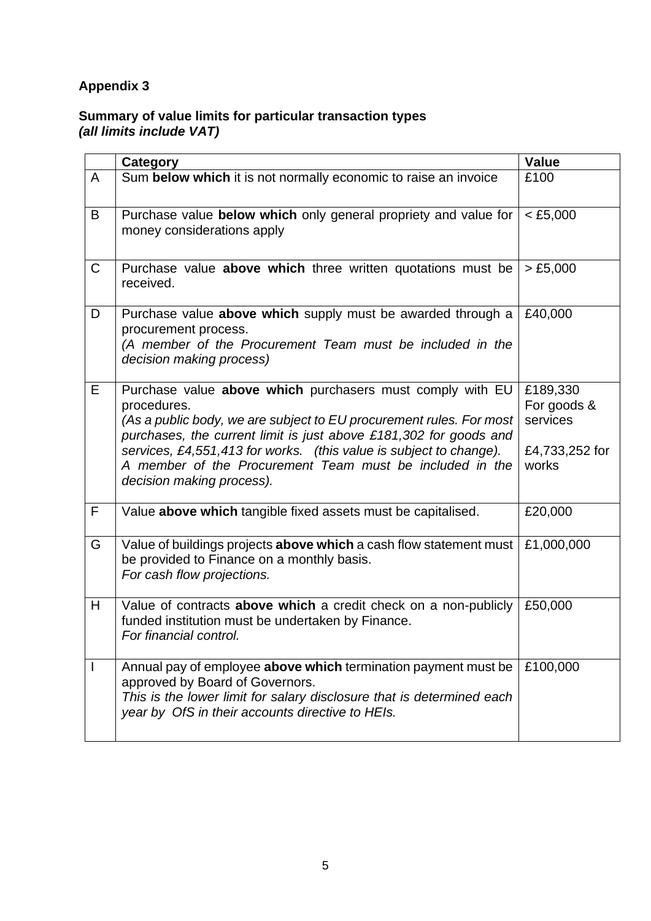**Appendix 3**

**Summary of value limits for particular transaction types**
***(all limits include VAT)***

| | **Category** | **Value** |
|---|---|---|
| A | Sum **below which** it is not normally economic to raise an invoice | £100 |
| B | Purchase value **below which** only general propriety and value for money considerations apply | < £5,000 |
| C | Purchase value **above which** three written quotations must be received. | > £5,000 |
| D | Purchase value **above which** supply must be awarded through a procurement process.<br>*(A member of the Procurement Team must be included in the decision making process)* | £40,000 |
| E | Purchase value **above which** purchasers must comply with EU procedures.<br>*(As a public body, we are subject to EU procurement rules. For most purchases, the current limit is just above £181,302 for goods and services, £4,551,413 for works. (this value is subject to change).<br>A member of the Procurement Team must be included in the decision making process).* | £189,330 For goods & services<br><br>£4,733,252 for works |
| F | Value **above which** tangible fixed assets must be capitalised. | £20,000 |
| G | Value of buildings projects **above which** a cash flow statement must be provided to Finance on a monthly basis.<br>*For cash flow projections.* | £1,000,000 |
| H | Value of contracts **above which** a credit check on a non-publicly funded institution must be undertaken by Finance.<br>*For financial control.* | £50,000 |
| I | Annual pay of employee **above which** termination payment must be approved by Board of Governors.<br>*This is the lower limit for salary disclosure that is determined each year by OfS in their accounts directive to HEIs.* | £100,000 |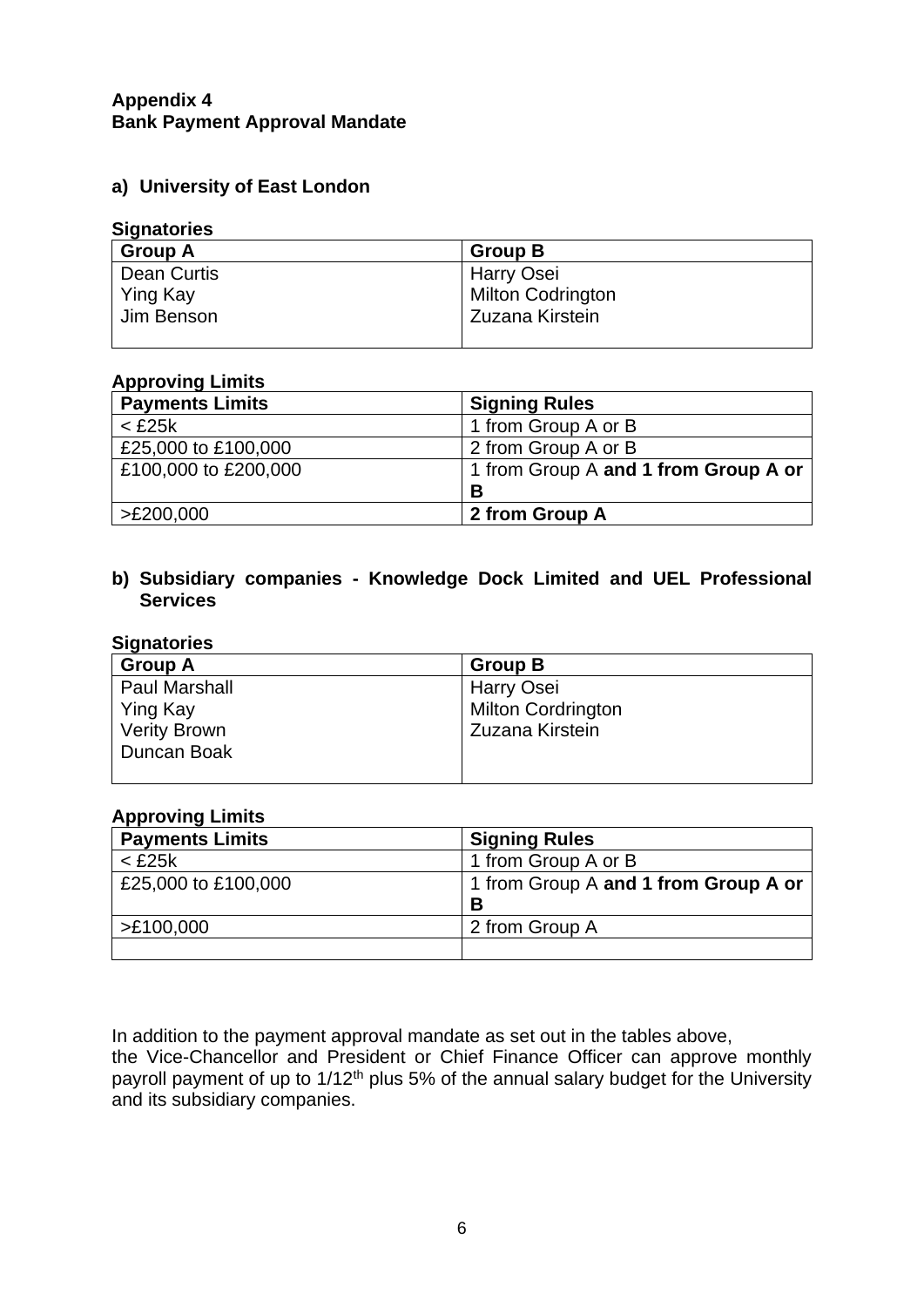**Appendix 4**
**Bank Payment Approval Mandate**

**a) University of East London**

**Signatories**

| Group A | Group B |
|---|---|
| Dean Curtis<br>Ying Kay<br>Jim Benson | Harry Osei<br>Milton Codrington<br>Zuzana Kirstein |

**Approving Limits**

| Payments Limits | Signing Rules |
|---|---|
| < £25k | 1 from Group A or B |
| £25,000 to £100,000 | 2 from Group A or B |
| £100,000 to £200,000 | 1 from Group A **and 1 from Group A or B** |
| >£200,000 | **2 from Group A** |

**b) Subsidiary companies - Knowledge Dock Limited and UEL Professional Services**

**Signatories**

| Group A | Group B |
|---|---|
| Paul Marshall<br>Ying Kay<br>Verity Brown<br>Duncan Boak | Harry Osei<br>Milton Cordrington<br>Zuzana Kirstein |

**Approving Limits**

| Payments Limits | Signing Rules |
|---|---|
| < £25k | 1 from Group A or B |
| £25,000 to £100,000 | 1 from Group A **and 1 from Group A or B** |
| >£100,000 | 2 from Group A |
| | |

In addition to the payment approval mandate as set out in the tables above, the Vice-Chancellor and President or Chief Finance Officer can approve monthly payroll payment of up to 1/12th plus 5% of the annual salary budget for the University and its subsidiary companies.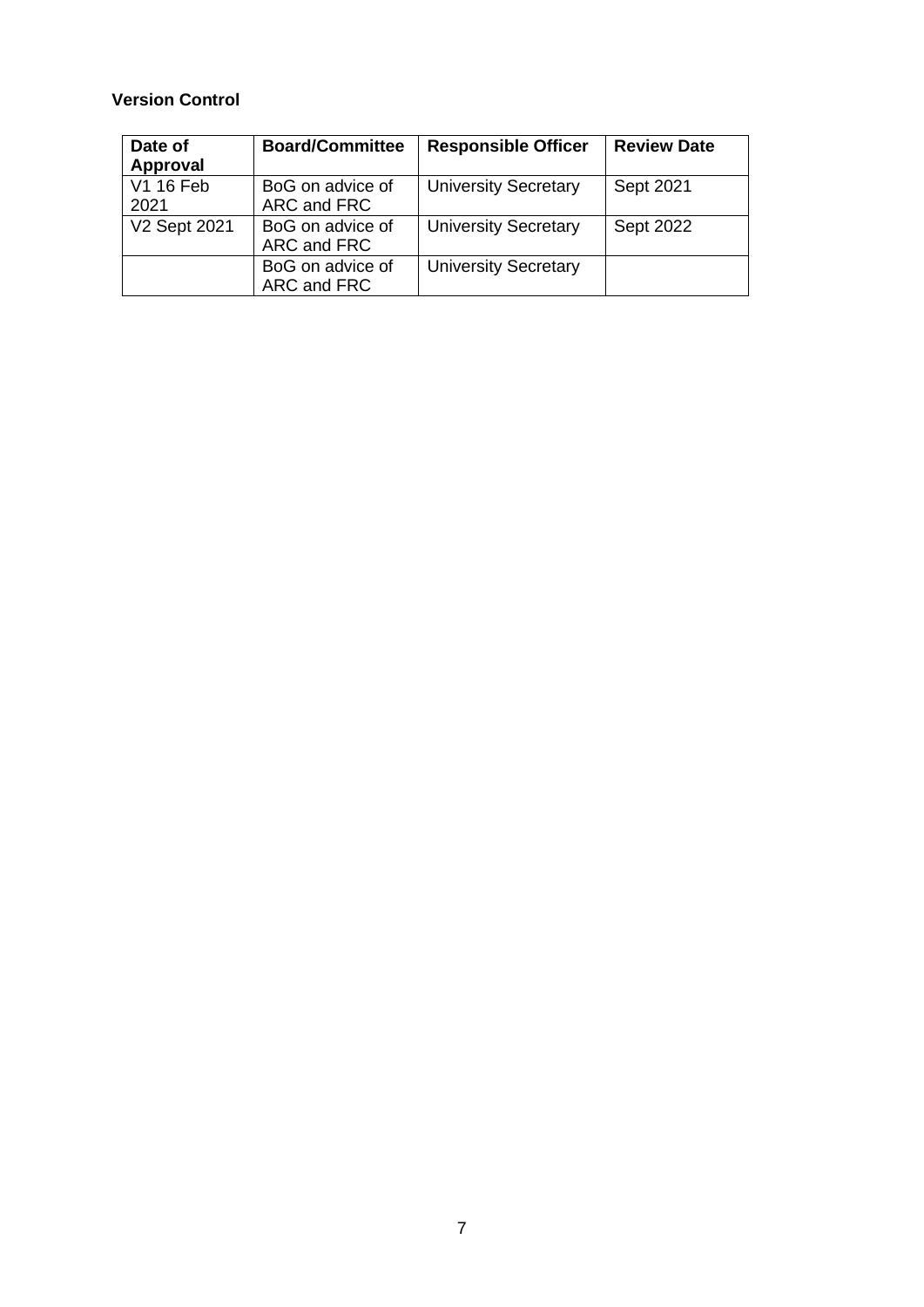**Version Control**

| Date of Approval | Board/Committee | Responsible Officer | Review Date |
|---|---|---|---|
| V1 16 Feb 2021 | BoG on advice of ARC and FRC | University Secretary | Sept 2021 |
| V2 Sept 2021 | BoG on advice of ARC and FRC | University Secretary | Sept 2022 |
| | BoG on advice of ARC and FRC | University Secretary | |